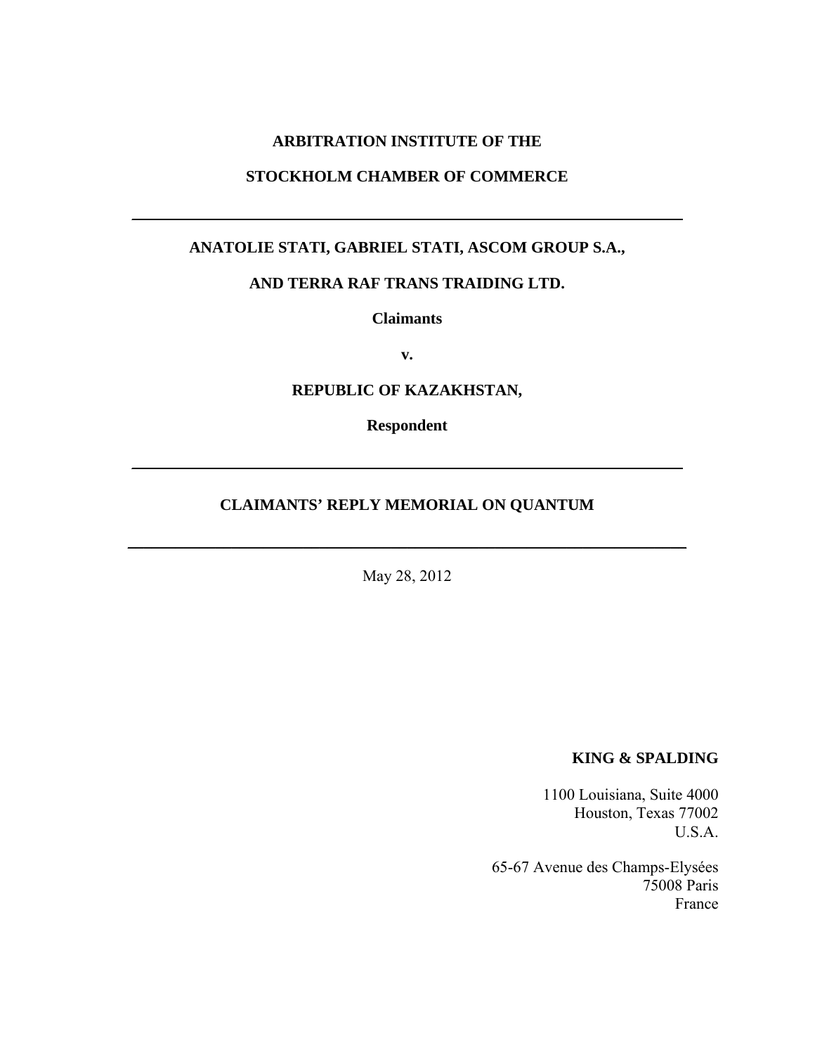**ARBITRATION INSTITUTE OF THE**

**STOCKHOLM CHAMBER OF COMMERCE**

---

**ANATOLIE STATI, GABRIEL STATI, ASCOM GROUP S.A.,**

**AND TERRA RAF TRANS TRAIDING LTD.**

**Claimants**

**v.**

**REPUBLIC OF KAZAKHSTAN,**

**Respondent**

---

# CLAIMANTS' REPLY MEMORIAL ON QUANTUM

---

May 28, 2012

**KING & SPALDING**

1100 Louisiana, Suite 4000
Houston, Texas 77002
U.S.A.

65-67 Avenue des Champs-Elysées
75008 Paris
France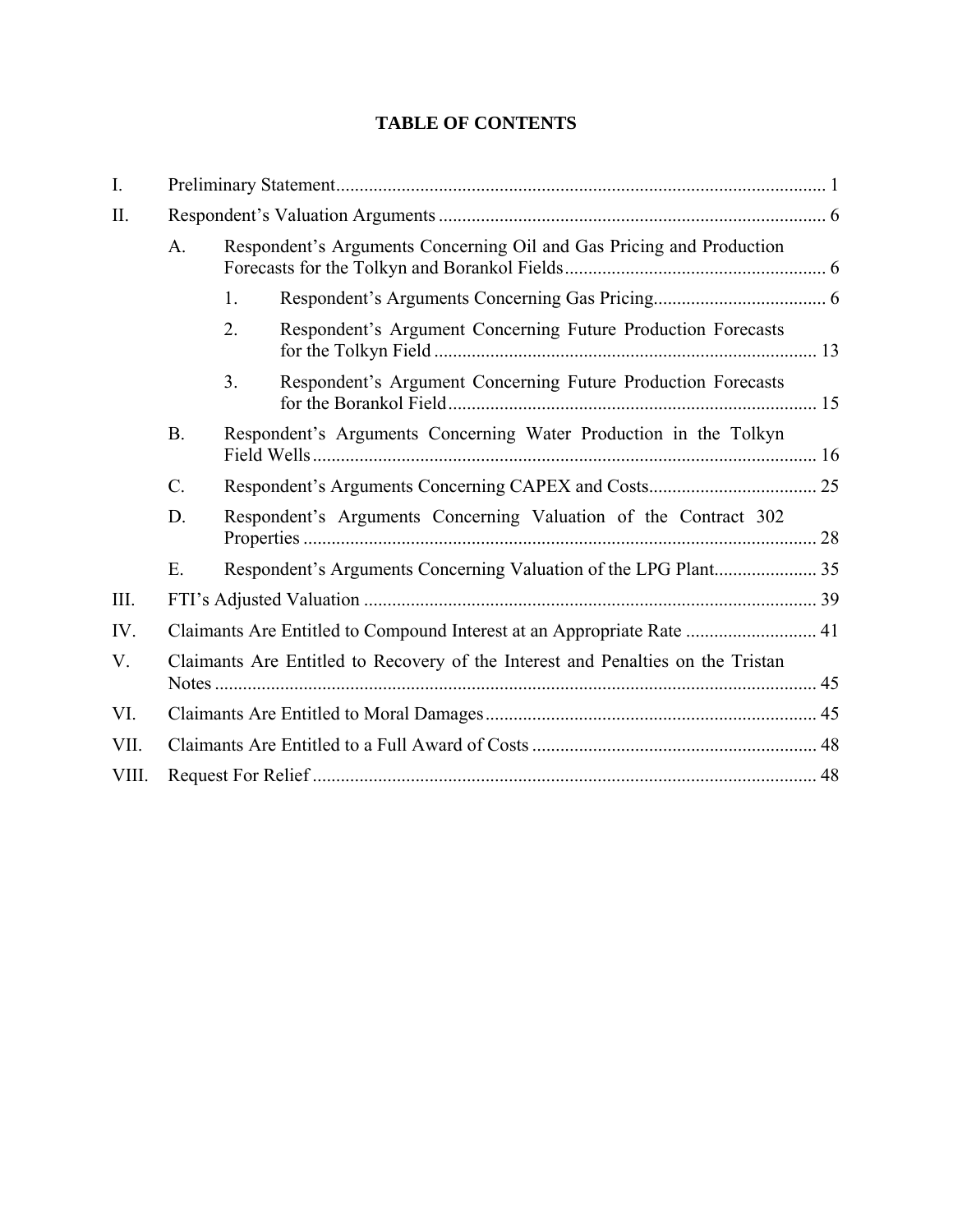# TABLE OF CONTENTS

I. Preliminary Statement ........ 1

II. Respondent's Valuation Arguments ........ 6

- A. Respondent's Arguments Concerning Oil and Gas Pricing and Production Forecasts for the Tolkyn and Borankol Fields ........ 6
  - 1. Respondent's Arguments Concerning Gas Pricing ........ 6
  - 2. Respondent's Argument Concerning Future Production Forecasts for the Tolkyn Field ........ 13
  - 3. Respondent's Argument Concerning Future Production Forecasts for the Borankol Field ........ 15
- B. Respondent's Arguments Concerning Water Production in the Tolkyn Field Wells ........ 16
- C. Respondent's Arguments Concerning CAPEX and Costs ........ 25
- D. Respondent's Arguments Concerning Valuation of the Contract 302 Properties ........ 28
- E. Respondent's Arguments Concerning Valuation of the LPG Plant ........ 35

III. FTI's Adjusted Valuation ........ 39

IV. Claimants Are Entitled to Compound Interest at an Appropriate Rate ........ 41

V. Claimants Are Entitled to Recovery of the Interest and Penalties on the Tristan Notes ........ 45

VI. Claimants Are Entitled to Moral Damages ........ 45

VII. Claimants Are Entitled to a Full Award of Costs ........ 48

VIII. Request For Relief ........ 48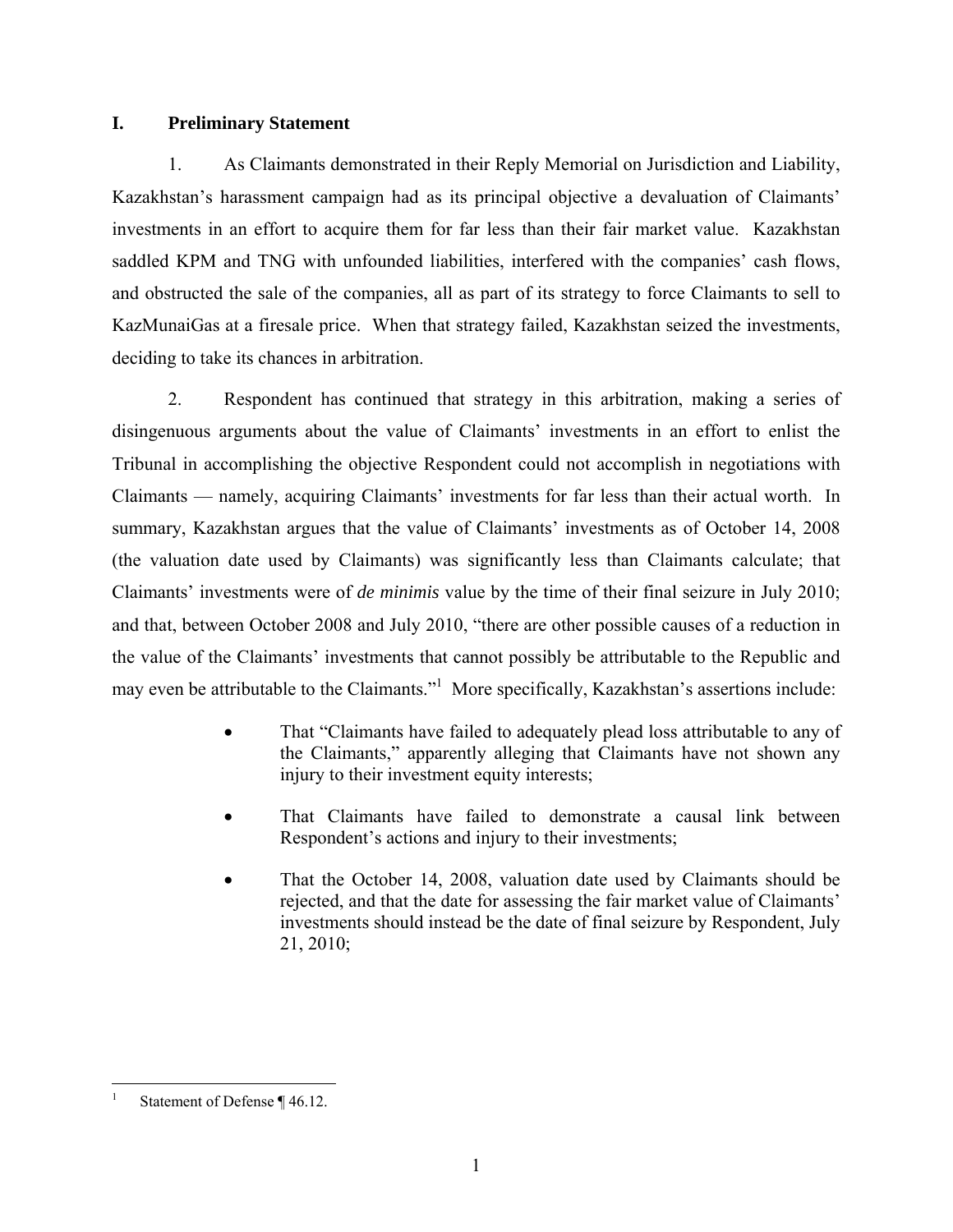## I. Preliminary Statement

1. As Claimants demonstrated in their Reply Memorial on Jurisdiction and Liability, Kazakhstan's harassment campaign had as its principal objective a devaluation of Claimants' investments in an effort to acquire them for far less than their fair market value. Kazakhstan saddled KPM and TNG with unfounded liabilities, interfered with the companies' cash flows, and obstructed the sale of the companies, all as part of its strategy to force Claimants to sell to KazMunaiGas at a firesale price. When that strategy failed, Kazakhstan seized the investments, deciding to take its chances in arbitration.

2. Respondent has continued that strategy in this arbitration, making a series of disingenuous arguments about the value of Claimants' investments in an effort to enlist the Tribunal in accomplishing the objective Respondent could not accomplish in negotiations with Claimants — namely, acquiring Claimants' investments for far less than their actual worth. In summary, Kazakhstan argues that the value of Claimants' investments as of October 14, 2008 (the valuation date used by Claimants) was significantly less than Claimants calculate; that Claimants' investments were of *de minimis* value by the time of their final seizure in July 2010; and that, between October 2008 and July 2010, "there are other possible causes of a reduction in the value of the Claimants' investments that cannot possibly be attributable to the Republic and may even be attributable to the Claimants."[1] More specifically, Kazakhstan's assertions include:

- That "Claimants have failed to adequately plead loss attributable to any of the Claimants," apparently alleging that Claimants have not shown any injury to their investment equity interests;
- That Claimants have failed to demonstrate a causal link between Respondent's actions and injury to their investments;
- That the October 14, 2008, valuation date used by Claimants should be rejected, and that the date for assessing the fair market value of Claimants' investments should instead be the date of final seizure by Respondent, July 21, 2010;

[1] Statement of Defense ¶ 46.12.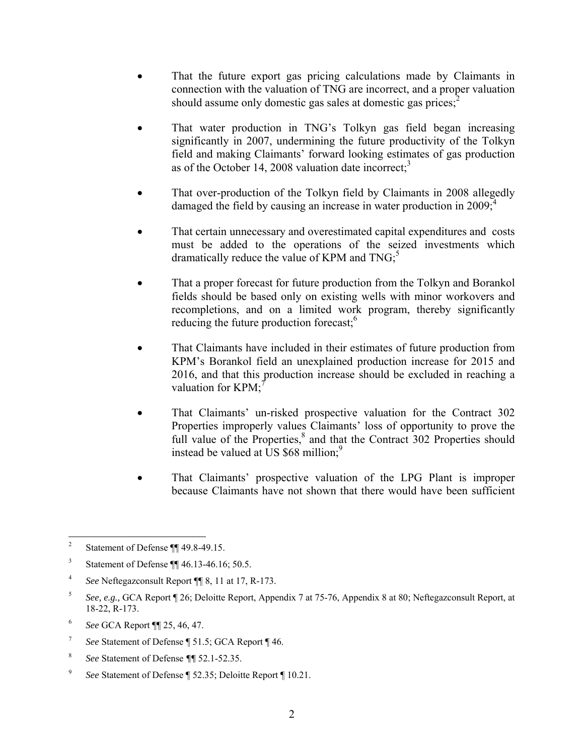- That the future export gas pricing calculations made by Claimants in connection with the valuation of TNG are incorrect, and a proper valuation should assume only domestic gas sales at domestic gas prices;[2]

- That water production in TNG's Tolkyn gas field began increasing significantly in 2007, undermining the future productivity of the Tolkyn field and making Claimants' forward looking estimates of gas production as of the October 14, 2008 valuation date incorrect;[3]

- That over-production of the Tolkyn field by Claimants in 2008 allegedly damaged the field by causing an increase in water production in 2009;[4]

- That certain unnecessary and overestimated capital expenditures and costs must be added to the operations of the seized investments which dramatically reduce the value of KPM and TNG;[5]

- That a proper forecast for future production from the Tolkyn and Borankol fields should be based only on existing wells with minor workovers and recompletions, and on a limited work program, thereby significantly reducing the future production forecast;[6]

- That Claimants have included in their estimates of future production from KPM's Borankol field an unexplained production increase for 2015 and 2016, and that this production increase should be excluded in reaching a valuation for KPM;[7]

- That Claimants' un-risked prospective valuation for the Contract 302 Properties improperly values Claimants' loss of opportunity to prove the full value of the Properties,[8] and that the Contract 302 Properties should instead be valued at US $68 million;[9]

- That Claimants' prospective valuation of the LPG Plant is improper because Claimants have not shown that there would have been sufficient

---

[2] Statement of Defense ¶¶ 49.8-49.15.

[3] Statement of Defense ¶¶ 46.13-46.16; 50.5.

[4] *See* Neftegazconsult Report ¶¶ 8, 11 at 17, R-173.

[5] *See, e.g.,* GCA Report ¶ 26; Deloitte Report, Appendix 7 at 75-76, Appendix 8 at 80; Neftegazconsult Report, at 18-22, R-173.

[6] *See* GCA Report ¶¶ 25, 46, 47.

[7] *See* Statement of Defense ¶ 51.5; GCA Report ¶ 46.

[8] *See* Statement of Defense ¶¶ 52.1-52.35.

[9] *See* Statement of Defense ¶ 52.35; Deloitte Report ¶ 10.21.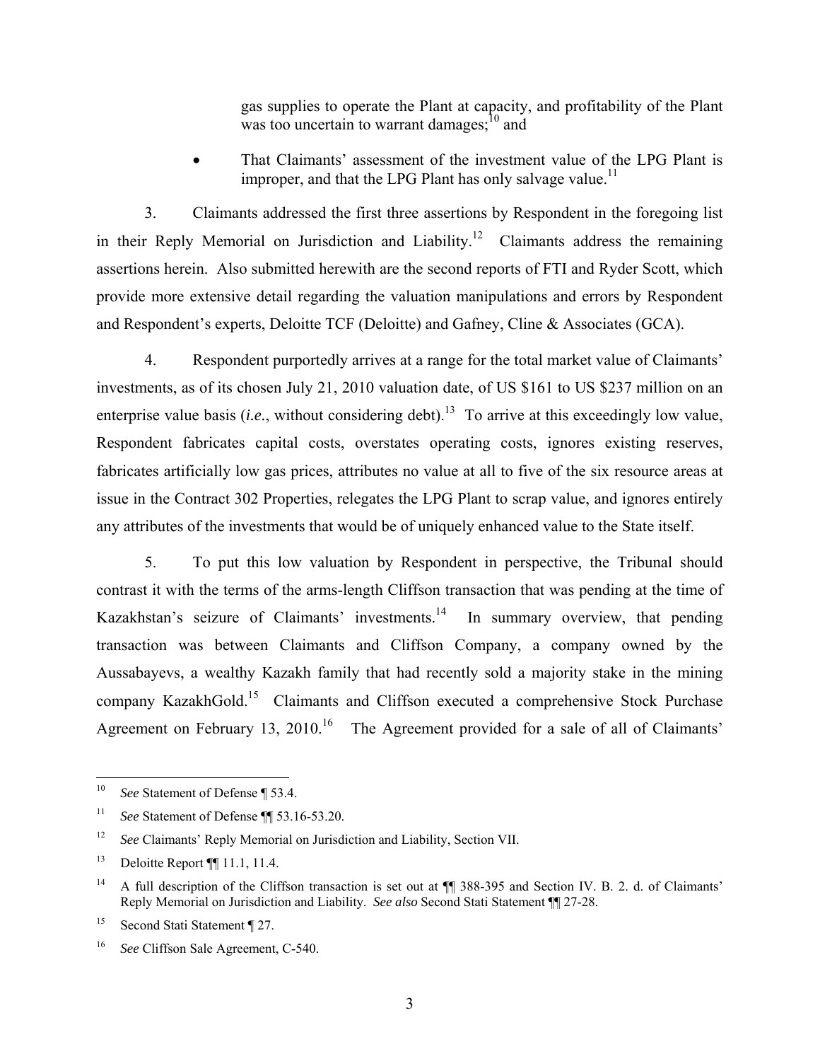gas supplies to operate the Plant at capacity, and profitability of the Plant was too uncertain to warrant damages;[10] and

- That Claimants' assessment of the investment value of the LPG Plant is improper, and that the LPG Plant has only salvage value.[11]

3. Claimants addressed the first three assertions by Respondent in the foregoing list in their Reply Memorial on Jurisdiction and Liability.[12] Claimants address the remaining assertions herein. Also submitted herewith are the second reports of FTI and Ryder Scott, which provide more extensive detail regarding the valuation manipulations and errors by Respondent and Respondent's experts, Deloitte TCF (Deloitte) and Gafney, Cline & Associates (GCA).

4. Respondent purportedly arrives at a range for the total market value of Claimants' investments, as of its chosen July 21, 2010 valuation date, of US $161 to US $237 million on an enterprise value basis (*i.e.*, without considering debt).[13] To arrive at this exceedingly low value, Respondent fabricates capital costs, overstates operating costs, ignores existing reserves, fabricates artificially low gas prices, attributes no value at all to five of the six resource areas at issue in the Contract 302 Properties, relegates the LPG Plant to scrap value, and ignores entirely any attributes of the investments that would be of uniquely enhanced value to the State itself.

5. To put this low valuation by Respondent in perspective, the Tribunal should contrast it with the terms of the arms-length Cliffson transaction that was pending at the time of Kazakhstan's seizure of Claimants' investments.[14] In summary overview, that pending transaction was between Claimants and Cliffson Company, a company owned by the Aussabayevs, a wealthy Kazakh family that had recently sold a majority stake in the mining company KazakhGold.[15] Claimants and Cliffson executed a comprehensive Stock Purchase Agreement on February 13, 2010.[16] The Agreement provided for a sale of all of Claimants'

---

[10] *See* Statement of Defense ¶ 53.4.

[11] *See* Statement of Defense ¶¶ 53.16-53.20.

[12] *See* Claimants' Reply Memorial on Jurisdiction and Liability, Section VII.

[13] Deloitte Report ¶¶ 11.1, 11.4.

[14] A full description of the Cliffson transaction is set out at ¶¶ 388-395 and Section IV. B. 2. d. of Claimants' Reply Memorial on Jurisdiction and Liability. *See also* Second Stati Statement ¶¶ 27-28.

[15] Second Stati Statement ¶ 27.

[16] *See* Cliffson Sale Agreement, C-540.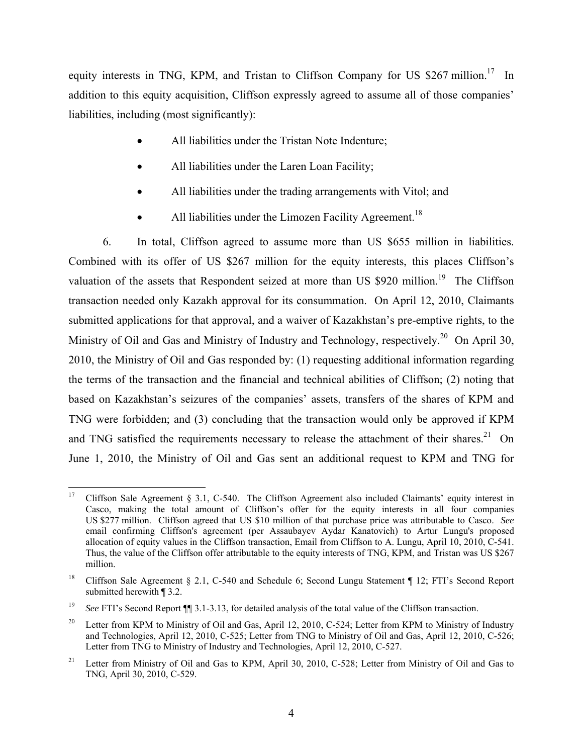equity interests in TNG, KPM, and Tristan to Cliffson Company for US $267 million.[17] In addition to this equity acquisition, Cliffson expressly agreed to assume all of those companies' liabilities, including (most significantly):

- All liabilities under the Tristan Note Indenture;
- All liabilities under the Laren Loan Facility;
- All liabilities under the trading arrangements with Vitol; and
- All liabilities under the Limozen Facility Agreement.[18]

6. In total, Cliffson agreed to assume more than US $655 million in liabilities. Combined with its offer of US $267 million for the equity interests, this places Cliffson's valuation of the assets that Respondent seized at more than US $920 million.[19] The Cliffson transaction needed only Kazakh approval for its consummation. On April 12, 2010, Claimants submitted applications for that approval, and a waiver of Kazakhstan's pre-emptive rights, to the Ministry of Oil and Gas and Ministry of Industry and Technology, respectively.[20] On April 30, 2010, the Ministry of Oil and Gas responded by: (1) requesting additional information regarding the terms of the transaction and the financial and technical abilities of Cliffson; (2) noting that based on Kazakhstan's seizures of the companies' assets, transfers of the shares of KPM and TNG were forbidden; and (3) concluding that the transaction would only be approved if KPM and TNG satisfied the requirements necessary to release the attachment of their shares.[21] On June 1, 2010, the Ministry of Oil and Gas sent an additional request to KPM and TNG for

---

[17] Cliffson Sale Agreement § 3.1, C-540. The Cliffson Agreement also included Claimants' equity interest in Casco, making the total amount of Cliffson's offer for the equity interests in all four companies US $277 million. Cliffson agreed that US $10 million of that purchase price was attributable to Casco. *See* email confirming Cliffson's agreement (per Assaubayev Aydar Kanatovich) to Artur Lungu's proposed allocation of equity values in the Cliffson transaction, Email from Cliffson to A. Lungu, April 10, 2010, C-541. Thus, the value of the Cliffson offer attributable to the equity interests of TNG, KPM, and Tristan was US $267 million.

[18] Cliffson Sale Agreement § 2.1, C-540 and Schedule 6; Second Lungu Statement ¶ 12; FTI's Second Report submitted herewith ¶ 3.2.

[19] *See* FTI's Second Report ¶¶ 3.1-3.13, for detailed analysis of the total value of the Cliffson transaction.

[20] Letter from KPM to Ministry of Oil and Gas, April 12, 2010, C-524; Letter from KPM to Ministry of Industry and Technologies, April 12, 2010, C-525; Letter from TNG to Ministry of Oil and Gas, April 12, 2010, C-526; Letter from TNG to Ministry of Industry and Technologies, April 12, 2010, C-527.

[21] Letter from Ministry of Oil and Gas to KPM, April 30, 2010, C-528; Letter from Ministry of Oil and Gas to TNG, April 30, 2010, C-529.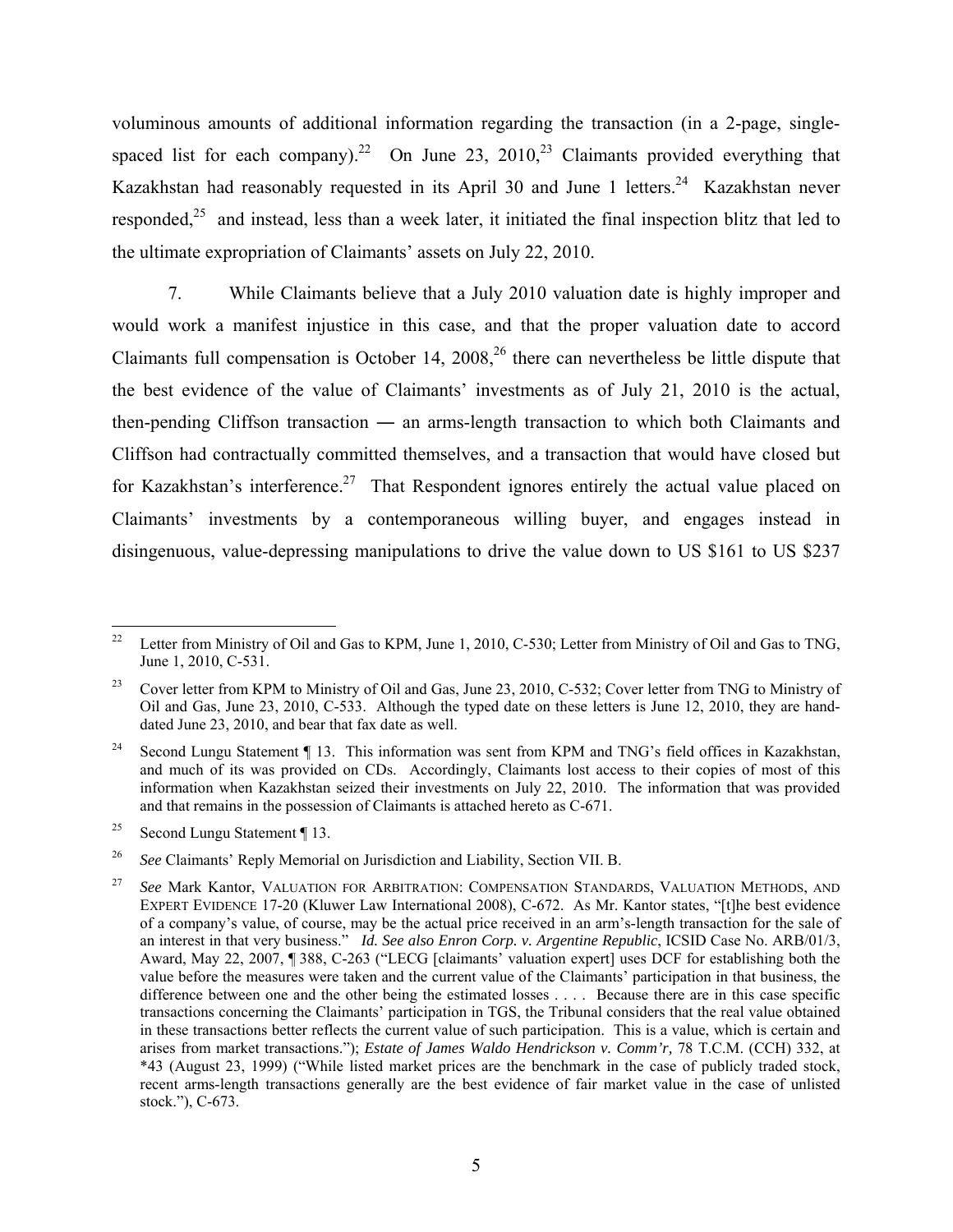voluminous amounts of additional information regarding the transaction (in a 2-page, single-spaced list for each company).[22] On June 23, 2010,[23] Claimants provided everything that Kazakhstan had reasonably requested in its April 30 and June 1 letters.[24] Kazakhstan never responded,[25] and instead, less than a week later, it initiated the final inspection blitz that led to the ultimate expropriation of Claimants' assets on July 22, 2010.

7. While Claimants believe that a July 2010 valuation date is highly improper and would work a manifest injustice in this case, and that the proper valuation date to accord Claimants full compensation is October 14, 2008,[26] there can nevertheless be little dispute that the best evidence of the value of Claimants' investments as of July 21, 2010 is the actual, then-pending Cliffson transaction ― an arms-length transaction to which both Claimants and Cliffson had contractually committed themselves, and a transaction that would have closed but for Kazakhstan's interference.[27] That Respondent ignores entirely the actual value placed on Claimants' investments by a contemporaneous willing buyer, and engages instead in disingenuous, value-depressing manipulations to drive the value down to US $161 to US $237

---

[22] Letter from Ministry of Oil and Gas to KPM, June 1, 2010, C-530; Letter from Ministry of Oil and Gas to TNG, June 1, 2010, C-531.

[23] Cover letter from KPM to Ministry of Oil and Gas, June 23, 2010, C-532; Cover letter from TNG to Ministry of Oil and Gas, June 23, 2010, C-533. Although the typed date on these letters is June 12, 2010, they are hand-dated June 23, 2010, and bear that fax date as well.

[24] Second Lungu Statement ¶ 13. This information was sent from KPM and TNG's field offices in Kazakhstan, and much of its was provided on CDs. Accordingly, Claimants lost access to their copies of most of this information when Kazakhstan seized their investments on July 22, 2010. The information that was provided and that remains in the possession of Claimants is attached hereto as C-671.

[25] Second Lungu Statement ¶ 13.

[26] *See* Claimants' Reply Memorial on Jurisdiction and Liability, Section VII. B.

[27] *See* Mark Kantor, VALUATION FOR ARBITRATION: COMPENSATION STANDARDS, VALUATION METHODS, AND EXPERT EVIDENCE 17-20 (Kluwer Law International 2008), C-672. As Mr. Kantor states, "[t]he best evidence of a company's value, of course, may be the actual price received in an arm's-length transaction for the sale of an interest in that very business." *Id. See also Enron Corp. v. Argentine Republic*, ICSID Case No. ARB/01/3, Award, May 22, 2007, ¶ 388, C-263 ("LECG [claimants' valuation expert] uses DCF for establishing both the value before the measures were taken and the current value of the Claimants' participation in that business, the difference between one and the other being the estimated losses . . . . Because there are in this case specific transactions concerning the Claimants' participation in TGS, the Tribunal considers that the real value obtained in these transactions better reflects the current value of such participation. This is a value, which is certain and arises from market transactions."); *Estate of James Waldo Hendrickson v. Comm'r,* 78 T.C.M. (CCH) 332, at *43 (August 23, 1999) ("While listed market prices are the benchmark in the case of publicly traded stock, recent arms-length transactions generally are the best evidence of fair market value in the case of unlisted stock."), C-673.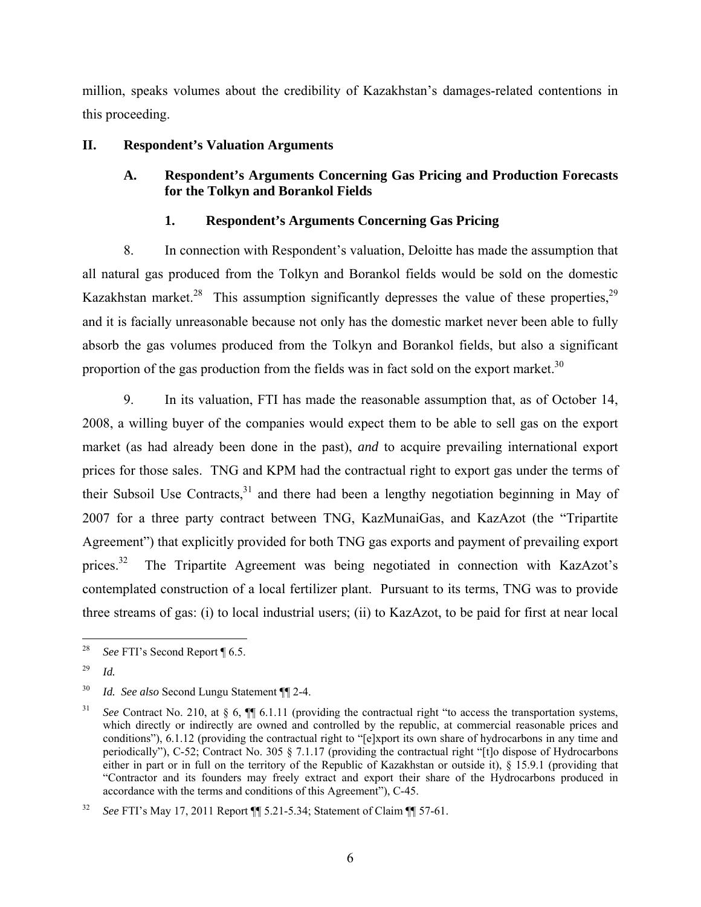million, speaks volumes about the credibility of Kazakhstan's damages-related contentions in this proceeding.

## II. Respondent's Valuation Arguments

### A. Respondent's Arguments Concerning Gas Pricing and Production Forecasts for the Tolkyn and Borankol Fields

#### 1. Respondent's Arguments Concerning Gas Pricing

8. In connection with Respondent's valuation, Deloitte has made the assumption that all natural gas produced from the Tolkyn and Borankol fields would be sold on the domestic Kazakhstan market.[28] This assumption significantly depresses the value of these properties,[29] and it is facially unreasonable because not only has the domestic market never been able to fully absorb the gas volumes produced from the Tolkyn and Borankol fields, but also a significant proportion of the gas production from the fields was in fact sold on the export market.[30]

9. In its valuation, FTI has made the reasonable assumption that, as of October 14, 2008, a willing buyer of the companies would expect them to be able to sell gas on the export market (as had already been done in the past), *and* to acquire prevailing international export prices for those sales. TNG and KPM had the contractual right to export gas under the terms of their Subsoil Use Contracts,[31] and there had been a lengthy negotiation beginning in May of 2007 for a three party contract between TNG, KazMunaiGas, and KazAzot (the "Tripartite Agreement") that explicitly provided for both TNG gas exports and payment of prevailing export prices.[32] The Tripartite Agreement was being negotiated in connection with KazAzot's contemplated construction of a local fertilizer plant. Pursuant to its terms, TNG was to provide three streams of gas: (i) to local industrial users; (ii) to KazAzot, to be paid for first at near local

---

[28] *See* FTI's Second Report ¶ 6.5.

[29] *Id.*

[30] *Id. See also* Second Lungu Statement ¶¶ 2-4.

[31] *See* Contract No. 210, at § 6, ¶¶ 6.1.11 (providing the contractual right "to access the transportation systems, which directly or indirectly are owned and controlled by the republic, at commercial reasonable prices and conditions"), 6.1.12 (providing the contractual right to "[e]xport its own share of hydrocarbons in any time and periodically"), C-52; Contract No. 305 § 7.1.17 (providing the contractual right "[t]o dispose of Hydrocarbons either in part or in full on the territory of the Republic of Kazakhstan or outside it), § 15.9.1 (providing that "Contractor and its founders may freely extract and export their share of the Hydrocarbons produced in accordance with the terms and conditions of this Agreement"), C-45.

[32] *See* FTI's May 17, 2011 Report ¶¶ 5.21-5.34; Statement of Claim ¶¶ 57-61.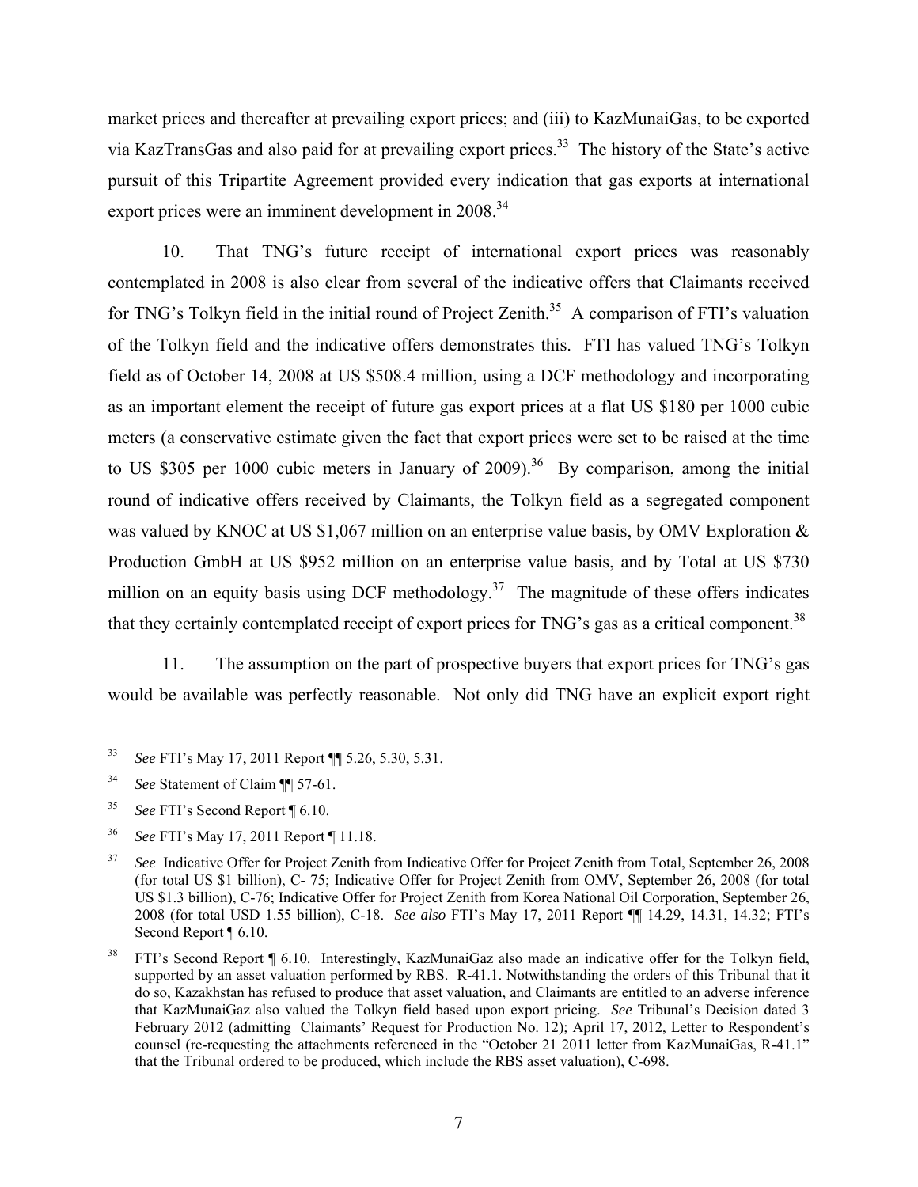market prices and thereafter at prevailing export prices; and (iii) to KazMunaiGas, to be exported via KazTransGas and also paid for at prevailing export prices.[33] The history of the State's active pursuit of this Tripartite Agreement provided every indication that gas exports at international export prices were an imminent development in 2008.[34]

10. That TNG's future receipt of international export prices was reasonably contemplated in 2008 is also clear from several of the indicative offers that Claimants received for TNG's Tolkyn field in the initial round of Project Zenith.[35] A comparison of FTI's valuation of the Tolkyn field and the indicative offers demonstrates this. FTI has valued TNG's Tolkyn field as of October 14, 2008 at US $508.4 million, using a DCF methodology and incorporating as an important element the receipt of future gas export prices at a flat US $180 per 1000 cubic meters (a conservative estimate given the fact that export prices were set to be raised at the time to US $305 per 1000 cubic meters in January of 2009).[36] By comparison, among the initial round of indicative offers received by Claimants, the Tolkyn field as a segregated component was valued by KNOC at US $1,067 million on an enterprise value basis, by OMV Exploration & Production GmbH at US $952 million on an enterprise value basis, and by Total at US $730 million on an equity basis using DCF methodology.[37] The magnitude of these offers indicates that they certainly contemplated receipt of export prices for TNG's gas as a critical component.[38]

11. The assumption on the part of prospective buyers that export prices for TNG's gas would be available was perfectly reasonable. Not only did TNG have an explicit export right

---

[33] *See* FTI's May 17, 2011 Report ¶¶ 5.26, 5.30, 5.31.

[34] *See* Statement of Claim ¶¶ 57-61.

[35] *See* FTI's Second Report ¶ 6.10.

[36] *See* FTI's May 17, 2011 Report ¶ 11.18.

[37] *See* Indicative Offer for Project Zenith from Indicative Offer for Project Zenith from Total, September 26, 2008 (for total US $1 billion), C- 75; Indicative Offer for Project Zenith from OMV, September 26, 2008 (for total US $1.3 billion), C-76; Indicative Offer for Project Zenith from Korea National Oil Corporation, September 26, 2008 (for total USD 1.55 billion), C-18. *See also* FTI's May 17, 2011 Report ¶¶ 14.29, 14.31, 14.32; FTI's Second Report ¶ 6.10.

[38] FTI's Second Report ¶ 6.10. Interestingly, KazMunaiGaz also made an indicative offer for the Tolkyn field, supported by an asset valuation performed by RBS. R-41.1. Notwithstanding the orders of this Tribunal that it do so, Kazakhstan has refused to produce that asset valuation, and Claimants are entitled to an adverse inference that KazMunaiGaz also valued the Tolkyn field based upon export pricing. *See* Tribunal's Decision dated 3 February 2012 (admitting Claimants' Request for Production No. 12); April 17, 2012, Letter to Respondent's counsel (re-requesting the attachments referenced in the "October 21 2011 letter from KazMunaiGas, R-41.1" that the Tribunal ordered to be produced, which include the RBS asset valuation), C-698.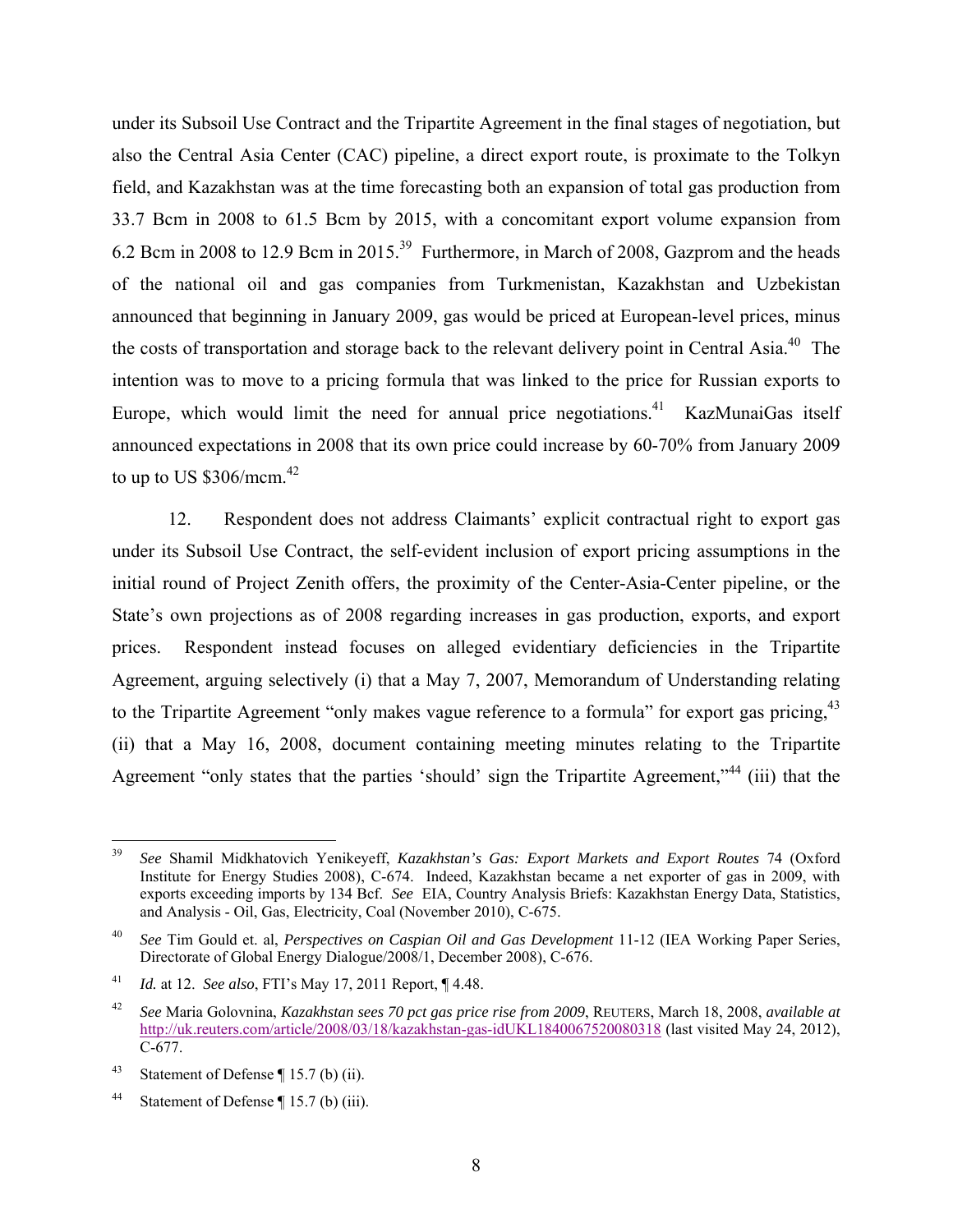under its Subsoil Use Contract and the Tripartite Agreement in the final stages of negotiation, but also the Central Asia Center (CAC) pipeline, a direct export route, is proximate to the Tolkyn field, and Kazakhstan was at the time forecasting both an expansion of total gas production from 33.7 Bcm in 2008 to 61.5 Bcm by 2015, with a concomitant export volume expansion from 6.2 Bcm in 2008 to 12.9 Bcm in 2015.[39] Furthermore, in March of 2008, Gazprom and the heads of the national oil and gas companies from Turkmenistan, Kazakhstan and Uzbekistan announced that beginning in January 2009, gas would be priced at European-level prices, minus the costs of transportation and storage back to the relevant delivery point in Central Asia.[40] The intention was to move to a pricing formula that was linked to the price for Russian exports to Europe, which would limit the need for annual price negotiations.[41] KazMunaiGas itself announced expectations in 2008 that its own price could increase by 60-70% from January 2009 to up to US $306/mcm.[42]

12. Respondent does not address Claimants' explicit contractual right to export gas under its Subsoil Use Contract, the self-evident inclusion of export pricing assumptions in the initial round of Project Zenith offers, the proximity of the Center-Asia-Center pipeline, or the State's own projections as of 2008 regarding increases in gas production, exports, and export prices. Respondent instead focuses on alleged evidentiary deficiencies in the Tripartite Agreement, arguing selectively (i) that a May 7, 2007, Memorandum of Understanding relating to the Tripartite Agreement "only makes vague reference to a formula" for export gas pricing,[43] (ii) that a May 16, 2008, document containing meeting minutes relating to the Tripartite Agreement "only states that the parties 'should' sign the Tripartite Agreement,"[44] (iii) that the

---

[39] *See* Shamil Midkhatovich Yenikeyeff, *Kazakhstan's Gas: Export Markets and Export Routes* 74 (Oxford Institute for Energy Studies 2008), C-674. Indeed, Kazakhstan became a net exporter of gas in 2009, with exports exceeding imports by 134 Bcf. *See* EIA, Country Analysis Briefs: Kazakhstan Energy Data, Statistics, and Analysis - Oil, Gas, Electricity, Coal (November 2010), C-675.

[40] *See* Tim Gould et. al, *Perspectives on Caspian Oil and Gas Development* 11-12 (IEA Working Paper Series, Directorate of Global Energy Dialogue/2008/1, December 2008), C-676.

[41] *Id.* at 12. *See also*, FTI's May 17, 2011 Report, ¶ 4.48.

[42] *See* Maria Golovnina, *Kazakhstan sees 70 pct gas price rise from 2009*, REUTERS, March 18, 2008, *available at* http://uk.reuters.com/article/2008/03/18/kazakhstan-gas-idUKL1840067520080318 (last visited May 24, 2012), C-677.

[43] Statement of Defense ¶ 15.7 (b) (ii).

[44] Statement of Defense ¶ 15.7 (b) (iii).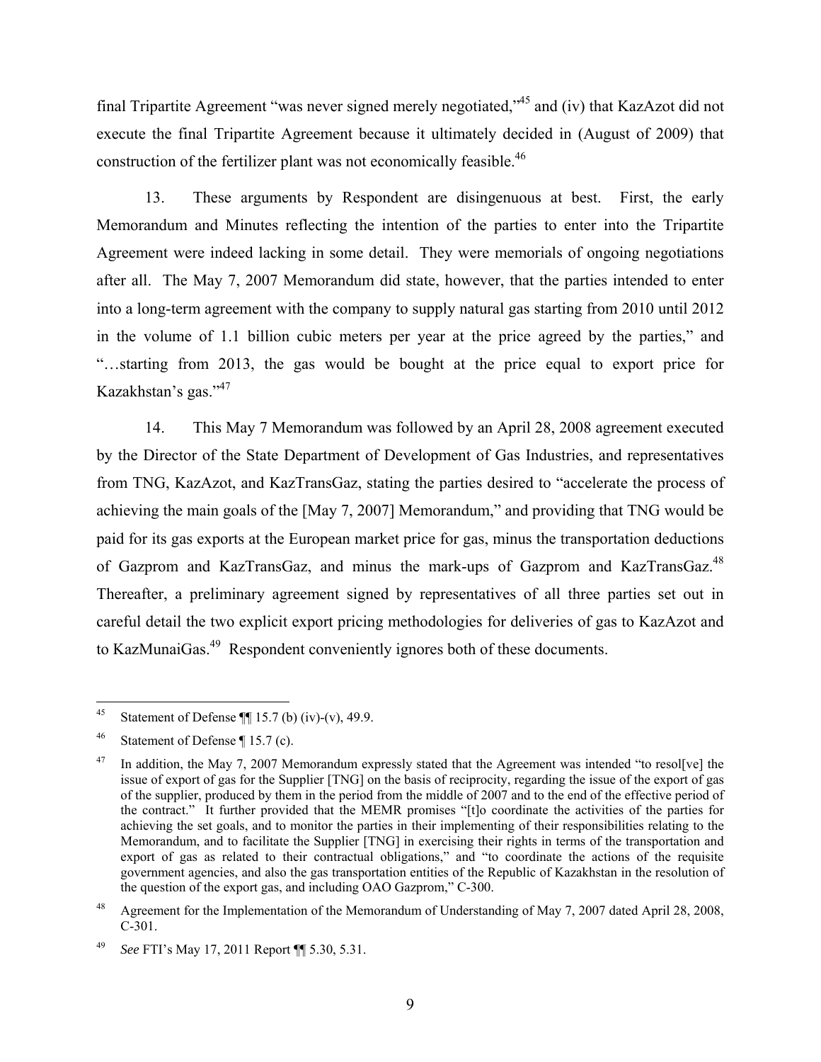final Tripartite Agreement "was never signed merely negotiated,"[45] and (iv) that KazAzot did not execute the final Tripartite Agreement because it ultimately decided in (August of 2009) that construction of the fertilizer plant was not economically feasible.[46]

13. These arguments by Respondent are disingenuous at best. First, the early Memorandum and Minutes reflecting the intention of the parties to enter into the Tripartite Agreement were indeed lacking in some detail. They were memorials of ongoing negotiations after all. The May 7, 2007 Memorandum did state, however, that the parties intended to enter into a long-term agreement with the company to supply natural gas starting from 2010 until 2012 in the volume of 1.1 billion cubic meters per year at the price agreed by the parties," and "…starting from 2013, the gas would be bought at the price equal to export price for Kazakhstan's gas."[47]

14. This May 7 Memorandum was followed by an April 28, 2008 agreement executed by the Director of the State Department of Development of Gas Industries, and representatives from TNG, KazAzot, and KazTransGaz, stating the parties desired to "accelerate the process of achieving the main goals of the [May 7, 2007] Memorandum," and providing that TNG would be paid for its gas exports at the European market price for gas, minus the transportation deductions of Gazprom and KazTransGaz, and minus the mark-ups of Gazprom and KazTransGaz.[48] Thereafter, a preliminary agreement signed by representatives of all three parties set out in careful detail the two explicit export pricing methodologies for deliveries of gas to KazAzot and to KazMunaiGas.[49] Respondent conveniently ignores both of these documents.

---

[45] Statement of Defense ¶¶ 15.7 (b) (iv)-(v), 49.9.

[46] Statement of Defense ¶ 15.7 (c).

[47] In addition, the May 7, 2007 Memorandum expressly stated that the Agreement was intended "to resol[ve] the issue of export of gas for the Supplier [TNG] on the basis of reciprocity, regarding the issue of the export of gas of the supplier, produced by them in the period from the middle of 2007 and to the end of the effective period of the contract." It further provided that the MEMR promises "[t]o coordinate the activities of the parties for achieving the set goals, and to monitor the parties in their implementing of their responsibilities relating to the Memorandum, and to facilitate the Supplier [TNG] in exercising their rights in terms of the transportation and export of gas as related to their contractual obligations," and "to coordinate the actions of the requisite government agencies, and also the gas transportation entities of the Republic of Kazakhstan in the resolution of the question of the export gas, and including OAO Gazprom," C-300.

[48] Agreement for the Implementation of the Memorandum of Understanding of May 7, 2007 dated April 28, 2008, C-301.

[49] *See* FTI's May 17, 2011 Report ¶¶ 5.30, 5.31.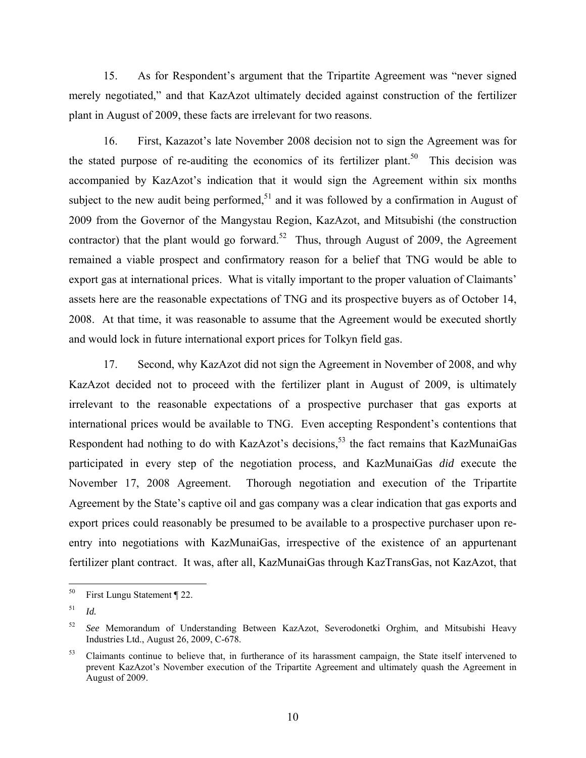15. As for Respondent's argument that the Tripartite Agreement was "never signed merely negotiated," and that KazAzot ultimately decided against construction of the fertilizer plant in August of 2009, these facts are irrelevant for two reasons.

16. First, Kazazot's late November 2008 decision not to sign the Agreement was for the stated purpose of re-auditing the economics of its fertilizer plant.[50] This decision was accompanied by KazAzot's indication that it would sign the Agreement within six months subject to the new audit being performed,[51] and it was followed by a confirmation in August of 2009 from the Governor of the Mangystau Region, KazAzot, and Mitsubishi (the construction contractor) that the plant would go forward.[52] Thus, through August of 2009, the Agreement remained a viable prospect and confirmatory reason for a belief that TNG would be able to export gas at international prices. What is vitally important to the proper valuation of Claimants' assets here are the reasonable expectations of TNG and its prospective buyers as of October 14, 2008. At that time, it was reasonable to assume that the Agreement would be executed shortly and would lock in future international export prices for Tolkyn field gas.

17. Second, why KazAzot did not sign the Agreement in November of 2008, and why KazAzot decided not to proceed with the fertilizer plant in August of 2009, is ultimately irrelevant to the reasonable expectations of a prospective purchaser that gas exports at international prices would be available to TNG. Even accepting Respondent's contentions that Respondent had nothing to do with KazAzot's decisions,[53] the fact remains that KazMunaiGas participated in every step of the negotiation process, and KazMunaiGas *did* execute the November 17, 2008 Agreement. Thorough negotiation and execution of the Tripartite Agreement by the State's captive oil and gas company was a clear indication that gas exports and export prices could reasonably be presumed to be available to a prospective purchaser upon re-entry into negotiations with KazMunaiGas, irrespective of the existence of an appurtenant fertilizer plant contract. It was, after all, KazMunaiGas through KazTransGas, not KazAzot, that

---

[50] First Lungu Statement ¶ 22.

[51] *Id.*

[52] *See* Memorandum of Understanding Between KazAzot, Severodonetki Orghim, and Mitsubishi Heavy Industries Ltd., August 26, 2009, C-678.

[53] Claimants continue to believe that, in furtherance of its harassment campaign, the State itself intervened to prevent KazAzot's November execution of the Tripartite Agreement and ultimately quash the Agreement in August of 2009.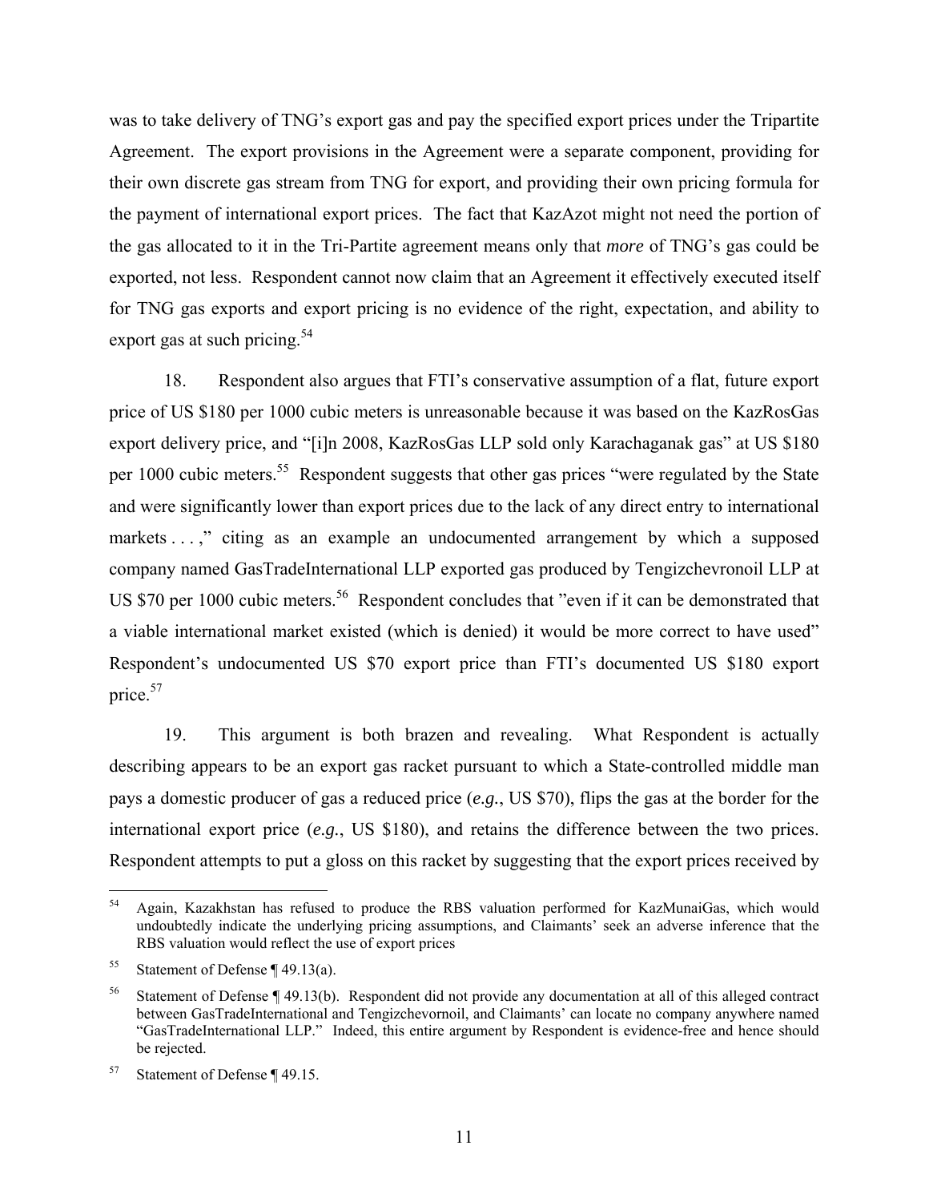was to take delivery of TNG's export gas and pay the specified export prices under the Tripartite Agreement. The export provisions in the Agreement were a separate component, providing for their own discrete gas stream from TNG for export, and providing their own pricing formula for the payment of international export prices. The fact that KazAzot might not need the portion of the gas allocated to it in the Tri-Partite agreement means only that *more* of TNG's gas could be exported, not less. Respondent cannot now claim that an Agreement it effectively executed itself for TNG gas exports and export pricing is no evidence of the right, expectation, and ability to export gas at such pricing.[54]

18. Respondent also argues that FTI's conservative assumption of a flat, future export price of US $180 per 1000 cubic meters is unreasonable because it was based on the KazRosGas export delivery price, and "[i]n 2008, KazRosGas LLP sold only Karachaganak gas" at US $180 per 1000 cubic meters.[55] Respondent suggests that other gas prices "were regulated by the State and were significantly lower than export prices due to the lack of any direct entry to international markets . . . ," citing as an example an undocumented arrangement by which a supposed company named GasTradeInternational LLP exported gas produced by Tengizchevronoil LLP at US $70 per 1000 cubic meters.[56] Respondent concludes that "even if it can be demonstrated that a viable international market existed (which is denied) it would be more correct to have used" Respondent's undocumented US $70 export price than FTI's documented US $180 export price.[57]

19. This argument is both brazen and revealing. What Respondent is actually describing appears to be an export gas racket pursuant to which a State-controlled middle man pays a domestic producer of gas a reduced price (*e.g.*, US $70), flips the gas at the border for the international export price (*e.g.*, US $180), and retains the difference between the two prices. Respondent attempts to put a gloss on this racket by suggesting that the export prices received by

---

[54] Again, Kazakhstan has refused to produce the RBS valuation performed for KazMunaiGas, which would undoubtedly indicate the underlying pricing assumptions, and Claimants' seek an adverse inference that the RBS valuation would reflect the use of export prices

[55] Statement of Defense ¶ 49.13(a).

[56] Statement of Defense ¶ 49.13(b). Respondent did not provide any documentation at all of this alleged contract between GasTradeInternational and Tengizchevronoil, and Claimants' can locate no company anywhere named "GasTradeInternational LLP." Indeed, this entire argument by Respondent is evidence-free and hence should be rejected.

[57] Statement of Defense ¶ 49.15.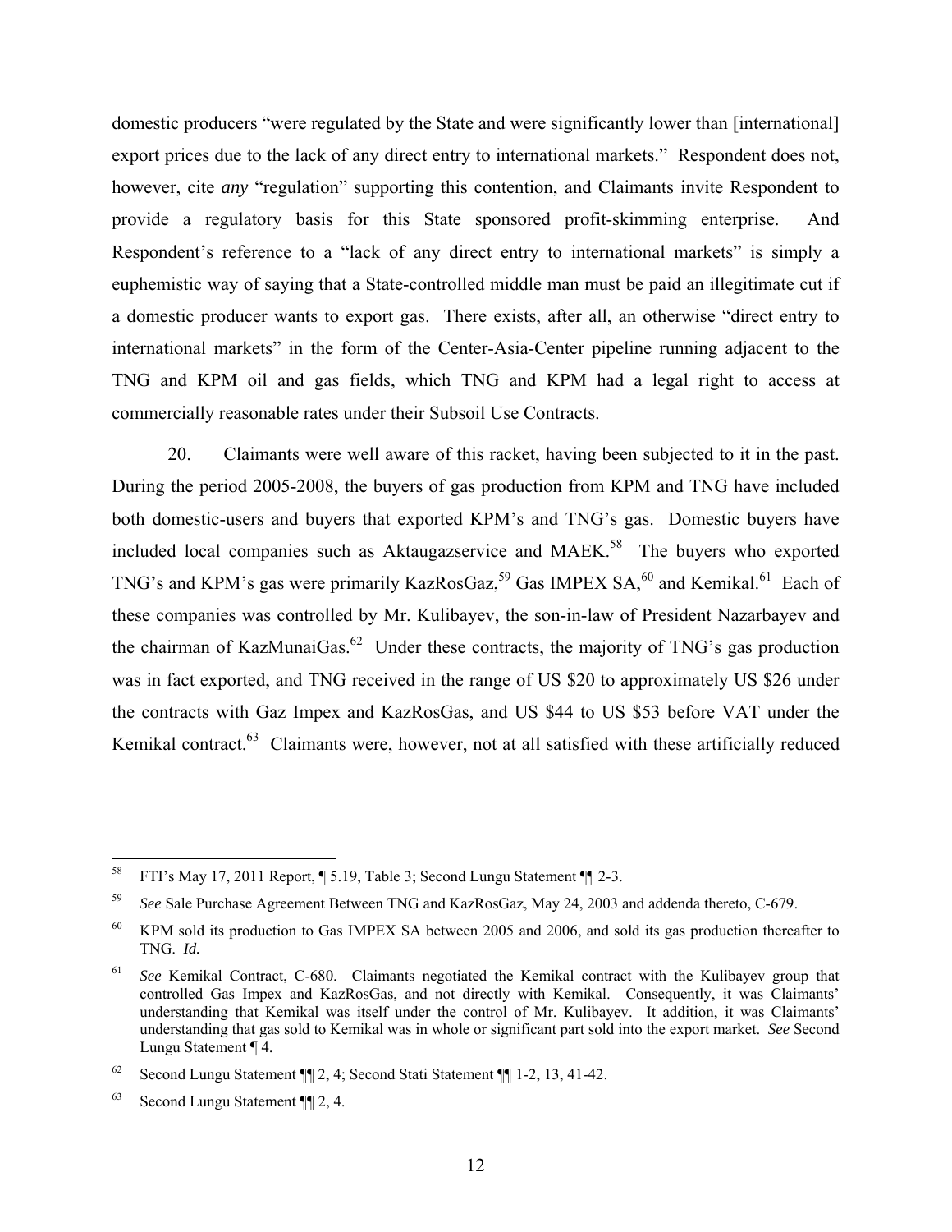domestic producers "were regulated by the State and were significantly lower than [international] export prices due to the lack of any direct entry to international markets." Respondent does not, however, cite *any* "regulation" supporting this contention, and Claimants invite Respondent to provide a regulatory basis for this State sponsored profit-skimming enterprise. And Respondent's reference to a "lack of any direct entry to international markets" is simply a euphemistic way of saying that a State-controlled middle man must be paid an illegitimate cut if a domestic producer wants to export gas. There exists, after all, an otherwise "direct entry to international markets" in the form of the Center-Asia-Center pipeline running adjacent to the TNG and KPM oil and gas fields, which TNG and KPM had a legal right to access at commercially reasonable rates under their Subsoil Use Contracts.

20. Claimants were well aware of this racket, having been subjected to it in the past. During the period 2005-2008, the buyers of gas production from KPM and TNG have included both domestic-users and buyers that exported KPM's and TNG's gas. Domestic buyers have included local companies such as Aktaugazservice and MAEK.[58] The buyers who exported TNG's and KPM's gas were primarily KazRosGaz,[59] Gas IMPEX SA,[60] and Kemikal.[61] Each of these companies was controlled by Mr. Kulibayev, the son-in-law of President Nazarbayev and the chairman of KazMunaiGas.[62] Under these contracts, the majority of TNG's gas production was in fact exported, and TNG received in the range of US $20 to approximately US $26 under the contracts with Gaz Impex and KazRosGas, and US $44 to US $53 before VAT under the Kemikal contract.[63] Claimants were, however, not at all satisfied with these artificially reduced

---

[58] FTI's May 17, 2011 Report, ¶ 5.19, Table 3; Second Lungu Statement ¶¶ 2-3.

[59] *See* Sale Purchase Agreement Between TNG and KazRosGaz, May 24, 2003 and addenda thereto, C-679.

[60] KPM sold its production to Gas IMPEX SA between 2005 and 2006, and sold its gas production thereafter to TNG. *Id.*

[61] *See* Kemikal Contract, C-680. Claimants negotiated the Kemikal contract with the Kulibayev group that controlled Gas Impex and KazRosGas, and not directly with Kemikal. Consequently, it was Claimants' understanding that Kemikal was itself under the control of Mr. Kulibayev. It addition, it was Claimants' understanding that gas sold to Kemikal was in whole or significant part sold into the export market. *See* Second Lungu Statement ¶ 4.

[62] Second Lungu Statement ¶¶ 2, 4; Second Stati Statement ¶¶ 1-2, 13, 41-42.

[63] Second Lungu Statement ¶¶ 2, 4.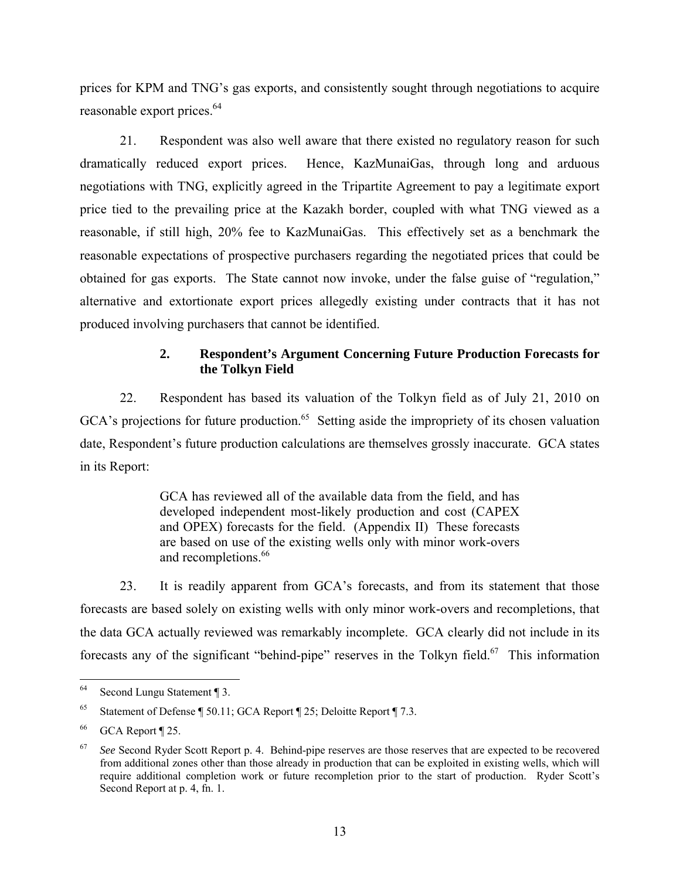prices for KPM and TNG's gas exports, and consistently sought through negotiations to acquire reasonable export prices.[64]

21. Respondent was also well aware that there existed no regulatory reason for such dramatically reduced export prices. Hence, KazMunaiGas, through long and arduous negotiations with TNG, explicitly agreed in the Tripartite Agreement to pay a legitimate export price tied to the prevailing price at the Kazakh border, coupled with what TNG viewed as a reasonable, if still high, 20% fee to KazMunaiGas. This effectively set as a benchmark the reasonable expectations of prospective purchasers regarding the negotiated prices that could be obtained for gas exports. The State cannot now invoke, under the false guise of "regulation," alternative and extortionate export prices allegedly existing under contracts that it has not produced involving purchasers that cannot be identified.

### 2. Respondent's Argument Concerning Future Production Forecasts for the Tolkyn Field

22. Respondent has based its valuation of the Tolkyn field as of July 21, 2010 on GCA's projections for future production.[65] Setting aside the impropriety of its chosen valuation date, Respondent's future production calculations are themselves grossly inaccurate. GCA states in its Report:

> GCA has reviewed all of the available data from the field, and has developed independent most-likely production and cost (CAPEX and OPEX) forecasts for the field. (Appendix II) These forecasts are based on use of the existing wells only with minor work-overs and recompletions.[66]

23. It is readily apparent from GCA's forecasts, and from its statement that those forecasts are based solely on existing wells with only minor work-overs and recompletions, that the data GCA actually reviewed was remarkably incomplete. GCA clearly did not include in its forecasts any of the significant "behind-pipe" reserves in the Tolkyn field.[67] This information

---

[64] Second Lungu Statement ¶ 3.

[65] Statement of Defense ¶ 50.11; GCA Report ¶ 25; Deloitte Report ¶ 7.3.

[66] GCA Report ¶ 25.

[67] *See* Second Ryder Scott Report p. 4. Behind-pipe reserves are those reserves that are expected to be recovered from additional zones other than those already in production that can be exploited in existing wells, which will require additional completion work or future recompletion prior to the start of production. Ryder Scott's Second Report at p. 4, fn. 1.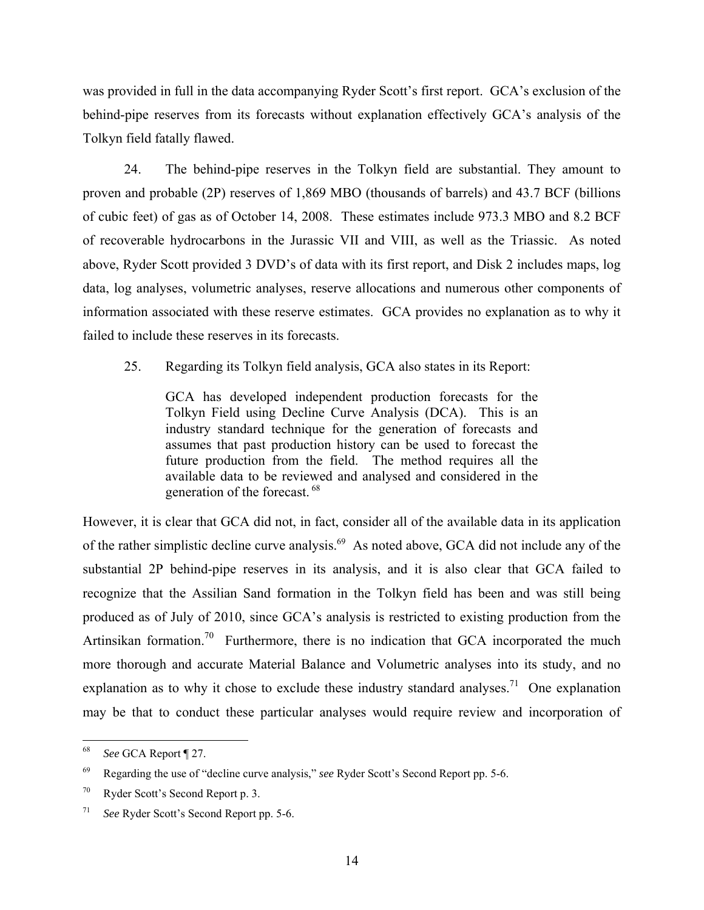was provided in full in the data accompanying Ryder Scott's first report. GCA's exclusion of the behind-pipe reserves from its forecasts without explanation effectively GCA's analysis of the Tolkyn field fatally flawed.

24. The behind-pipe reserves in the Tolkyn field are substantial. They amount to proven and probable (2P) reserves of 1,869 MBO (thousands of barrels) and 43.7 BCF (billions of cubic feet) of gas as of October 14, 2008. These estimates include 973.3 MBO and 8.2 BCF of recoverable hydrocarbons in the Jurassic VII and VIII, as well as the Triassic. As noted above, Ryder Scott provided 3 DVD's of data with its first report, and Disk 2 includes maps, log data, log analyses, volumetric analyses, reserve allocations and numerous other components of information associated with these reserve estimates. GCA provides no explanation as to why it failed to include these reserves in its forecasts.

25. Regarding its Tolkyn field analysis, GCA also states in its Report:

> GCA has developed independent production forecasts for the Tolkyn Field using Decline Curve Analysis (DCA). This is an industry standard technique for the generation of forecasts and assumes that past production history can be used to forecast the future production from the field. The method requires all the available data to be reviewed and analysed and considered in the generation of the forecast. [68]

However, it is clear that GCA did not, in fact, consider all of the available data in its application of the rather simplistic decline curve analysis.[69] As noted above, GCA did not include any of the substantial 2P behind-pipe reserves in its analysis, and it is also clear that GCA failed to recognize that the Assilian Sand formation in the Tolkyn field has been and was still being produced as of July of 2010, since GCA's analysis is restricted to existing production from the Artinsikan formation.[70] Furthermore, there is no indication that GCA incorporated the much more thorough and accurate Material Balance and Volumetric analyses into its study, and no explanation as to why it chose to exclude these industry standard analyses.[71] One explanation may be that to conduct these particular analyses would require review and incorporation of

---

[68] *See* GCA Report ¶ 27.

[69] Regarding the use of "decline curve analysis," *see* Ryder Scott's Second Report pp. 5-6.

[70] Ryder Scott's Second Report p. 3.

[71] *See* Ryder Scott's Second Report pp. 5-6.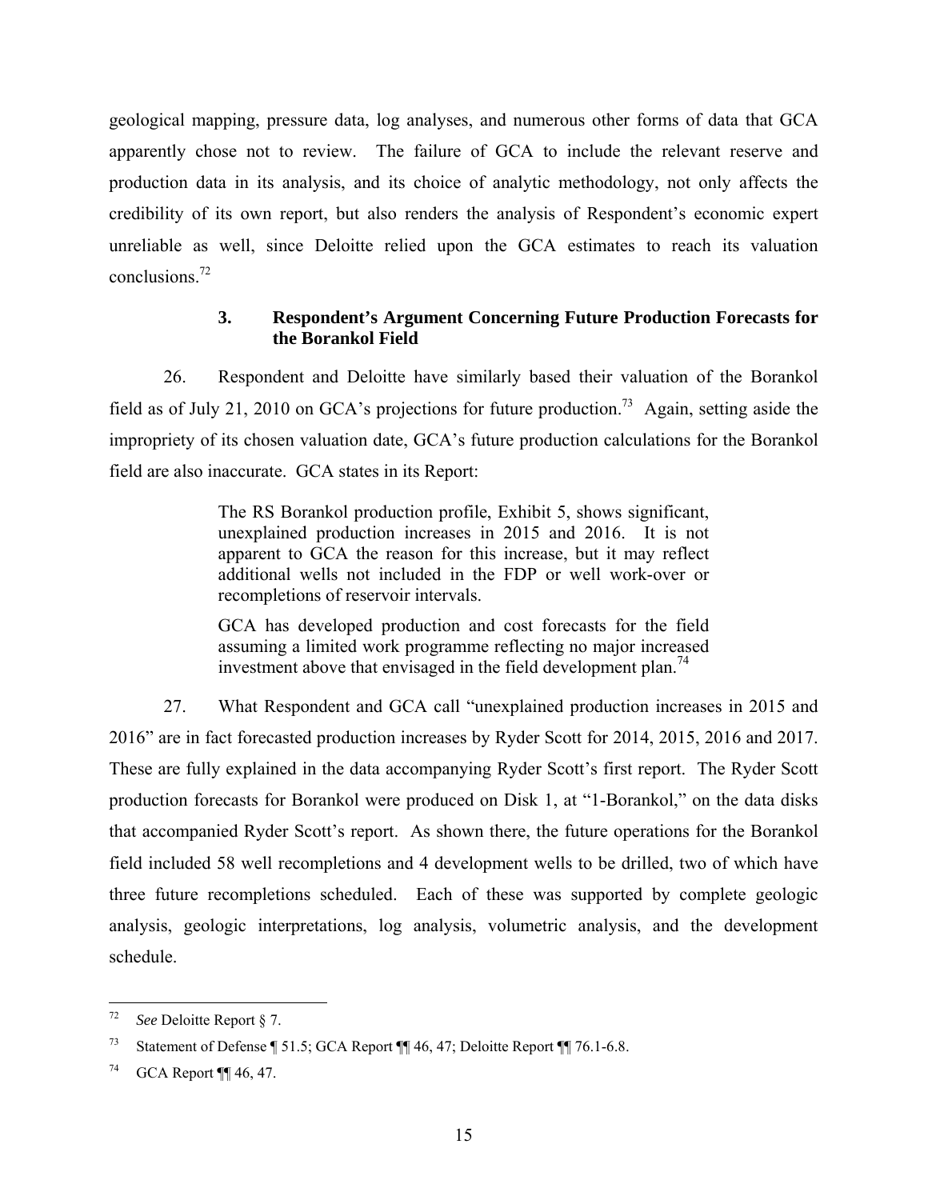geological mapping, pressure data, log analyses, and numerous other forms of data that GCA apparently chose not to review. The failure of GCA to include the relevant reserve and production data in its analysis, and its choice of analytic methodology, not only affects the credibility of its own report, but also renders the analysis of Respondent's economic expert unreliable as well, since Deloitte relied upon the GCA estimates to reach its valuation conclusions.[72]

### 3. Respondent's Argument Concerning Future Production Forecasts for the Borankol Field

26. Respondent and Deloitte have similarly based their valuation of the Borankol field as of July 21, 2010 on GCA's projections for future production.[73] Again, setting aside the impropriety of its chosen valuation date, GCA's future production calculations for the Borankol field are also inaccurate. GCA states in its Report:

> The RS Borankol production profile, Exhibit 5, shows significant, unexplained production increases in 2015 and 2016. It is not apparent to GCA the reason for this increase, but it may reflect additional wells not included in the FDP or well work-over or recompletions of reservoir intervals.
>
> GCA has developed production and cost forecasts for the field assuming a limited work programme reflecting no major increased investment above that envisaged in the field development plan.[74]

27. What Respondent and GCA call "unexplained production increases in 2015 and 2016" are in fact forecasted production increases by Ryder Scott for 2014, 2015, 2016 and 2017. These are fully explained in the data accompanying Ryder Scott's first report. The Ryder Scott production forecasts for Borankol were produced on Disk 1, at "1-Borankol," on the data disks that accompanied Ryder Scott's report. As shown there, the future operations for the Borankol field included 58 well recompletions and 4 development wells to be drilled, two of which have three future recompletions scheduled. Each of these was supported by complete geologic analysis, geologic interpretations, log analysis, volumetric analysis, and the development schedule.

---

[72] *See* Deloitte Report § 7.

[73] Statement of Defense ¶ 51.5; GCA Report ¶¶ 46, 47; Deloitte Report ¶¶ 76.1-6.8.

[74] GCA Report ¶¶ 46, 47.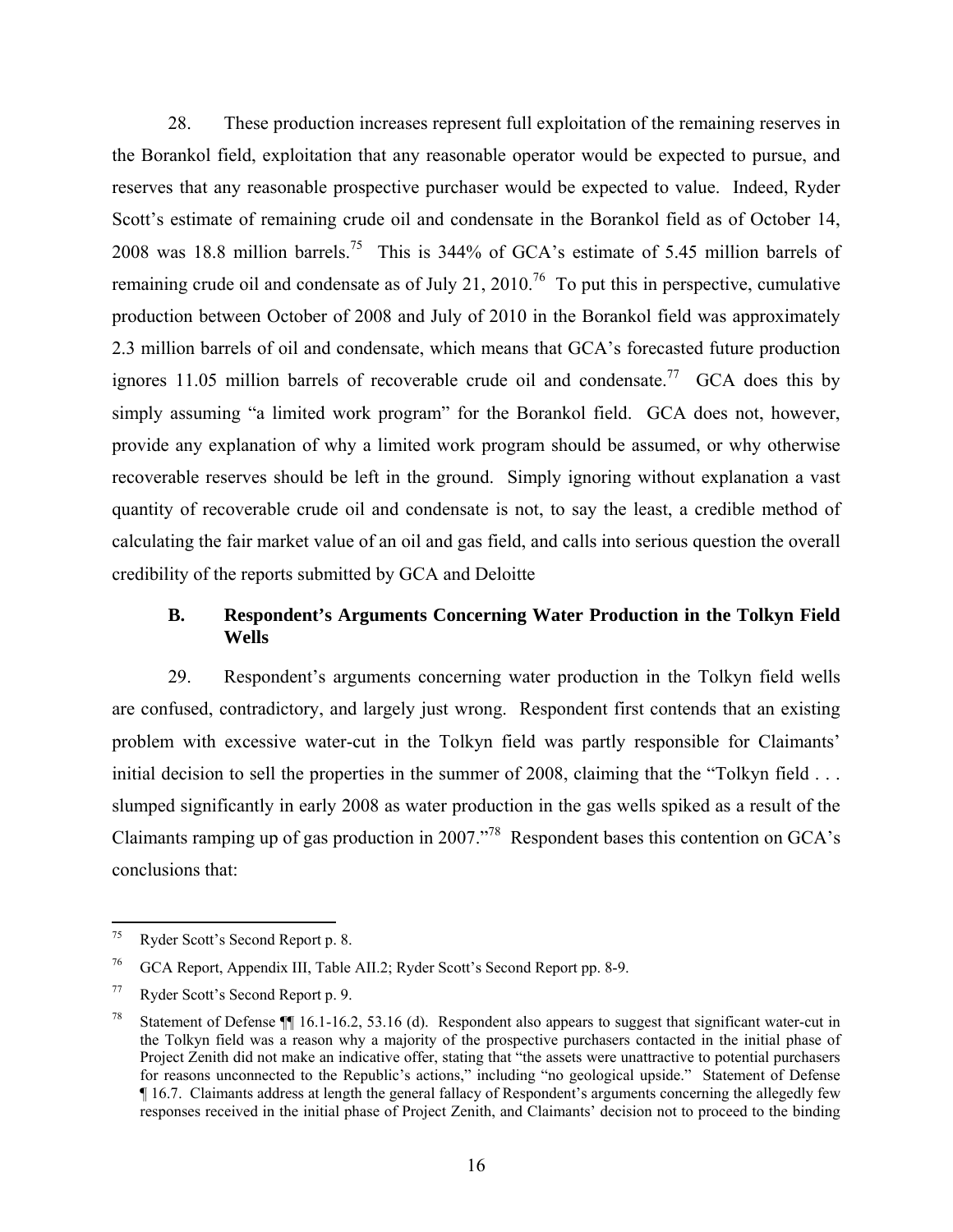28. These production increases represent full exploitation of the remaining reserves in the Borankol field, exploitation that any reasonable operator would be expected to pursue, and reserves that any reasonable prospective purchaser would be expected to value. Indeed, Ryder Scott's estimate of remaining crude oil and condensate in the Borankol field as of October 14, 2008 was 18.8 million barrels.[75] This is 344% of GCA's estimate of 5.45 million barrels of remaining crude oil and condensate as of July 21, 2010.[76] To put this in perspective, cumulative production between October of 2008 and July of 2010 in the Borankol field was approximately 2.3 million barrels of oil and condensate, which means that GCA's forecasted future production ignores 11.05 million barrels of recoverable crude oil and condensate.[77] GCA does this by simply assuming "a limited work program" for the Borankol field. GCA does not, however, provide any explanation of why a limited work program should be assumed, or why otherwise recoverable reserves should be left in the ground. Simply ignoring without explanation a vast quantity of recoverable crude oil and condensate is not, to say the least, a credible method of calculating the fair market value of an oil and gas field, and calls into serious question the overall credibility of the reports submitted by GCA and Deloitte

### B. Respondent's Arguments Concerning Water Production in the Tolkyn Field Wells

29. Respondent's arguments concerning water production in the Tolkyn field wells are confused, contradictory, and largely just wrong. Respondent first contends that an existing problem with excessive water-cut in the Tolkyn field was partly responsible for Claimants' initial decision to sell the properties in the summer of 2008, claiming that the "Tolkyn field . . . slumped significantly in early 2008 as water production in the gas wells spiked as a result of the Claimants ramping up of gas production in 2007."[78] Respondent bases this contention on GCA's conclusions that:

---

[75] Ryder Scott's Second Report p. 8.

[76] GCA Report, Appendix III, Table AII.2; Ryder Scott's Second Report pp. 8-9.

[77] Ryder Scott's Second Report p. 9.

[78] Statement of Defense ¶¶ 16.1-16.2, 53.16 (d). Respondent also appears to suggest that significant water-cut in the Tolkyn field was a reason why a majority of the prospective purchasers contacted in the initial phase of Project Zenith did not make an indicative offer, stating that "the assets were unattractive to potential purchasers for reasons unconnected to the Republic's actions," including "no geological upside." Statement of Defense ¶ 16.7. Claimants address at length the general fallacy of Respondent's arguments concerning the allegedly few responses received in the initial phase of Project Zenith, and Claimants' decision not to proceed to the binding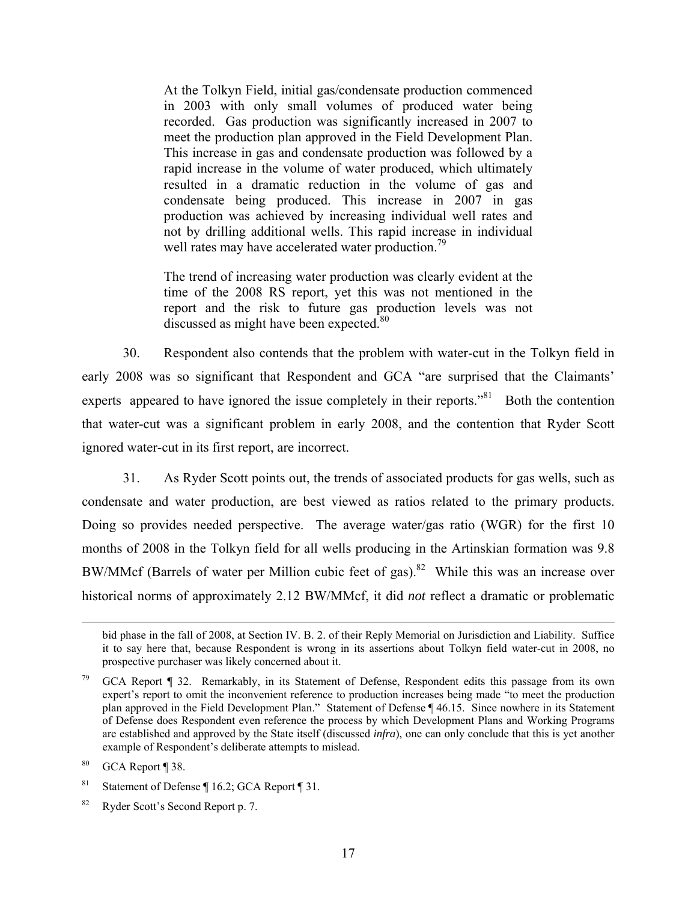> At the Tolkyn Field, initial gas/condensate production commenced in 2003 with only small volumes of produced water being recorded. Gas production was significantly increased in 2007 to meet the production plan approved in the Field Development Plan. This increase in gas and condensate production was followed by a rapid increase in the volume of water produced, which ultimately resulted in a dramatic reduction in the volume of gas and condensate being produced. This increase in 2007 in gas production was achieved by increasing individual well rates and not by drilling additional wells. This rapid increase in individual well rates may have accelerated water production.[79]
>
> The trend of increasing water production was clearly evident at the time of the 2008 RS report, yet this was not mentioned in the report and the risk to future gas production levels was not discussed as might have been expected.[80]

30. Respondent also contends that the problem with water-cut in the Tolkyn field in early 2008 was so significant that Respondent and GCA "are surprised that the Claimants' experts appeared to have ignored the issue completely in their reports."[81] Both the contention that water-cut was a significant problem in early 2008, and the contention that Ryder Scott ignored water-cut in its first report, are incorrect.

31. As Ryder Scott points out, the trends of associated products for gas wells, such as condensate and water production, are best viewed as ratios related to the primary products. Doing so provides needed perspective. The average water/gas ratio (WGR) for the first 10 months of 2008 in the Tolkyn field for all wells producing in the Artinskian formation was 9.8 BW/MMcf (Barrels of water per Million cubic feet of gas).[82] While this was an increase over historical norms of approximately 2.12 BW/MMcf, it did *not* reflect a dramatic or problematic

---

bid phase in the fall of 2008, at Section IV. B. 2. of their Reply Memorial on Jurisdiction and Liability. Suffice it to say here that, because Respondent is wrong in its assertions about Tolkyn field water-cut in 2008, no prospective purchaser was likely concerned about it.

[79] GCA Report ¶ 32. Remarkably, in its Statement of Defense, Respondent edits this passage from its own expert's report to omit the inconvenient reference to production increases being made "to meet the production plan approved in the Field Development Plan." Statement of Defense ¶ 46.15. Since nowhere in its Statement of Defense does Respondent even reference the process by which Development Plans and Working Programs are established and approved by the State itself (discussed *infra*), one can only conclude that this is yet another example of Respondent's deliberate attempts to mislead.

[80] GCA Report ¶ 38.

[81] Statement of Defense ¶ 16.2; GCA Report ¶ 31.

[82] Ryder Scott's Second Report p. 7.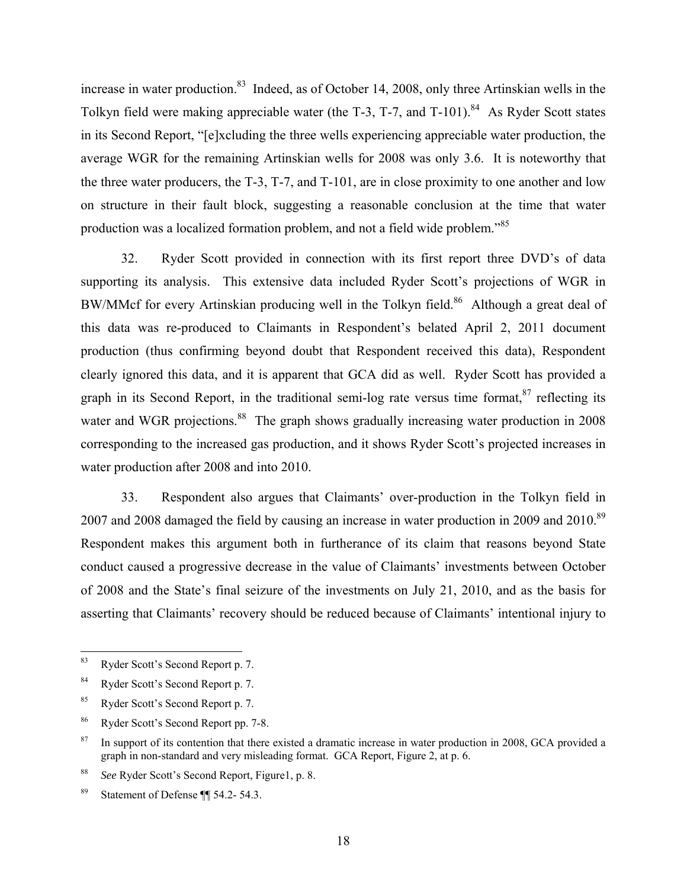increase in water production.[83] Indeed, as of October 14, 2008, only three Artinskian wells in the Tolkyn field were making appreciable water (the T-3, T-7, and T-101).[84] As Ryder Scott states in its Second Report, "[e]xcluding the three wells experiencing appreciable water production, the average WGR for the remaining Artinskian wells for 2008 was only 3.6. It is noteworthy that the three water producers, the T-3, T-7, and T-101, are in close proximity to one another and low on structure in their fault block, suggesting a reasonable conclusion at the time that water production was a localized formation problem, and not a field wide problem."[85]

32. Ryder Scott provided in connection with its first report three DVD's of data supporting its analysis. This extensive data included Ryder Scott's projections of WGR in BW/MMcf for every Artinskian producing well in the Tolkyn field.[86] Although a great deal of this data was re-produced to Claimants in Respondent's belated April 2, 2011 document production (thus confirming beyond doubt that Respondent received this data), Respondent clearly ignored this data, and it is apparent that GCA did as well. Ryder Scott has provided a graph in its Second Report, in the traditional semi-log rate versus time format,[87] reflecting its water and WGR projections.[88] The graph shows gradually increasing water production in 2008 corresponding to the increased gas production, and it shows Ryder Scott's projected increases in water production after 2008 and into 2010.

33. Respondent also argues that Claimants' over-production in the Tolkyn field in 2007 and 2008 damaged the field by causing an increase in water production in 2009 and 2010.[89] Respondent makes this argument both in furtherance of its claim that reasons beyond State conduct caused a progressive decrease in the value of Claimants' investments between October of 2008 and the State's final seizure of the investments on July 21, 2010, and as the basis for asserting that Claimants' recovery should be reduced because of Claimants' intentional injury to

---

[83] Ryder Scott's Second Report p. 7.

[84] Ryder Scott's Second Report p. 7.

[85] Ryder Scott's Second Report p. 7.

[86] Ryder Scott's Second Report pp. 7-8.

[87] In support of its contention that there existed a dramatic increase in water production in 2008, GCA provided a graph in non-standard and very misleading format. GCA Report, Figure 2, at p. 6.

[88] *See* Ryder Scott's Second Report, Figure1, p. 8.

[89] Statement of Defense ¶¶ 54.2- 54.3.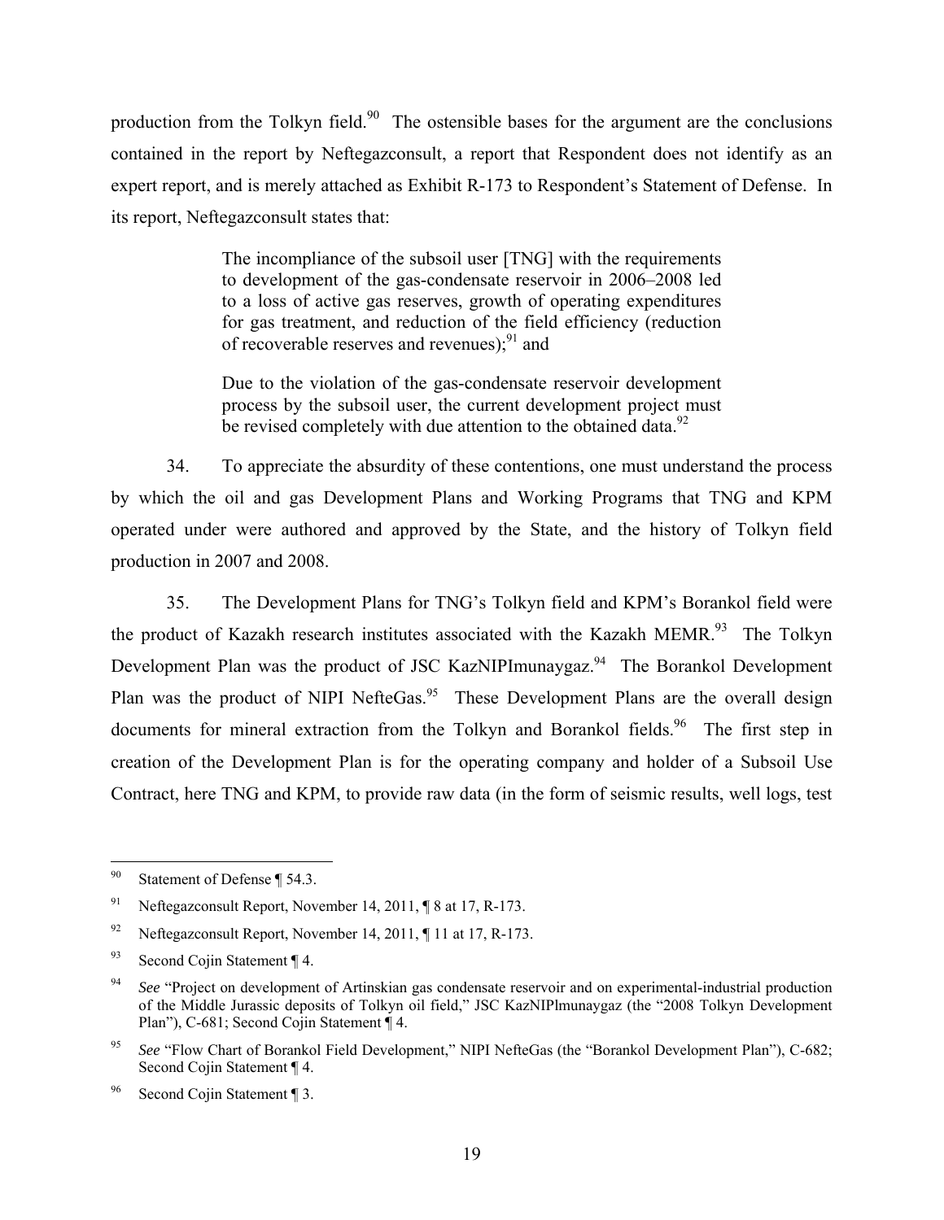production from the Tolkyn field.[90] The ostensible bases for the argument are the conclusions contained in the report by Neftegazconsult, a report that Respondent does not identify as an expert report, and is merely attached as Exhibit R-173 to Respondent's Statement of Defense. In its report, Neftegazconsult states that:

> The incompliance of the subsoil user [TNG] with the requirements to development of the gas-condensate reservoir in 2006–2008 led to a loss of active gas reserves, growth of operating expenditures for gas treatment, and reduction of the field efficiency (reduction of recoverable reserves and revenues);[91] and
>
> Due to the violation of the gas-condensate reservoir development process by the subsoil user, the current development project must be revised completely with due attention to the obtained data.[92]

34. To appreciate the absurdity of these contentions, one must understand the process by which the oil and gas Development Plans and Working Programs that TNG and KPM operated under were authored and approved by the State, and the history of Tolkyn field production in 2007 and 2008.

35. The Development Plans for TNG's Tolkyn field and KPM's Borankol field were the product of Kazakh research institutes associated with the Kazakh MEMR.[93] The Tolkyn Development Plan was the product of JSC KazNIPImunaygaz.[94] The Borankol Development Plan was the product of NIPI NefteGas.[95] These Development Plans are the overall design documents for mineral extraction from the Tolkyn and Borankol fields.[96] The first step in creation of the Development Plan is for the operating company and holder of a Subsoil Use Contract, here TNG and KPM, to provide raw data (in the form of seismic results, well logs, test

---

[90] Statement of Defense ¶ 54.3.

[91] Neftegazconsult Report, November 14, 2011, ¶ 8 at 17, R-173.

[92] Neftegazconsult Report, November 14, 2011, ¶ 11 at 17, R-173.

[93] Second Cojin Statement ¶ 4.

[94] *See* "Project on development of Artinskian gas condensate reservoir and on experimental-industrial production of the Middle Jurassic deposits of Tolkyn oil field," JSC KazNIPlmunaygaz (the "2008 Tolkyn Development Plan"), C-681; Second Cojin Statement ¶ 4.

[95] *See* "Flow Chart of Borankol Field Development," NIPI NefteGas (the "Borankol Development Plan"), C-682; Second Cojin Statement ¶ 4.

[96] Second Cojin Statement ¶ 3.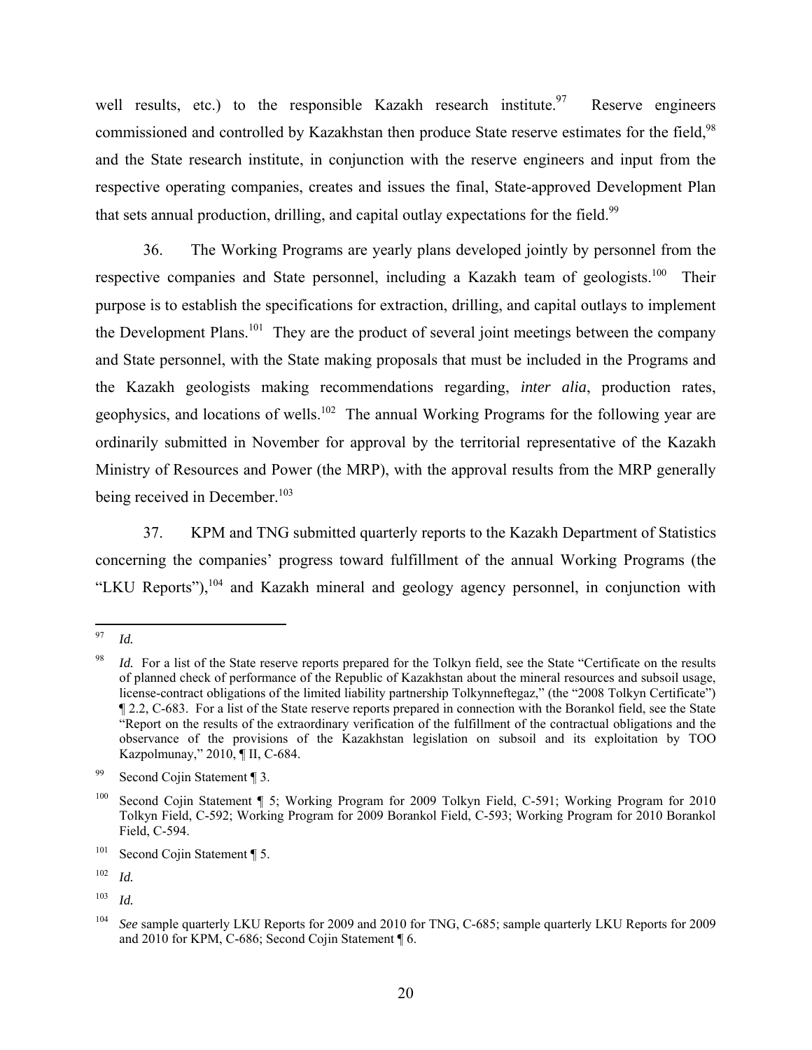well results, etc.) to the responsible Kazakh research institute.[97] Reserve engineers commissioned and controlled by Kazakhstan then produce State reserve estimates for the field,[98] and the State research institute, in conjunction with the reserve engineers and input from the respective operating companies, creates and issues the final, State-approved Development Plan that sets annual production, drilling, and capital outlay expectations for the field.[99]

36. The Working Programs are yearly plans developed jointly by personnel from the respective companies and State personnel, including a Kazakh team of geologists.[100] Their purpose is to establish the specifications for extraction, drilling, and capital outlays to implement the Development Plans.[101] They are the product of several joint meetings between the company and State personnel, with the State making proposals that must be included in the Programs and the Kazakh geologists making recommendations regarding, *inter alia*, production rates, geophysics, and locations of wells.[102] The annual Working Programs for the following year are ordinarily submitted in November for approval by the territorial representative of the Kazakh Ministry of Resources and Power (the MRP), with the approval results from the MRP generally being received in December.[103]

37. KPM and TNG submitted quarterly reports to the Kazakh Department of Statistics concerning the companies' progress toward fulfillment of the annual Working Programs (the "LKU Reports"),[104] and Kazakh mineral and geology agency personnel, in conjunction with

---

[97] *Id.*

[98] *Id.* For a list of the State reserve reports prepared for the Tolkyn field, see the State "Certificate on the results of planned check of performance of the Republic of Kazakhstan about the mineral resources and subsoil usage, license-contract obligations of the limited liability partnership Tolkynneftegaz," (the "2008 Tolkyn Certificate") ¶ 2.2, C-683. For a list of the State reserve reports prepared in connection with the Borankol field, see the State "Report on the results of the extraordinary verification of the fulfillment of the contractual obligations and the observance of the provisions of the Kazakhstan legislation on subsoil and its exploitation by TOO Kazpolmunay," 2010, ¶ II, C-684.

[99] Second Cojin Statement ¶ 3.

[100] Second Cojin Statement ¶ 5; Working Program for 2009 Tolkyn Field, C-591; Working Program for 2010 Tolkyn Field, C-592; Working Program for 2009 Borankol Field, C-593; Working Program for 2010 Borankol Field, C-594.

[101] Second Cojin Statement ¶ 5.

[102] *Id.*

[103] *Id.*

[104] *See* sample quarterly LKU Reports for 2009 and 2010 for TNG, C-685; sample quarterly LKU Reports for 2009 and 2010 for KPM, C-686; Second Cojin Statement ¶ 6.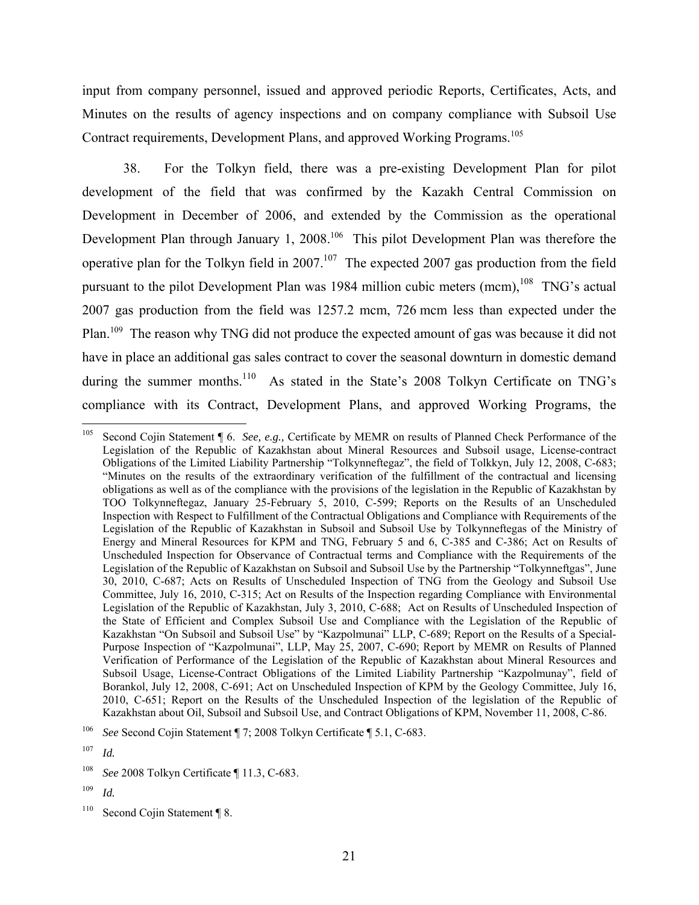input from company personnel, issued and approved periodic Reports, Certificates, Acts, and Minutes on the results of agency inspections and on company compliance with Subsoil Use Contract requirements, Development Plans, and approved Working Programs.[105]

38. For the Tolkyn field, there was a pre-existing Development Plan for pilot development of the field that was confirmed by the Kazakh Central Commission on Development in December of 2006, and extended by the Commission as the operational Development Plan through January 1, 2008.[106] This pilot Development Plan was therefore the operative plan for the Tolkyn field in 2007.[107] The expected 2007 gas production from the field pursuant to the pilot Development Plan was 1984 million cubic meters (mcm),[108] TNG's actual 2007 gas production from the field was 1257.2 mcm, 726 mcm less than expected under the Plan.[109] The reason why TNG did not produce the expected amount of gas was because it did not have in place an additional gas sales contract to cover the seasonal downturn in domestic demand during the summer months.[110] As stated in the State's 2008 Tolkyn Certificate on TNG's compliance with its Contract, Development Plans, and approved Working Programs, the

---

[105] Second Cojin Statement ¶ 6. *See, e.g.,* Certificate by MEMR on results of Planned Check Performance of the Legislation of the Republic of Kazakhstan about Mineral Resources and Subsoil usage, License-contract Obligations of the Limited Liability Partnership "Tolkynneftegaz", the field of Tolkkyn, July 12, 2008, C-683; "Minutes on the results of the extraordinary verification of the fulfillment of the contractual and licensing obligations as well as of the compliance with the provisions of the legislation in the Republic of Kazakhstan by TOO Tolkynneftegaz, January 25-February 5, 2010, C-599; Reports on the Results of an Unscheduled Inspection with Respect to Fulfillment of the Contractual Obligations and Compliance with Requirements of the Legislation of the Republic of Kazakhstan in Subsoil and Subsoil Use by Tolkynneftegas of the Ministry of Energy and Mineral Resources for KPM and TNG, February 5 and 6, C-385 and C-386; Act on Results of Unscheduled Inspection for Observance of Contractual terms and Compliance with the Requirements of the Legislation of the Republic of Kazakhstan on Subsoil and Subsoil Use by the Partnership "Tolkynneftgas", June 30, 2010, C-687; Acts on Results of Unscheduled Inspection of TNG from the Geology and Subsoil Use Committee, July 16, 2010, C-315; Act on Results of the Inspection regarding Compliance with Environmental Legislation of the Republic of Kazakhstan, July 3, 2010, C-688; Act on Results of Unscheduled Inspection of the State of Efficient and Complex Subsoil Use and Compliance with the Legislation of the Republic of Kazakhstan "On Subsoil and Subsoil Use" by "Kazpolmunai" LLP, C-689; Report on the Results of a Special-Purpose Inspection of "Kazpolmunai", LLP, May 25, 2007, C-690; Report by MEMR on Results of Planned Verification of Performance of the Legislation of the Republic of Kazakhstan about Mineral Resources and Subsoil Usage, License-Contract Obligations of the Limited Liability Partnership "Kazpolmunay", field of Borankol, July 12, 2008, C-691; Act on Unscheduled Inspection of KPM by the Geology Committee, July 16, 2010, C-651; Report on the Results of the Unscheduled Inspection of the legislation of the Republic of Kazakhstan about Oil, Subsoil and Subsoil Use, and Contract Obligations of KPM, November 11, 2008, C-86.

[106] *See* Second Cojin Statement ¶ 7; 2008 Tolkyn Certificate ¶ 5.1, C-683.

[107] *Id.*

[108] *See* 2008 Tolkyn Certificate ¶ 11.3, C-683.

[109] *Id.*

[110] Second Cojin Statement ¶ 8.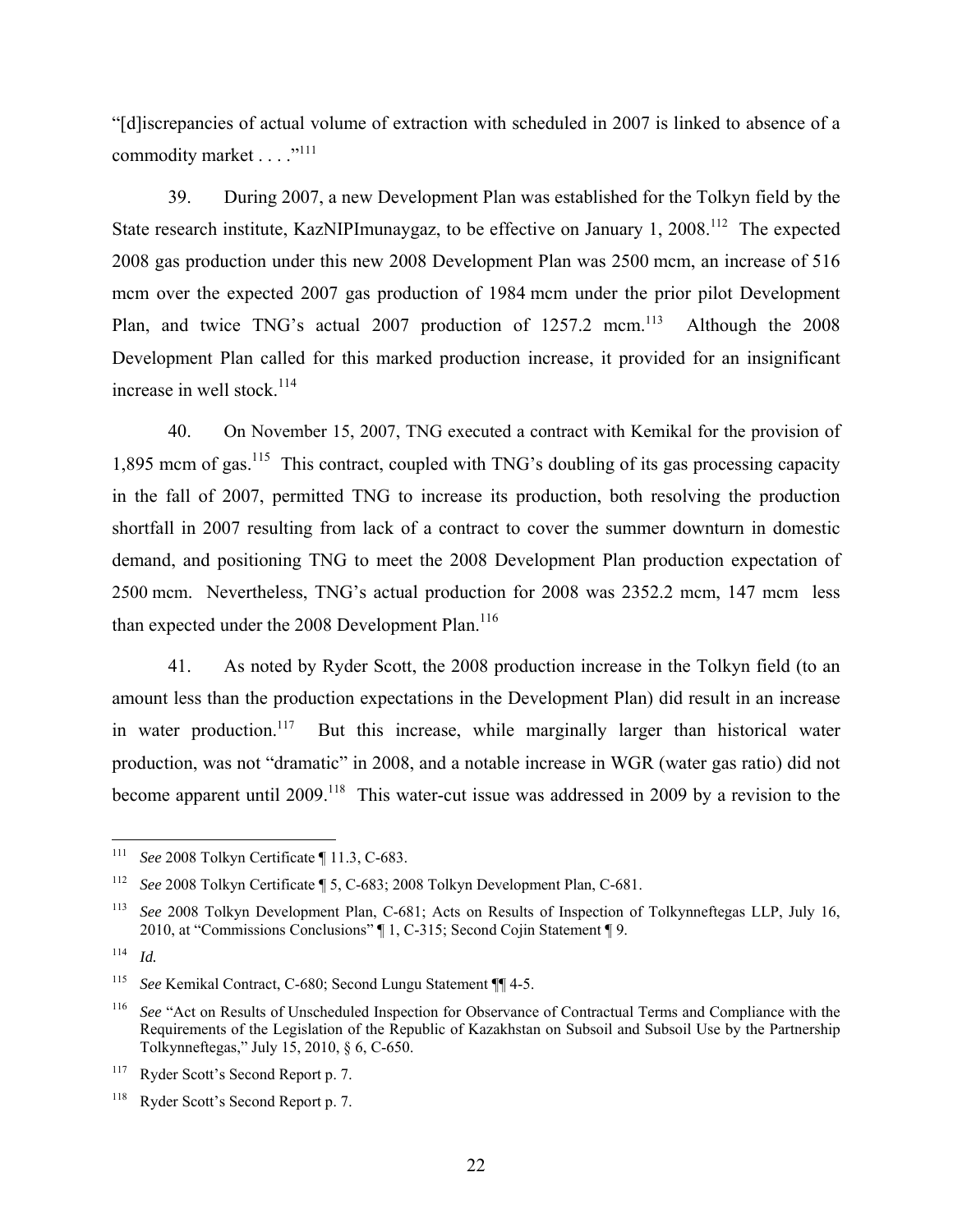"[d]iscrepancies of actual volume of extraction with scheduled in 2007 is linked to absence of a commodity market . . . ."[111]

39. During 2007, a new Development Plan was established for the Tolkyn field by the State research institute, KazNIPImunaygaz, to be effective on January 1, 2008.[112] The expected 2008 gas production under this new 2008 Development Plan was 2500 mcm, an increase of 516 mcm over the expected 2007 gas production of 1984 mcm under the prior pilot Development Plan, and twice TNG's actual 2007 production of 1257.2 mcm.[113] Although the 2008 Development Plan called for this marked production increase, it provided for an insignificant increase in well stock.[114]

40. On November 15, 2007, TNG executed a contract with Kemikal for the provision of 1,895 mcm of gas.[115] This contract, coupled with TNG's doubling of its gas processing capacity in the fall of 2007, permitted TNG to increase its production, both resolving the production shortfall in 2007 resulting from lack of a contract to cover the summer downturn in domestic demand, and positioning TNG to meet the 2008 Development Plan production expectation of 2500 mcm. Nevertheless, TNG's actual production for 2008 was 2352.2 mcm, 147 mcm less than expected under the 2008 Development Plan.[116]

41. As noted by Ryder Scott, the 2008 production increase in the Tolkyn field (to an amount less than the production expectations in the Development Plan) did result in an increase in water production.[117] But this increase, while marginally larger than historical water production, was not "dramatic" in 2008, and a notable increase in WGR (water gas ratio) did not become apparent until 2009.[118] This water-cut issue was addressed in 2009 by a revision to the

---

[111] *See* 2008 Tolkyn Certificate ¶ 11.3, C-683.

[112] *See* 2008 Tolkyn Certificate ¶ 5, C-683; 2008 Tolkyn Development Plan, C-681.

[113] *See* 2008 Tolkyn Development Plan, C-681; Acts on Results of Inspection of Tolkynneftegas LLP, July 16, 2010, at "Commissions Conclusions" ¶ 1, C-315; Second Cojin Statement ¶ 9.

[114] *Id.*

[115] *See* Kemikal Contract, C-680; Second Lungu Statement ¶¶ 4-5.

[116] *See* "Act on Results of Unscheduled Inspection for Observance of Contractual Terms and Compliance with the Requirements of the Legislation of the Republic of Kazakhstan on Subsoil and Subsoil Use by the Partnership Tolkynneftegas," July 15, 2010, § 6, C-650.

[117] Ryder Scott's Second Report p. 7.

[118] Ryder Scott's Second Report p. 7.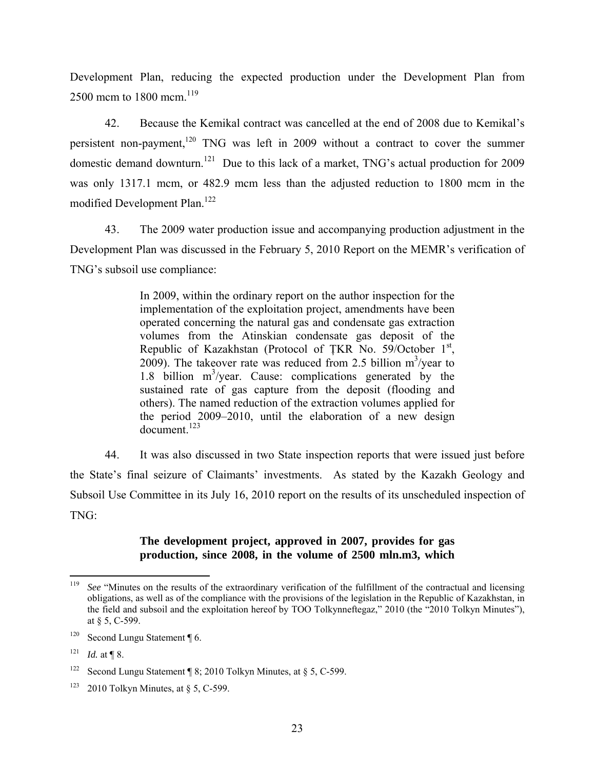Development Plan, reducing the expected production under the Development Plan from 2500 mcm to 1800 mcm.[119]

42. Because the Kemikal contract was cancelled at the end of 2008 due to Kemikal's persistent non-payment,[120] TNG was left in 2009 without a contract to cover the summer domestic demand downturn.[121] Due to this lack of a market, TNG's actual production for 2009 was only 1317.1 mcm, or 482.9 mcm less than the adjusted reduction to 1800 mcm in the modified Development Plan.[122]

43. The 2009 water production issue and accompanying production adjustment in the Development Plan was discussed in the February 5, 2010 Report on the MEMR's verification of TNG's subsoil use compliance:

> In 2009, within the ordinary report on the author inspection for the implementation of the exploitation project, amendments have been operated concerning the natural gas and condensate gas extraction volumes from the Atinskian condensate gas deposit of the Republic of Kazakhstan (Protocol of ȚKR No. 59/October 1st, 2009). The takeover rate was reduced from 2.5 billion $m^3$/year to 1.8 billion $m^3$/year. Cause: complications generated by the sustained rate of gas capture from the deposit (flooding and others). The named reduction of the extraction volumes applied for the period 2009–2010, until the elaboration of a new design document.[123]

44. It was also discussed in two State inspection reports that were issued just before the State's final seizure of Claimants' investments. As stated by the Kazakh Geology and Subsoil Use Committee in its July 16, 2010 report on the results of its unscheduled inspection of TNG:

> **The development project, approved in 2007, provides for gas production, since 2008, in the volume of 2500 mln.m3, which**

---

[119] *See* "Minutes on the results of the extraordinary verification of the fulfillment of the contractual and licensing obligations, as well as of the compliance with the provisions of the legislation in the Republic of Kazakhstan, in the field and subsoil and the exploitation hereof by TOO Tolkynneftegaz," 2010 (the "2010 Tolkyn Minutes"), at § 5, C-599.

[120] Second Lungu Statement ¶ 6.

[121] *Id.* at ¶ 8.

[122] Second Lungu Statement ¶ 8; 2010 Tolkyn Minutes, at § 5, C-599.

[123] 2010 Tolkyn Minutes, at § 5, C-599.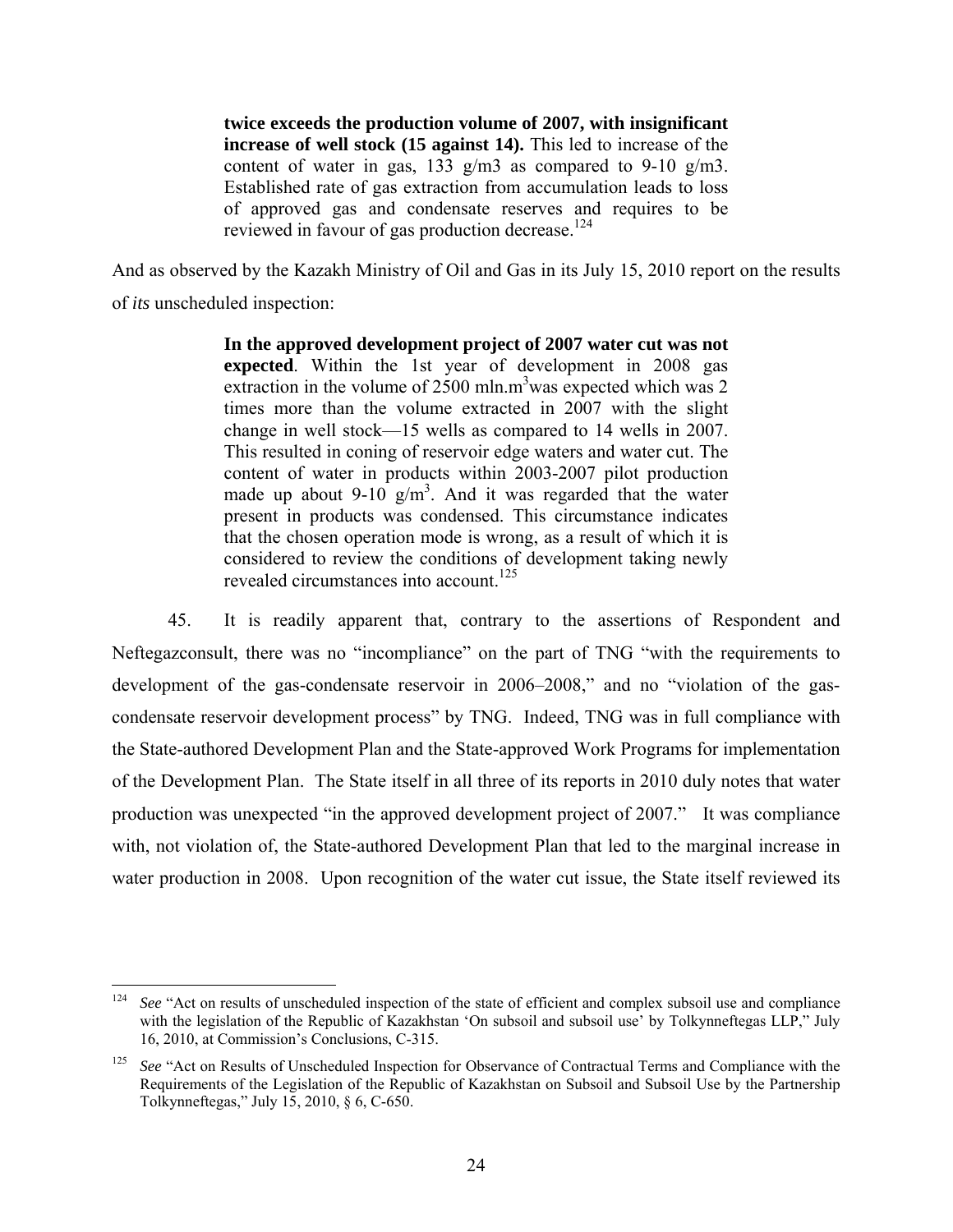> **twice exceeds the production volume of 2007, with insignificant increase of well stock (15 against 14).** This led to increase of the content of water in gas, 133 g/m3 as compared to 9-10 g/m3. Established rate of gas extraction from accumulation leads to loss of approved gas and condensate reserves and requires to be reviewed in favour of gas production decrease.[124]

And as observed by the Kazakh Ministry of Oil and Gas in its July 15, 2010 report on the results of *its* unscheduled inspection:

> **In the approved development project of 2007 water cut was not expected**. Within the 1st year of development in 2008 gas extraction in the volume of 2500 mln.m$^3$was expected which was 2 times more than the volume extracted in 2007 with the slight change in well stock—15 wells as compared to 14 wells in 2007. This resulted in coning of reservoir edge waters and water cut. The content of water in products within 2003-2007 pilot production made up about 9-10 g/m$^3$. And it was regarded that the water present in products was condensed. This circumstance indicates that the chosen operation mode is wrong, as a result of which it is considered to review the conditions of development taking newly revealed circumstances into account.[125]

45. It is readily apparent that, contrary to the assertions of Respondent and Neftegazconsult, there was no "incompliance" on the part of TNG "with the requirements to development of the gas-condensate reservoir in 2006–2008," and no "violation of the gas-condensate reservoir development process" by TNG. Indeed, TNG was in full compliance with the State-authored Development Plan and the State-approved Work Programs for implementation of the Development Plan. The State itself in all three of its reports in 2010 duly notes that water production was unexpected "in the approved development project of 2007." It was compliance with, not violation of, the State-authored Development Plan that led to the marginal increase in water production in 2008. Upon recognition of the water cut issue, the State itself reviewed its

---

[124] *See* "Act on results of unscheduled inspection of the state of efficient and complex subsoil use and compliance with the legislation of the Republic of Kazakhstan 'On subsoil and subsoil use' by Tolkynneftegas LLP," July 16, 2010, at Commission's Conclusions, C-315.

[125] *See* "Act on Results of Unscheduled Inspection for Observance of Contractual Terms and Compliance with the Requirements of the Legislation of the Republic of Kazakhstan on Subsoil and Subsoil Use by the Partnership Tolkynneftegas," July 15, 2010, § 6, C-650.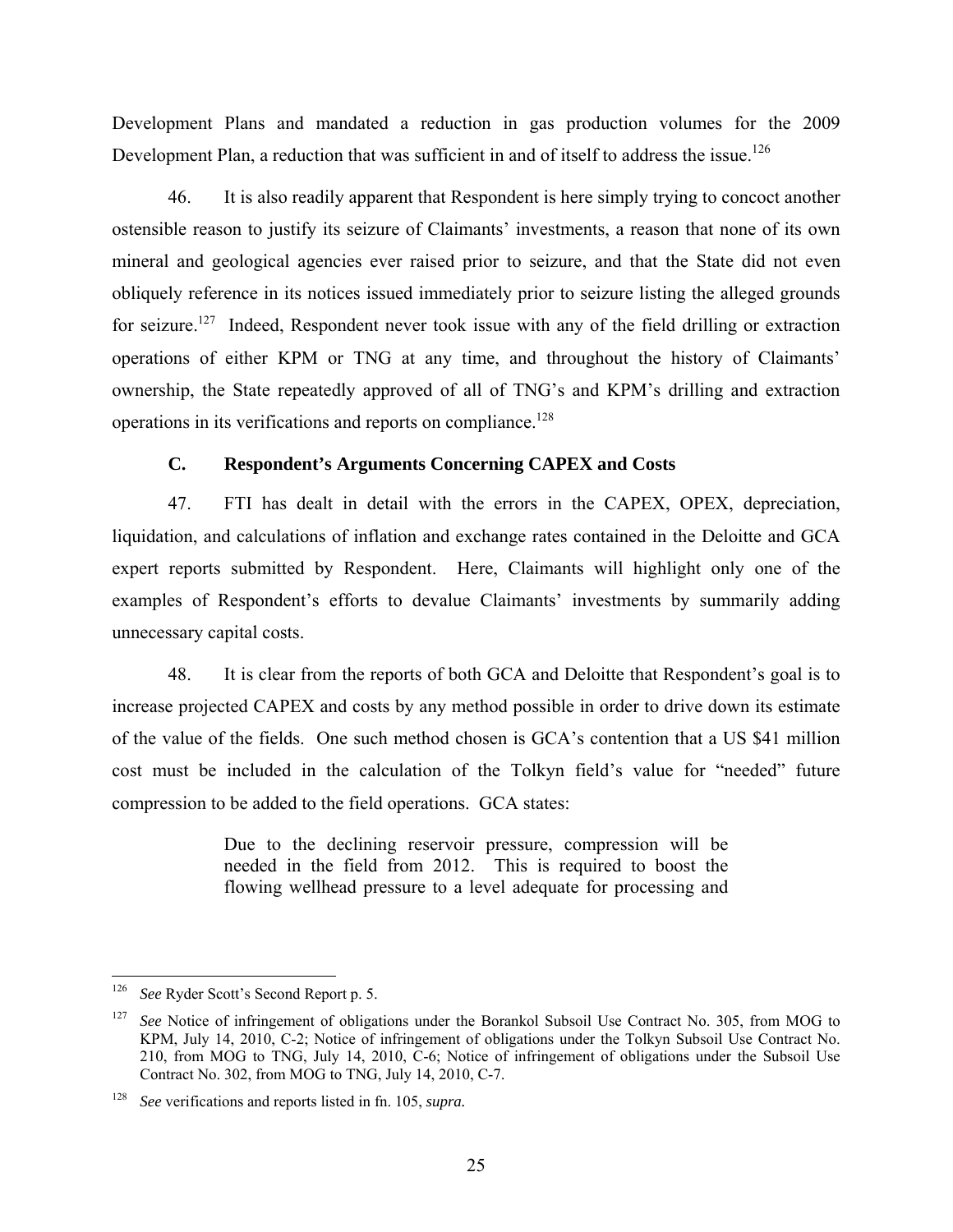Development Plans and mandated a reduction in gas production volumes for the 2009 Development Plan, a reduction that was sufficient in and of itself to address the issue.[126]

46. It is also readily apparent that Respondent is here simply trying to concoct another ostensible reason to justify its seizure of Claimants' investments, a reason that none of its own mineral and geological agencies ever raised prior to seizure, and that the State did not even obliquely reference in its notices issued immediately prior to seizure listing the alleged grounds for seizure.[127] Indeed, Respondent never took issue with any of the field drilling or extraction operations of either KPM or TNG at any time, and throughout the history of Claimants' ownership, the State repeatedly approved of all of TNG's and KPM's drilling and extraction operations in its verifications and reports on compliance.[128]

### C. Respondent's Arguments Concerning CAPEX and Costs

47. FTI has dealt in detail with the errors in the CAPEX, OPEX, depreciation, liquidation, and calculations of inflation and exchange rates contained in the Deloitte and GCA expert reports submitted by Respondent. Here, Claimants will highlight only one of the examples of Respondent's efforts to devalue Claimants' investments by summarily adding unnecessary capital costs.

48. It is clear from the reports of both GCA and Deloitte that Respondent's goal is to increase projected CAPEX and costs by any method possible in order to drive down its estimate of the value of the fields. One such method chosen is GCA's contention that a US $41 million cost must be included in the calculation of the Tolkyn field's value for "needed" future compression to be added to the field operations. GCA states:

> Due to the declining reservoir pressure, compression will be needed in the field from 2012. This is required to boost the flowing wellhead pressure to a level adequate for processing and

---

[126] *See* Ryder Scott's Second Report p. 5.

[127] *See* Notice of infringement of obligations under the Borankol Subsoil Use Contract No. 305, from MOG to KPM, July 14, 2010, C-2; Notice of infringement of obligations under the Tolkyn Subsoil Use Contract No. 210, from MOG to TNG, July 14, 2010, C-6; Notice of infringement of obligations under the Subsoil Use Contract No. 302, from MOG to TNG, July 14, 2010, C-7.

[128] *See* verifications and reports listed in fn. 105, *supra.*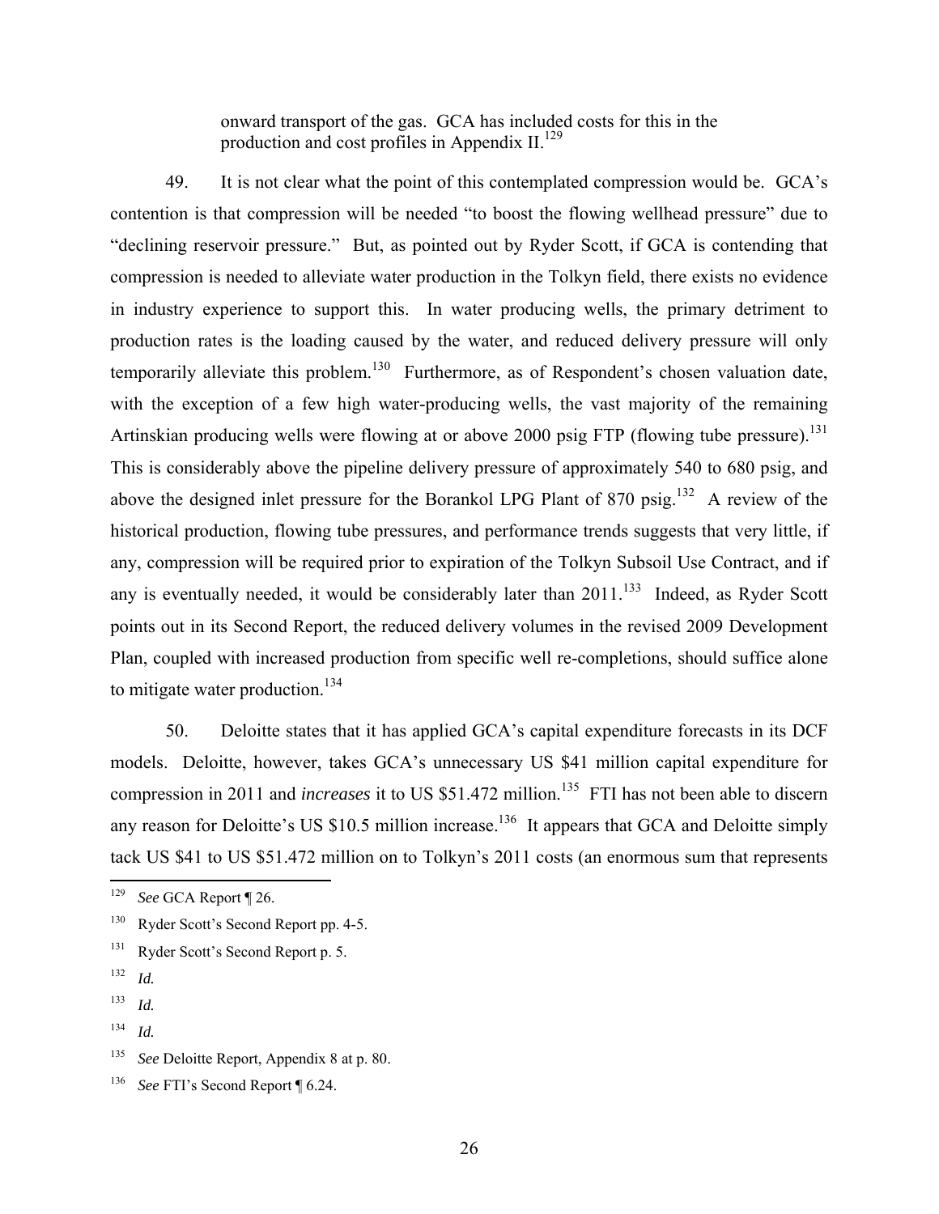> onward transport of the gas. GCA has included costs for this in the production and cost profiles in Appendix II.[129]

49. It is not clear what the point of this contemplated compression would be. GCA's contention is that compression will be needed "to boost the flowing wellhead pressure" due to "declining reservoir pressure." But, as pointed out by Ryder Scott, if GCA is contending that compression is needed to alleviate water production in the Tolkyn field, there exists no evidence in industry experience to support this. In water producing wells, the primary detriment to production rates is the loading caused by the water, and reduced delivery pressure will only temporarily alleviate this problem.[130] Furthermore, as of Respondent's chosen valuation date, with the exception of a few high water-producing wells, the vast majority of the remaining Artinskian producing wells were flowing at or above 2000 psig FTP (flowing tube pressure).[131] This is considerably above the pipeline delivery pressure of approximately 540 to 680 psig, and above the designed inlet pressure for the Borankol LPG Plant of 870 psig.[132] A review of the historical production, flowing tube pressures, and performance trends suggests that very little, if any, compression will be required prior to expiration of the Tolkyn Subsoil Use Contract, and if any is eventually needed, it would be considerably later than 2011.[133] Indeed, as Ryder Scott points out in its Second Report, the reduced delivery volumes in the revised 2009 Development Plan, coupled with increased production from specific well re-completions, should suffice alone to mitigate water production.[134]

50. Deloitte states that it has applied GCA's capital expenditure forecasts in its DCF models. Deloitte, however, takes GCA's unnecessary US $41 million capital expenditure for compression in 2011 and *increases* it to US $51.472 million.[135] FTI has not been able to discern any reason for Deloitte's US $10.5 million increase.[136] It appears that GCA and Deloitte simply tack US $41 to US $51.472 million on to Tolkyn's 2011 costs (an enormous sum that represents

---

[129] *See* GCA Report ¶ 26.

[130] Ryder Scott's Second Report pp. 4-5.

[131] Ryder Scott's Second Report p. 5.

[132] *Id.*

[133] *Id.*

[134] *Id.*

[135] *See* Deloitte Report, Appendix 8 at p. 80.

[136] *See* FTI's Second Report ¶ 6.24.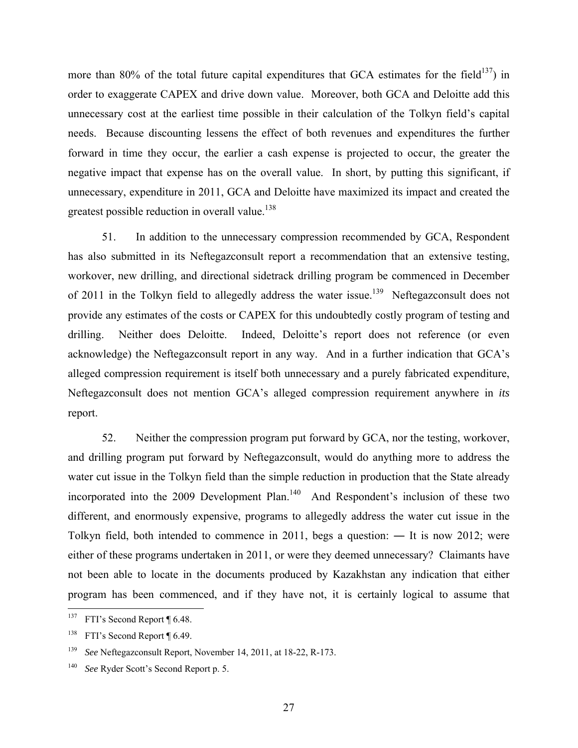more than 80% of the total future capital expenditures that GCA estimates for the field[137]) in order to exaggerate CAPEX and drive down value. Moreover, both GCA and Deloitte add this unnecessary cost at the earliest time possible in their calculation of the Tolkyn field's capital needs. Because discounting lessens the effect of both revenues and expenditures the further forward in time they occur, the earlier a cash expense is projected to occur, the greater the negative impact that expense has on the overall value. In short, by putting this significant, if unnecessary, expenditure in 2011, GCA and Deloitte have maximized its impact and created the greatest possible reduction in overall value.[138]

51. In addition to the unnecessary compression recommended by GCA, Respondent has also submitted in its Neftegazconsult report a recommendation that an extensive testing, workover, new drilling, and directional sidetrack drilling program be commenced in December of 2011 in the Tolkyn field to allegedly address the water issue.[139] Neftegazconsult does not provide any estimates of the costs or CAPEX for this undoubtedly costly program of testing and drilling. Neither does Deloitte. Indeed, Deloitte's report does not reference (or even acknowledge) the Neftegazconsult report in any way. And in a further indication that GCA's alleged compression requirement is itself both unnecessary and a purely fabricated expenditure, Neftegazconsult does not mention GCA's alleged compression requirement anywhere in *its* report.

52. Neither the compression program put forward by GCA, nor the testing, workover, and drilling program put forward by Neftegazconsult, would do anything more to address the water cut issue in the Tolkyn field than the simple reduction in production that the State already incorporated into the 2009 Development Plan.[140] And Respondent's inclusion of these two different, and enormously expensive, programs to allegedly address the water cut issue in the Tolkyn field, both intended to commence in 2011, begs a question: ― It is now 2012; were either of these programs undertaken in 2011, or were they deemed unnecessary? Claimants have not been able to locate in the documents produced by Kazakhstan any indication that either program has been commenced, and if they have not, it is certainly logical to assume that

---

[137] FTI's Second Report ¶ 6.48.

[138] FTI's Second Report ¶ 6.49.

[139] *See* Neftegazconsult Report, November 14, 2011, at 18-22, R-173.

[140] *See* Ryder Scott's Second Report p. 5.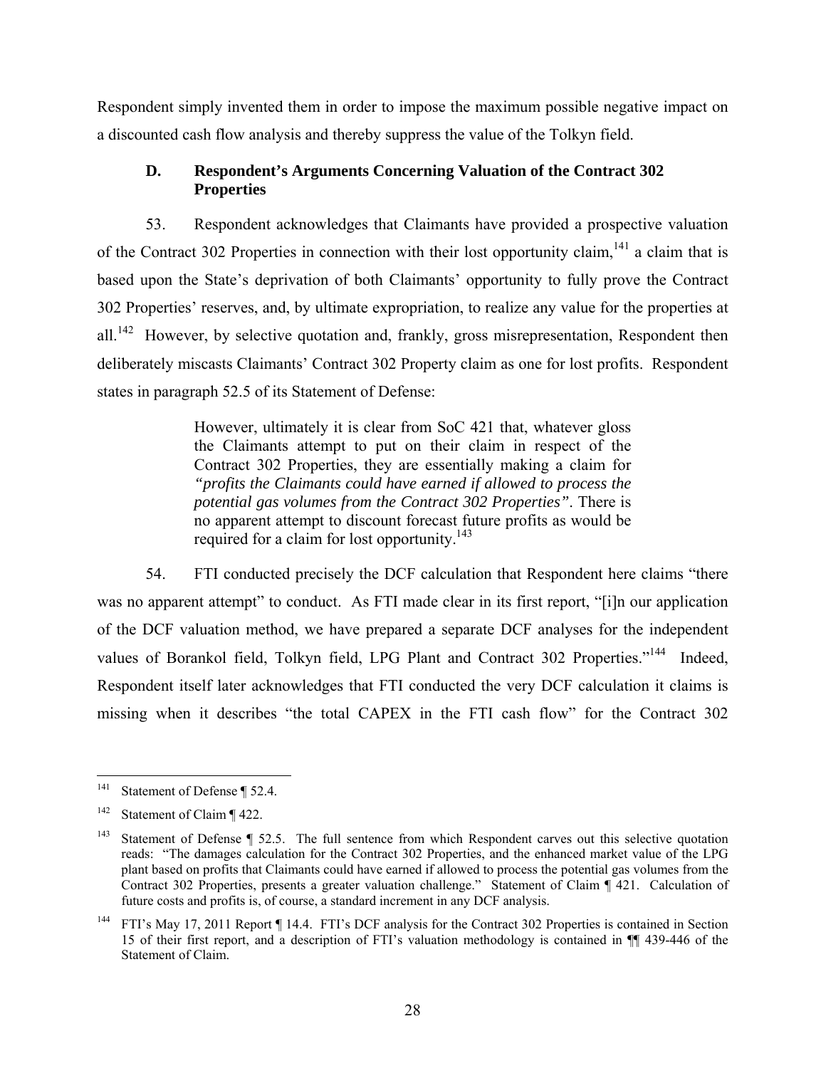Respondent simply invented them in order to impose the maximum possible negative impact on a discounted cash flow analysis and thereby suppress the value of the Tolkyn field.

### D. Respondent's Arguments Concerning Valuation of the Contract 302 Properties

53. Respondent acknowledges that Claimants have provided a prospective valuation of the Contract 302 Properties in connection with their lost opportunity claim,[141] a claim that is based upon the State's deprivation of both Claimants' opportunity to fully prove the Contract 302 Properties' reserves, and, by ultimate expropriation, to realize any value for the properties at all.[142] However, by selective quotation and, frankly, gross misrepresentation, Respondent then deliberately miscasts Claimants' Contract 302 Property claim as one for lost profits. Respondent states in paragraph 52.5 of its Statement of Defense:

> However, ultimately it is clear from SoC 421 that, whatever gloss the Claimants attempt to put on their claim in respect of the Contract 302 Properties, they are essentially making a claim for *"profits the Claimants could have earned if allowed to process the potential gas volumes from the Contract 302 Properties"*. There is no apparent attempt to discount forecast future profits as would be required for a claim for lost opportunity.[143]

54. FTI conducted precisely the DCF calculation that Respondent here claims "there was no apparent attempt" to conduct. As FTI made clear in its first report, "[i]n our application of the DCF valuation method, we have prepared a separate DCF analyses for the independent values of Borankol field, Tolkyn field, LPG Plant and Contract 302 Properties."[144] Indeed, Respondent itself later acknowledges that FTI conducted the very DCF calculation it claims is missing when it describes "the total CAPEX in the FTI cash flow" for the Contract 302

---

[141] Statement of Defense ¶ 52.4.

[142] Statement of Claim ¶ 422.

[143] Statement of Defense ¶ 52.5. The full sentence from which Respondent carves out this selective quotation reads: "The damages calculation for the Contract 302 Properties, and the enhanced market value of the LPG plant based on profits that Claimants could have earned if allowed to process the potential gas volumes from the Contract 302 Properties, presents a greater valuation challenge." Statement of Claim ¶ 421. Calculation of future costs and profits is, of course, a standard increment in any DCF analysis.

[144] FTI's May 17, 2011 Report ¶ 14.4. FTI's DCF analysis for the Contract 302 Properties is contained in Section 15 of their first report, and a description of FTI's valuation methodology is contained in ¶¶ 439-446 of the Statement of Claim.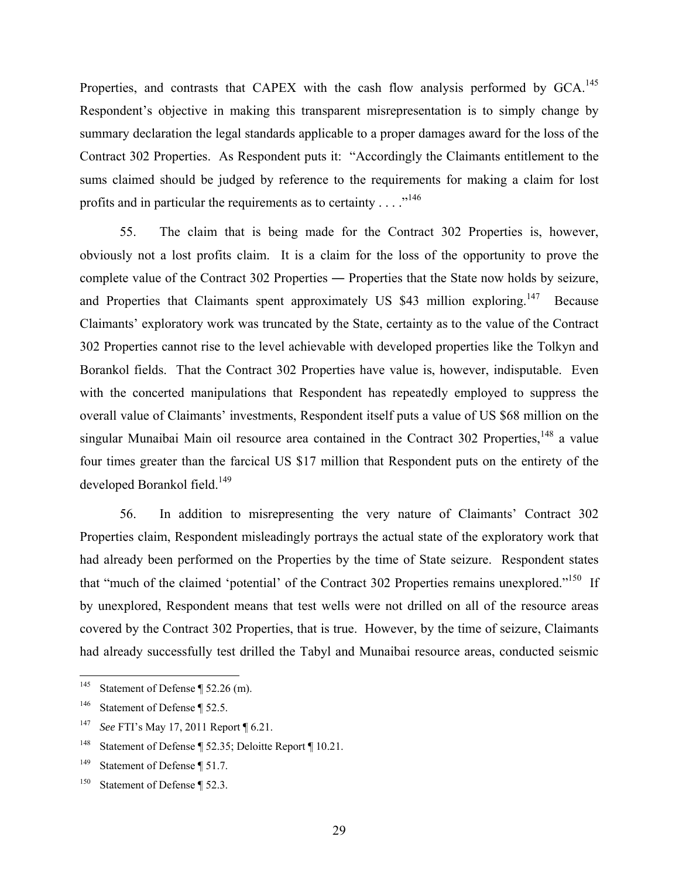Properties, and contrasts that CAPEX with the cash flow analysis performed by GCA.[145] Respondent's objective in making this transparent misrepresentation is to simply change by summary declaration the legal standards applicable to a proper damages award for the loss of the Contract 302 Properties. As Respondent puts it: "Accordingly the Claimants entitlement to the sums claimed should be judged by reference to the requirements for making a claim for lost profits and in particular the requirements as to certainty . . . ."[146]

55. The claim that is being made for the Contract 302 Properties is, however, obviously not a lost profits claim. It is a claim for the loss of the opportunity to prove the complete value of the Contract 302 Properties ― Properties that the State now holds by seizure, and Properties that Claimants spent approximately US $43 million exploring.[147] Because Claimants' exploratory work was truncated by the State, certainty as to the value of the Contract 302 Properties cannot rise to the level achievable with developed properties like the Tolkyn and Borankol fields. That the Contract 302 Properties have value is, however, indisputable. Even with the concerted manipulations that Respondent has repeatedly employed to suppress the overall value of Claimants' investments, Respondent itself puts a value of US $68 million on the singular Munaibai Main oil resource area contained in the Contract 302 Properties,[148] a value four times greater than the farcical US $17 million that Respondent puts on the entirety of the developed Borankol field.[149]

56. In addition to misrepresenting the very nature of Claimants' Contract 302 Properties claim, Respondent misleadingly portrays the actual state of the exploratory work that had already been performed on the Properties by the time of State seizure. Respondent states that "much of the claimed 'potential' of the Contract 302 Properties remains unexplored."[150] If by unexplored, Respondent means that test wells were not drilled on all of the resource areas covered by the Contract 302 Properties, that is true. However, by the time of seizure, Claimants had already successfully test drilled the Tabyl and Munaibai resource areas, conducted seismic

---

[145] Statement of Defense ¶ 52.26 (m).

[146] Statement of Defense ¶ 52.5.

[147] *See* FTI's May 17, 2011 Report ¶ 6.21.

[148] Statement of Defense ¶ 52.35; Deloitte Report ¶ 10.21.

[149] Statement of Defense ¶ 51.7.

[150] Statement of Defense ¶ 52.3.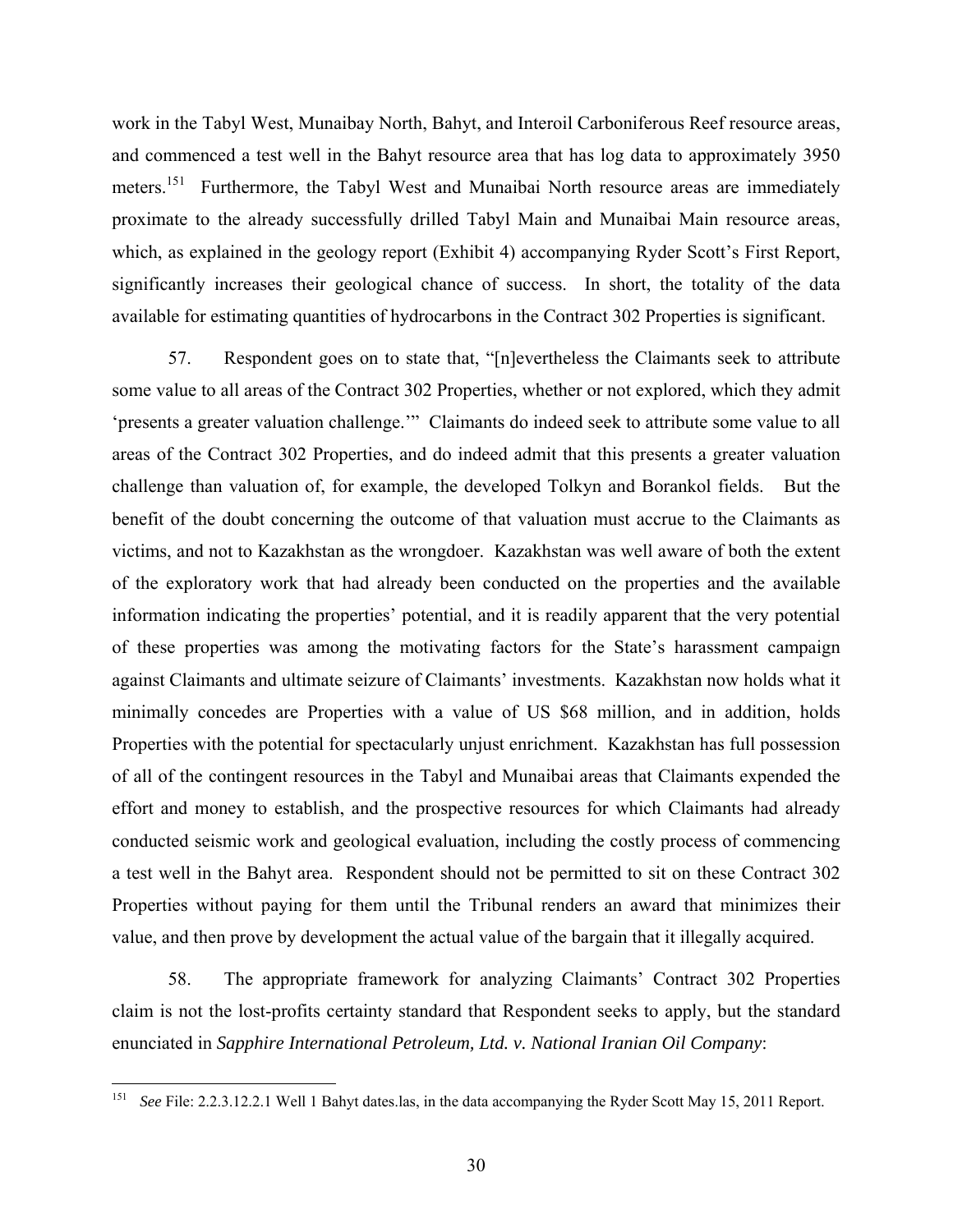work in the Tabyl West, Munaibay North, Bahyt, and Interoil Carboniferous Reef resource areas, and commenced a test well in the Bahyt resource area that has log data to approximately 3950 meters.[151] Furthermore, the Tabyl West and Munaibai North resource areas are immediately proximate to the already successfully drilled Tabyl Main and Munaibai Main resource areas, which, as explained in the geology report (Exhibit 4) accompanying Ryder Scott's First Report, significantly increases their geological chance of success. In short, the totality of the data available for estimating quantities of hydrocarbons in the Contract 302 Properties is significant.

57. Respondent goes on to state that, "[n]evertheless the Claimants seek to attribute some value to all areas of the Contract 302 Properties, whether or not explored, which they admit 'presents a greater valuation challenge.'" Claimants do indeed seek to attribute some value to all areas of the Contract 302 Properties, and do indeed admit that this presents a greater valuation challenge than valuation of, for example, the developed Tolkyn and Borankol fields. But the benefit of the doubt concerning the outcome of that valuation must accrue to the Claimants as victims, and not to Kazakhstan as the wrongdoer. Kazakhstan was well aware of both the extent of the exploratory work that had already been conducted on the properties and the available information indicating the properties' potential, and it is readily apparent that the very potential of these properties was among the motivating factors for the State's harassment campaign against Claimants and ultimate seizure of Claimants' investments. Kazakhstan now holds what it minimally concedes are Properties with a value of US $68 million, and in addition, holds Properties with the potential for spectacularly unjust enrichment. Kazakhstan has full possession of all of the contingent resources in the Tabyl and Munaibai areas that Claimants expended the effort and money to establish, and the prospective resources for which Claimants had already conducted seismic work and geological evaluation, including the costly process of commencing a test well in the Bahyt area. Respondent should not be permitted to sit on these Contract 302 Properties without paying for them until the Tribunal renders an award that minimizes their value, and then prove by development the actual value of the bargain that it illegally acquired.

58. The appropriate framework for analyzing Claimants' Contract 302 Properties claim is not the lost-profits certainty standard that Respondent seeks to apply, but the standard enunciated in *Sapphire International Petroleum, Ltd. v. National Iranian Oil Company*:

---

[151] *See* File: 2.2.3.12.2.1 Well 1 Bahyt dates.las, in the data accompanying the Ryder Scott May 15, 2011 Report.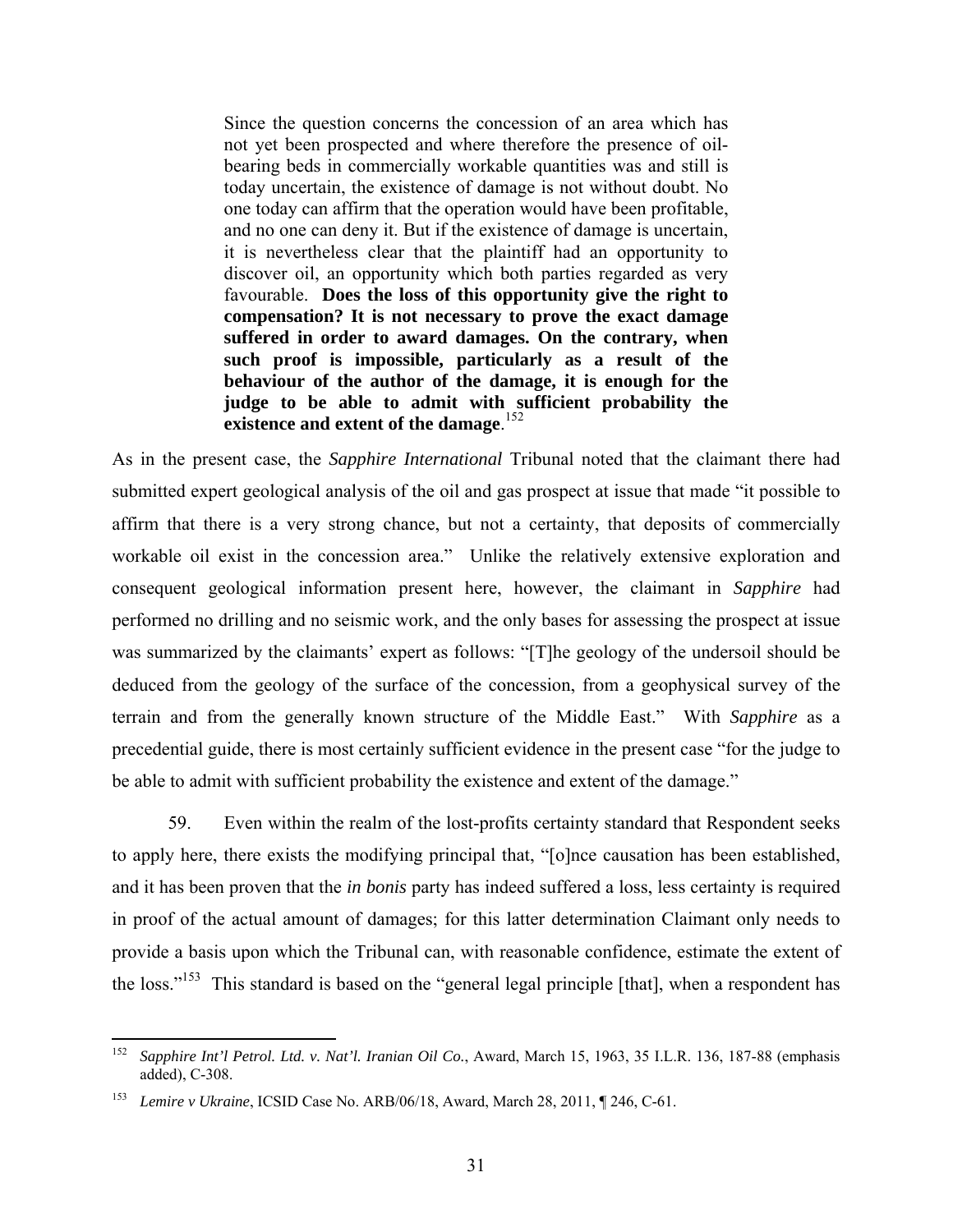> Since the question concerns the concession of an area which has not yet been prospected and where therefore the presence of oil-bearing beds in commercially workable quantities was and still is today uncertain, the existence of damage is not without doubt. No one today can affirm that the operation would have been profitable, and no one can deny it. But if the existence of damage is uncertain, it is nevertheless clear that the plaintiff had an opportunity to discover oil, an opportunity which both parties regarded as very favourable. **Does the loss of this opportunity give the right to compensation? It is not necessary to prove the exact damage suffered in order to award damages. On the contrary, when such proof is impossible, particularly as a result of the behaviour of the author of the damage, it is enough for the judge to be able to admit with sufficient probability the existence and extent of the damage**.[152]

As in the present case, the *Sapphire International* Tribunal noted that the claimant there had submitted expert geological analysis of the oil and gas prospect at issue that made "it possible to affirm that there is a very strong chance, but not a certainty, that deposits of commercially workable oil exist in the concession area." Unlike the relatively extensive exploration and consequent geological information present here, however, the claimant in *Sapphire* had performed no drilling and no seismic work, and the only bases for assessing the prospect at issue was summarized by the claimants' expert as follows: "[T]he geology of the undersoil should be deduced from the geology of the surface of the concession, from a geophysical survey of the terrain and from the generally known structure of the Middle East." With *Sapphire* as a precedential guide, there is most certainly sufficient evidence in the present case "for the judge to be able to admit with sufficient probability the existence and extent of the damage."

59. Even within the realm of the lost-profits certainty standard that Respondent seeks to apply here, there exists the modifying principal that, "[o]nce causation has been established, and it has been proven that the *in bonis* party has indeed suffered a loss, less certainty is required in proof of the actual amount of damages; for this latter determination Claimant only needs to provide a basis upon which the Tribunal can, with reasonable confidence, estimate the extent of the loss."[153] This standard is based on the "general legal principle [that], when a respondent has

---

[152] *Sapphire Int'l Petrol. Ltd. v. Nat'l. Iranian Oil Co.*, Award, March 15, 1963, 35 I.L.R. 136, 187-88 (emphasis added), C-308.

[153] *Lemire v Ukraine*, ICSID Case No. ARB/06/18, Award, March 28, 2011, ¶ 246, C-61.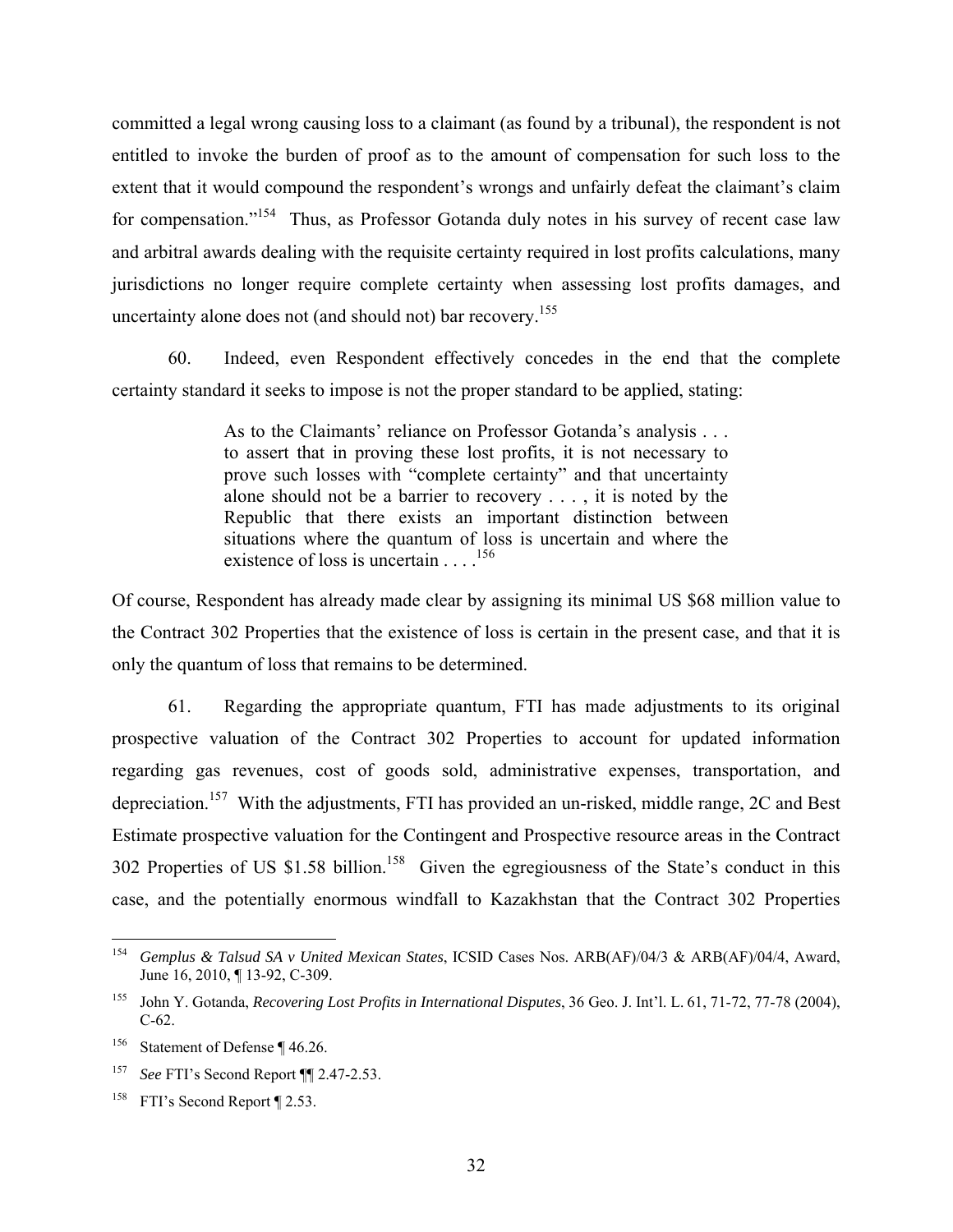committed a legal wrong causing loss to a claimant (as found by a tribunal), the respondent is not entitled to invoke the burden of proof as to the amount of compensation for such loss to the extent that it would compound the respondent's wrongs and unfairly defeat the claimant's claim for compensation."[154] Thus, as Professor Gotanda duly notes in his survey of recent case law and arbitral awards dealing with the requisite certainty required in lost profits calculations, many jurisdictions no longer require complete certainty when assessing lost profits damages, and uncertainty alone does not (and should not) bar recovery.[155]

60. Indeed, even Respondent effectively concedes in the end that the complete certainty standard it seeks to impose is not the proper standard to be applied, stating:

> As to the Claimants' reliance on Professor Gotanda's analysis . . . to assert that in proving these lost profits, it is not necessary to prove such losses with "complete certainty" and that uncertainty alone should not be a barrier to recovery . . . , it is noted by the Republic that there exists an important distinction between situations where the quantum of loss is uncertain and where the existence of loss is uncertain . . . .[156]

Of course, Respondent has already made clear by assigning its minimal US $68 million value to the Contract 302 Properties that the existence of loss is certain in the present case, and that it is only the quantum of loss that remains to be determined.

61. Regarding the appropriate quantum, FTI has made adjustments to its original prospective valuation of the Contract 302 Properties to account for updated information regarding gas revenues, cost of goods sold, administrative expenses, transportation, and depreciation.[157] With the adjustments, FTI has provided an un-risked, middle range, 2C and Best Estimate prospective valuation for the Contingent and Prospective resource areas in the Contract 302 Properties of US $1.58 billion.[158] Given the egregiousness of the State's conduct in this case, and the potentially enormous windfall to Kazakhstan that the Contract 302 Properties

---

[154] *Gemplus & Talsud SA v United Mexican States*, ICSID Cases Nos. ARB(AF)/04/3 & ARB(AF)/04/4, Award, June 16, 2010, ¶ 13-92, C-309.

[155] John Y. Gotanda, *Recovering Lost Profits in International Disputes*, 36 Geo. J. Int'l. L. 61, 71-72, 77-78 (2004), C-62.

[156] Statement of Defense ¶ 46.26.

[157] *See* FTI's Second Report ¶¶ 2.47-2.53.

[158] FTI's Second Report ¶ 2.53.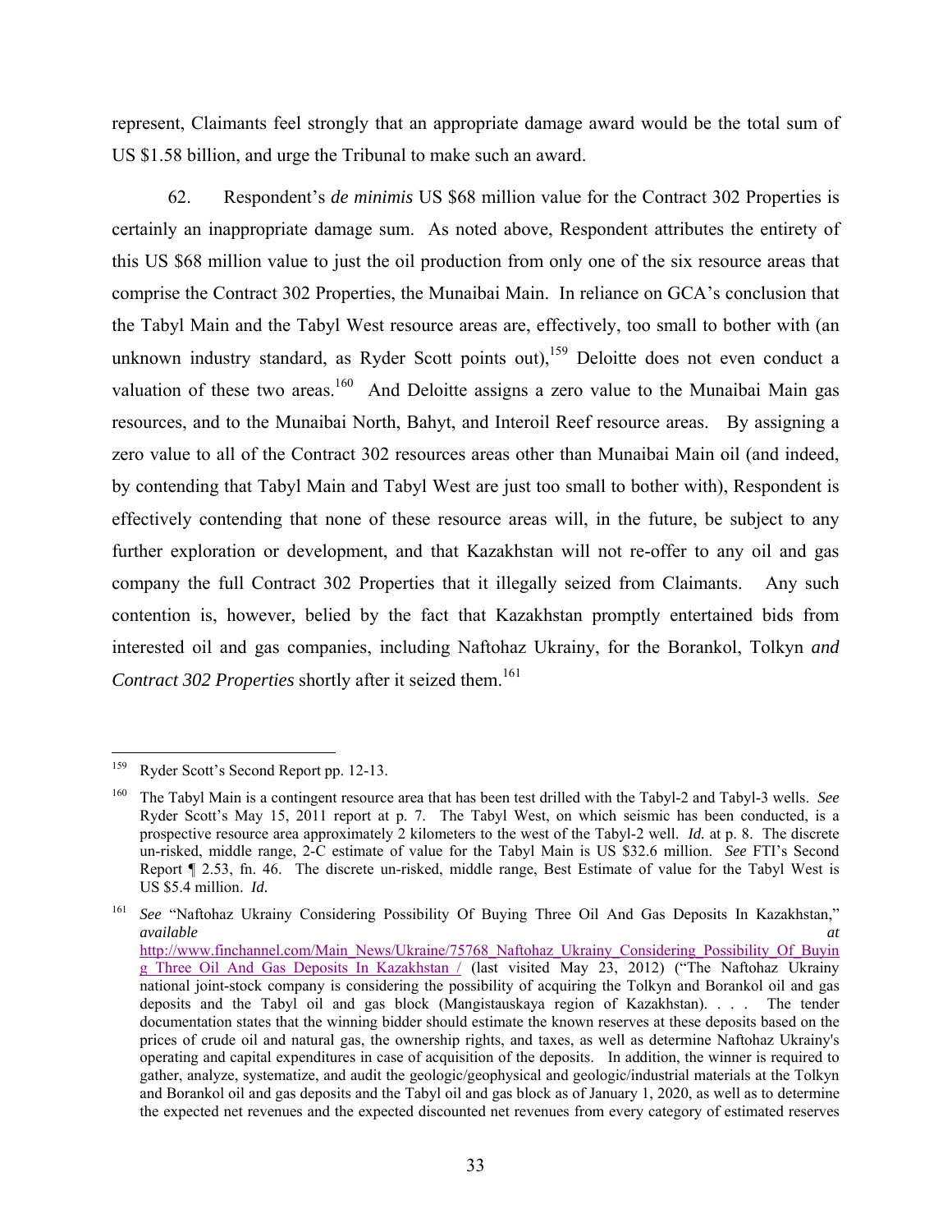represent, Claimants feel strongly that an appropriate damage award would be the total sum of US $1.58 billion, and urge the Tribunal to make such an award.

62. Respondent's *de minimis* US $68 million value for the Contract 302 Properties is certainly an inappropriate damage sum. As noted above, Respondent attributes the entirety of this US $68 million value to just the oil production from only one of the six resource areas that comprise the Contract 302 Properties, the Munaibai Main. In reliance on GCA's conclusion that the Tabyl Main and the Tabyl West resource areas are, effectively, too small to bother with (an unknown industry standard, as Ryder Scott points out),[159] Deloitte does not even conduct a valuation of these two areas.[160] And Deloitte assigns a zero value to the Munaibai Main gas resources, and to the Munaibai North, Bahyt, and Interoil Reef resource areas. By assigning a zero value to all of the Contract 302 resources areas other than Munaibai Main oil (and indeed, by contending that Tabyl Main and Tabyl West are just too small to bother with), Respondent is effectively contending that none of these resource areas will, in the future, be subject to any further exploration or development, and that Kazakhstan will not re-offer to any oil and gas company the full Contract 302 Properties that it illegally seized from Claimants. Any such contention is, however, belied by the fact that Kazakhstan promptly entertained bids from interested oil and gas companies, including Naftohaz Ukrainy, for the Borankol, Tolkyn *and Contract 302 Properties* shortly after it seized them.[161]

---

[159] Ryder Scott's Second Report pp. 12-13.

[160] The Tabyl Main is a contingent resource area that has been test drilled with the Tabyl-2 and Tabyl-3 wells. *See* Ryder Scott's May 15, 2011 report at p. 7. The Tabyl West, on which seismic has been conducted, is a prospective resource area approximately 2 kilometers to the west of the Tabyl-2 well. *Id.* at p. 8. The discrete un-risked, middle range, 2-C estimate of value for the Tabyl Main is US $32.6 million. *See* FTI's Second Report ¶ 2.53, fn. 46. The discrete un-risked, middle range, Best Estimate of value for the Tabyl West is US $5.4 million. *Id.*

[161] *See* "Naftohaz Ukrainy Considering Possibility Of Buying Three Oil And Gas Deposits In Kazakhstan," ***available at*** http://www.finchannel.com/Main_News/Ukraine/75768_Naftohaz_Ukrainy_Considering_Possibility_Of_Buying_Three_Oil_And_Gas_Deposits_In_Kazakhstan_/ (last visited May 23, 2012) ("The Naftohaz Ukrainy national joint-stock company is considering the possibility of acquiring the Tolkyn and Borankol oil and gas deposits and the Tabyl oil and gas block (Mangistauskaya region of Kazakhstan). . . . The tender documentation states that the winning bidder should estimate the known reserves at these deposits based on the prices of crude oil and natural gas, the ownership rights, and taxes, as well as determine Naftohaz Ukrainy's operating and capital expenditures in case of acquisition of the deposits. In addition, the winner is required to gather, analyze, systematize, and audit the geologic/geophysical and geologic/industrial materials at the Tolkyn and Borankol oil and gas deposits and the Tabyl oil and gas block as of January 1, 2020, as well as to determine the expected net revenues and the expected discounted net revenues from every category of estimated reserves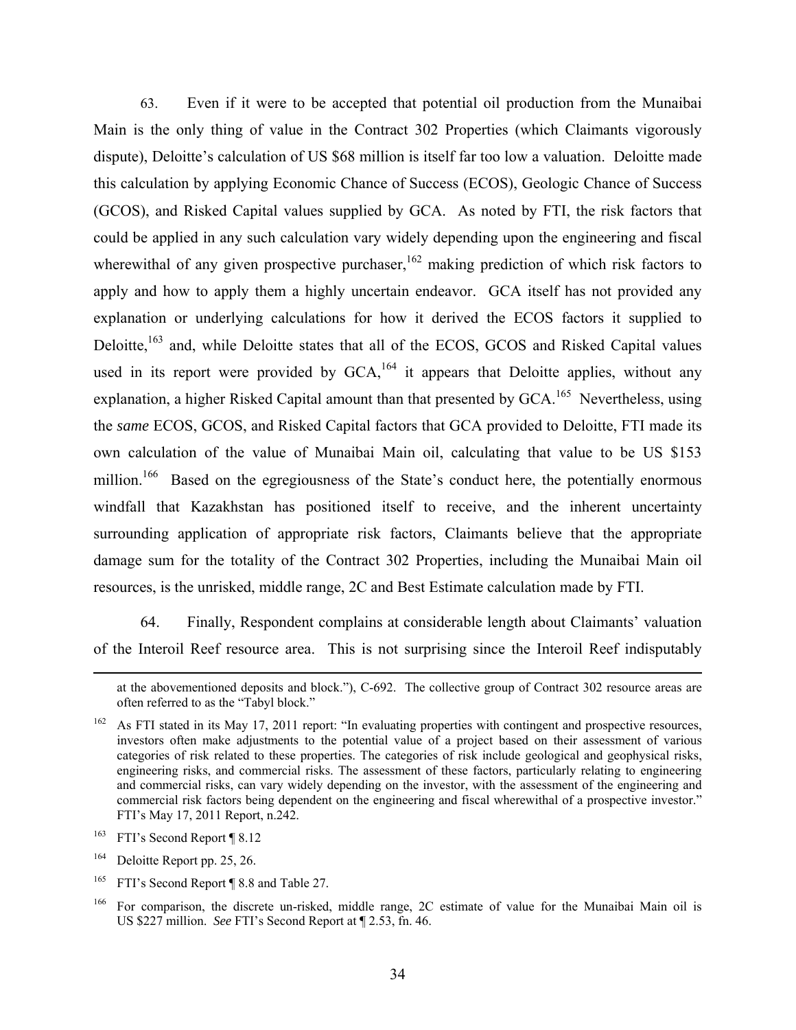63. Even if it were to be accepted that potential oil production from the Munaibai Main is the only thing of value in the Contract 302 Properties (which Claimants vigorously dispute), Deloitte's calculation of US $68 million is itself far too low a valuation. Deloitte made this calculation by applying Economic Chance of Success (ECOS), Geologic Chance of Success (GCOS), and Risked Capital values supplied by GCA. As noted by FTI, the risk factors that could be applied in any such calculation vary widely depending upon the engineering and fiscal wherewithal of any given prospective purchaser,[162] making prediction of which risk factors to apply and how to apply them a highly uncertain endeavor. GCA itself has not provided any explanation or underlying calculations for how it derived the ECOS factors it supplied to Deloitte,[163] and, while Deloitte states that all of the ECOS, GCOS and Risked Capital values used in its report were provided by GCA,[164] it appears that Deloitte applies, without any explanation, a higher Risked Capital amount than that presented by GCA.[165] Nevertheless, using the *same* ECOS, GCOS, and Risked Capital factors that GCA provided to Deloitte, FTI made its own calculation of the value of Munaibai Main oil, calculating that value to be US $153 million.[166] Based on the egregiousness of the State's conduct here, the potentially enormous windfall that Kazakhstan has positioned itself to receive, and the inherent uncertainty surrounding application of appropriate risk factors, Claimants believe that the appropriate damage sum for the totality of the Contract 302 Properties, including the Munaibai Main oil resources, is the unrisked, middle range, 2C and Best Estimate calculation made by FTI.

64. Finally, Respondent complains at considerable length about Claimants' valuation of the Interoil Reef resource area. This is not surprising since the Interoil Reef indisputably

---

at the abovementioned deposits and block."), C-692. The collective group of Contract 302 resource areas are often referred to as the "Tabyl block."

[162] As FTI stated in its May 17, 2011 report: "In evaluating properties with contingent and prospective resources, investors often make adjustments to the potential value of a project based on their assessment of various categories of risk related to these properties. The categories of risk include geological and geophysical risks, engineering risks, and commercial risks. The assessment of these factors, particularly relating to engineering and commercial risks, can vary widely depending on the investor, with the assessment of the engineering and commercial risk factors being dependent on the engineering and fiscal wherewithal of a prospective investor." FTI's May 17, 2011 Report, n.242.

[163] FTI's Second Report ¶ 8.12

[164] Deloitte Report pp. 25, 26.

[165] FTI's Second Report ¶ 8.8 and Table 27.

[166] For comparison, the discrete un-risked, middle range, 2C estimate of value for the Munaibai Main oil is US $227 million. *See* FTI's Second Report at ¶ 2.53, fn. 46.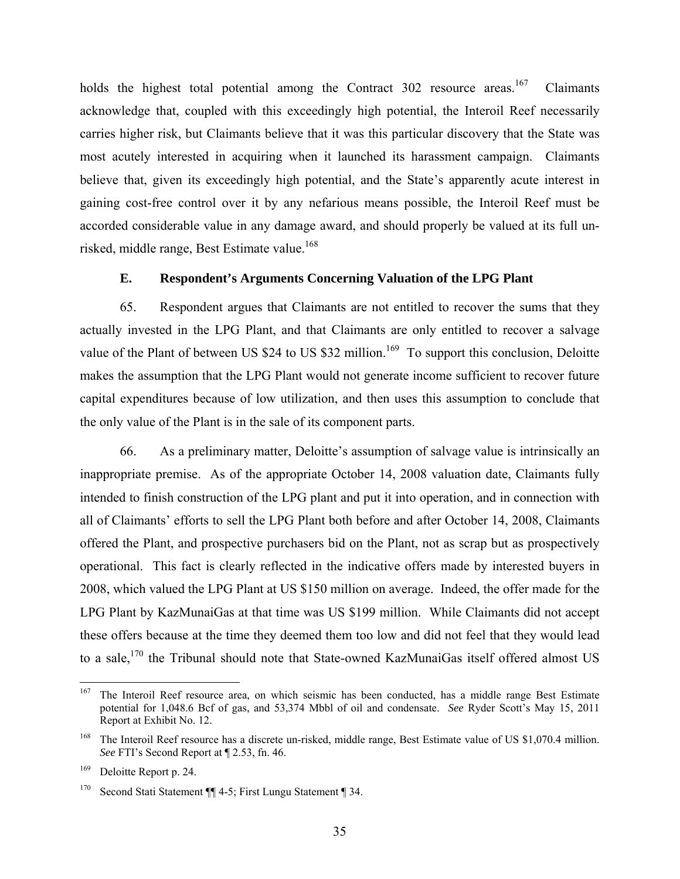holds the highest total potential among the Contract 302 resource areas.[167] Claimants acknowledge that, coupled with this exceedingly high potential, the Interoil Reef necessarily carries higher risk, but Claimants believe that it was this particular discovery that the State was most acutely interested in acquiring when it launched its harassment campaign. Claimants believe that, given its exceedingly high potential, and the State's apparently acute interest in gaining cost-free control over it by any nefarious means possible, the Interoil Reef must be accorded considerable value in any damage award, and should properly be valued at its full un-risked, middle range, Best Estimate value.[168]

### E. Respondent's Arguments Concerning Valuation of the LPG Plant

65. Respondent argues that Claimants are not entitled to recover the sums that they actually invested in the LPG Plant, and that Claimants are only entitled to recover a salvage value of the Plant of between US \$24 to US \$32 million.[169] To support this conclusion, Deloitte makes the assumption that the LPG Plant would not generate income sufficient to recover future capital expenditures because of low utilization, and then uses this assumption to conclude that the only value of the Plant is in the sale of its component parts.

66. As a preliminary matter, Deloitte's assumption of salvage value is intrinsically an inappropriate premise. As of the appropriate October 14, 2008 valuation date, Claimants fully intended to finish construction of the LPG plant and put it into operation, and in connection with all of Claimants' efforts to sell the LPG Plant both before and after October 14, 2008, Claimants offered the Plant, and prospective purchasers bid on the Plant, not as scrap but as prospectively operational. This fact is clearly reflected in the indicative offers made by interested buyers in 2008, which valued the LPG Plant at US \$150 million on average. Indeed, the offer made for the LPG Plant by KazMunaiGas at that time was US \$199 million. While Claimants did not accept these offers because at the time they deemed them too low and did not feel that they would lead to a sale,[170] the Tribunal should note that State-owned KazMunaiGas itself offered almost US

---

[167] The Interoil Reef resource area, on which seismic has been conducted, has a middle range Best Estimate potential for 1,048.6 Bcf of gas, and 53,374 Mbbl of oil and condensate. *See* Ryder Scott's May 15, 2011 Report at Exhibit No. 12.

[168] The Interoil Reef resource has a discrete un-risked, middle range, Best Estimate value of US \$1,070.4 million. *See* FTI's Second Report at ¶ 2.53, fn. 46.

[169] Deloitte Report p. 24.

[170] Second Stati Statement ¶¶ 4-5; First Lungu Statement ¶ 34.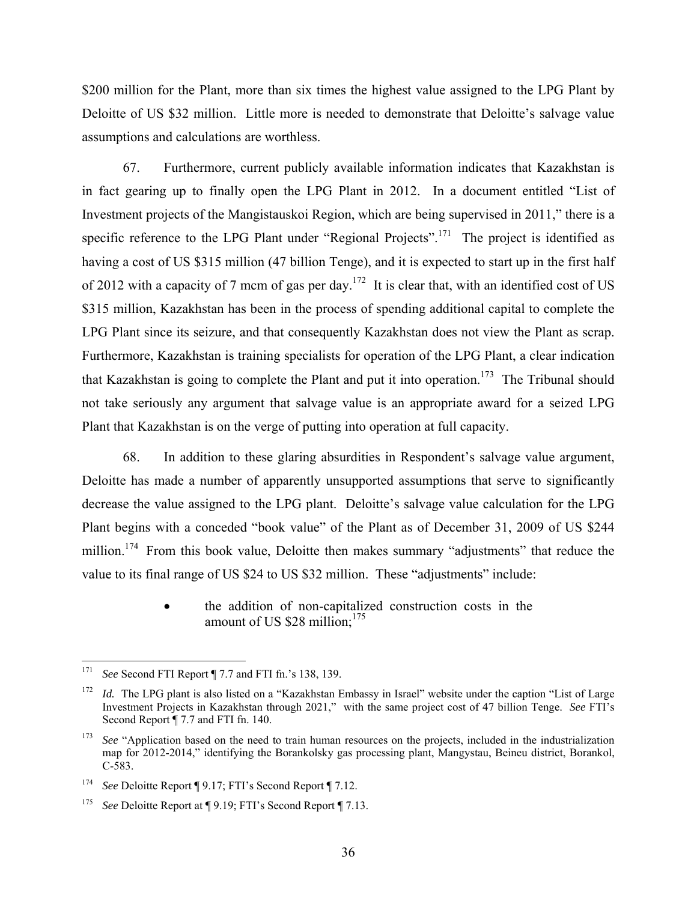$200 million for the Plant, more than six times the highest value assigned to the LPG Plant by Deloitte of US $32 million. Little more is needed to demonstrate that Deloitte's salvage value assumptions and calculations are worthless.

67. Furthermore, current publicly available information indicates that Kazakhstan is in fact gearing up to finally open the LPG Plant in 2012. In a document entitled "List of Investment projects of the Mangistauskoi Region, which are being supervised in 2011," there is a specific reference to the LPG Plant under "Regional Projects".[171] The project is identified as having a cost of US $315 million (47 billion Tenge), and it is expected to start up in the first half of 2012 with a capacity of 7 mcm of gas per day.[172] It is clear that, with an identified cost of US $315 million, Kazakhstan has been in the process of spending additional capital to complete the LPG Plant since its seizure, and that consequently Kazakhstan does not view the Plant as scrap. Furthermore, Kazakhstan is training specialists for operation of the LPG Plant, a clear indication that Kazakhstan is going to complete the Plant and put it into operation.[173] The Tribunal should not take seriously any argument that salvage value is an appropriate award for a seized LPG Plant that Kazakhstan is on the verge of putting into operation at full capacity.

68. In addition to these glaring absurdities in Respondent's salvage value argument, Deloitte has made a number of apparently unsupported assumptions that serve to significantly decrease the value assigned to the LPG plant. Deloitte's salvage value calculation for the LPG Plant begins with a conceded "book value" of the Plant as of December 31, 2009 of US $244 million.[174] From this book value, Deloitte then makes summary "adjustments" that reduce the value to its final range of US $24 to US $32 million. These "adjustments" include:

- the addition of non-capitalized construction costs in the amount of US $28 million;[175]

---

[171] *See* Second FTI Report ¶ 7.7 and FTI fn.'s 138, 139.

[172] *Id.* The LPG plant is also listed on a "Kazakhstan Embassy in Israel" website under the caption "List of Large Investment Projects in Kazakhstan through 2021," with the same project cost of 47 billion Tenge. *See* FTI's Second Report ¶ 7.7 and FTI fn. 140.

[173] *See* "Application based on the need to train human resources on the projects, included in the industrialization map for 2012-2014," identifying the Borankolsky gas processing plant, Mangystau, Beineu district, Borankol, C-583.

[174] *See* Deloitte Report ¶ 9.17; FTI's Second Report ¶ 7.12.

[175] *See* Deloitte Report at ¶ 9.19; FTI's Second Report ¶ 7.13.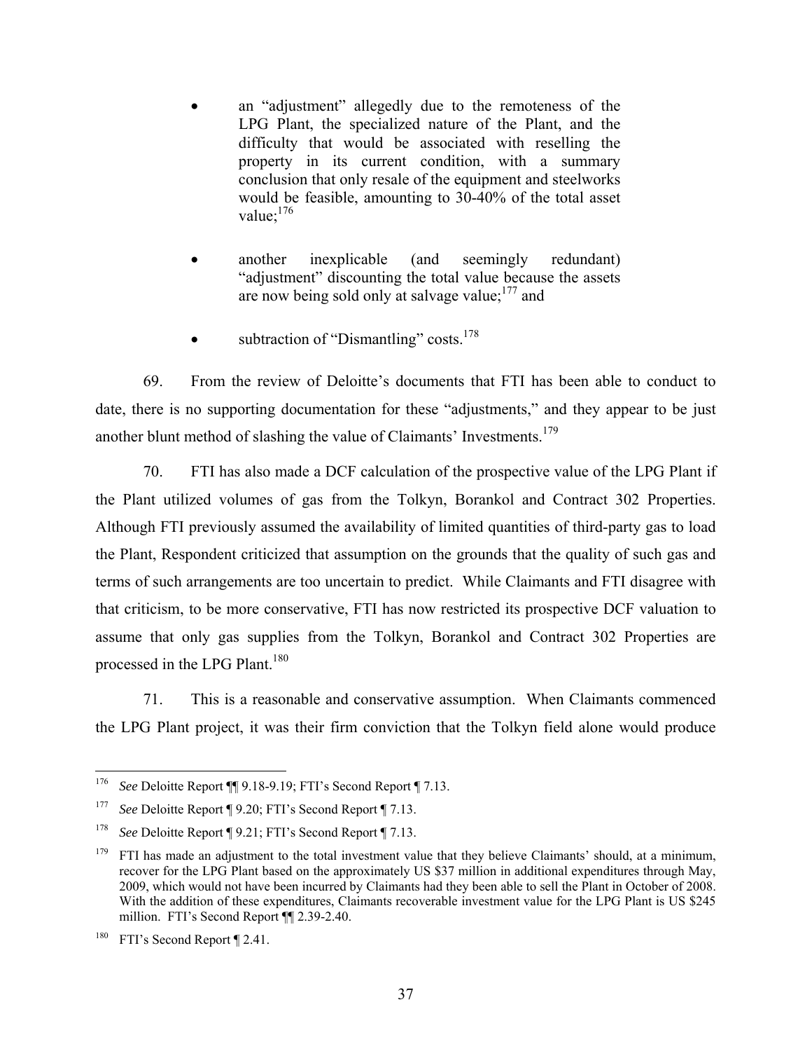- an "adjustment" allegedly due to the remoteness of the LPG Plant, the specialized nature of the Plant, and the difficulty that would be associated with reselling the property in its current condition, with a summary conclusion that only resale of the equipment and steelworks would be feasible, amounting to 30-40% of the total asset value;[176]

- another inexplicable (and seemingly redundant) "adjustment" discounting the total value because the assets are now being sold only at salvage value;[177] and

- subtraction of "Dismantling" costs.[178]

69. From the review of Deloitte's documents that FTI has been able to conduct to date, there is no supporting documentation for these "adjustments," and they appear to be just another blunt method of slashing the value of Claimants' Investments.[179]

70. FTI has also made a DCF calculation of the prospective value of the LPG Plant if the Plant utilized volumes of gas from the Tolkyn, Borankol and Contract 302 Properties. Although FTI previously assumed the availability of limited quantities of third-party gas to load the Plant, Respondent criticized that assumption on the grounds that the quality of such gas and terms of such arrangements are too uncertain to predict. While Claimants and FTI disagree with that criticism, to be more conservative, FTI has now restricted its prospective DCF valuation to assume that only gas supplies from the Tolkyn, Borankol and Contract 302 Properties are processed in the LPG Plant.[180]

71. This is a reasonable and conservative assumption. When Claimants commenced the LPG Plant project, it was their firm conviction that the Tolkyn field alone would produce

---

[176] *See* Deloitte Report ¶¶ 9.18-9.19; FTI's Second Report ¶ 7.13.

[177] *See* Deloitte Report ¶ 9.20; FTI's Second Report ¶ 7.13.

[178] *See* Deloitte Report ¶ 9.21; FTI's Second Report ¶ 7.13.

[179] FTI has made an adjustment to the total investment value that they believe Claimants' should, at a minimum, recover for the LPG Plant based on the approximately US $37 million in additional expenditures through May, 2009, which would not have been incurred by Claimants had they been able to sell the Plant in October of 2008. With the addition of these expenditures, Claimants recoverable investment value for the LPG Plant is US $245 million. FTI's Second Report ¶¶ 2.39-2.40.

[180] FTI's Second Report ¶ 2.41.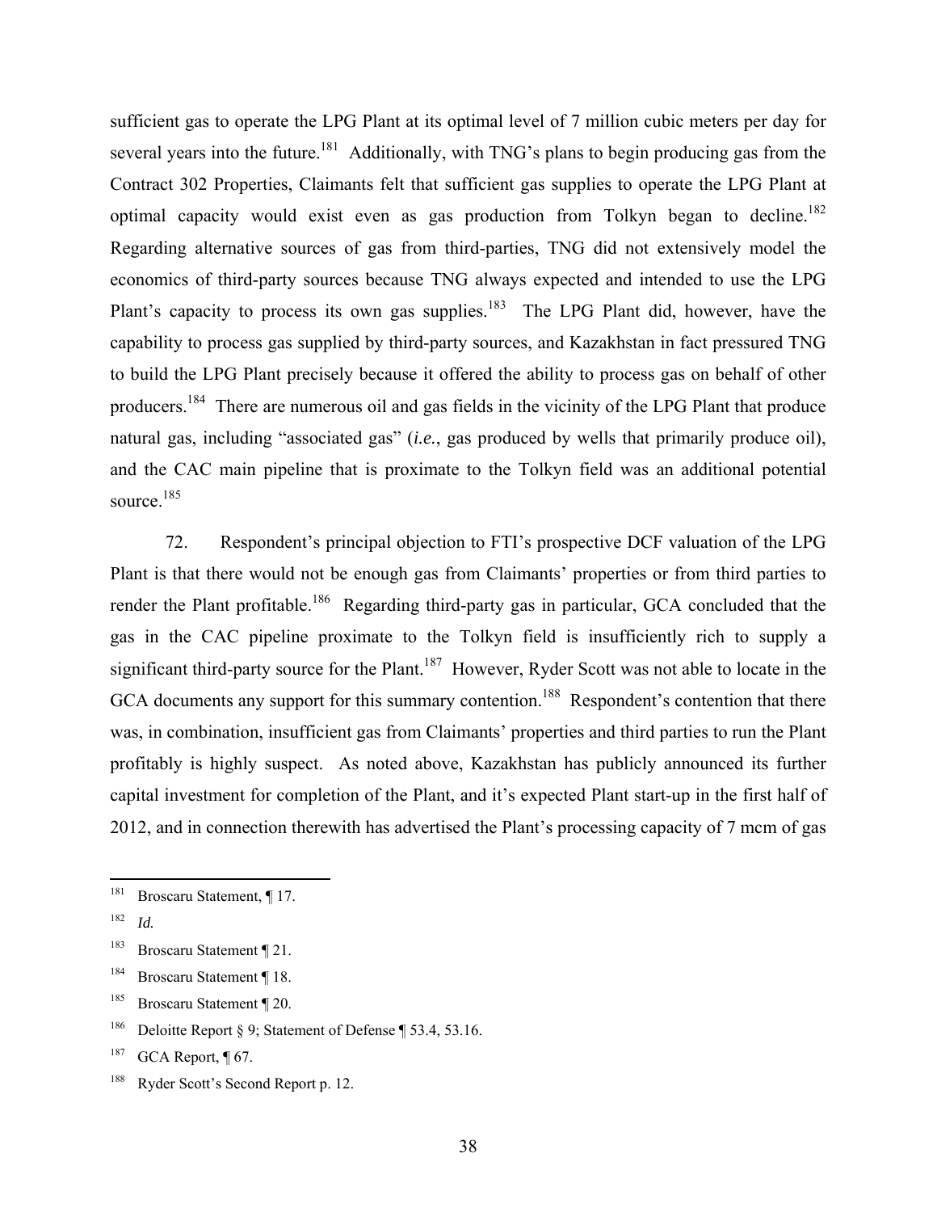sufficient gas to operate the LPG Plant at its optimal level of 7 million cubic meters per day for several years into the future.[181] Additionally, with TNG's plans to begin producing gas from the Contract 302 Properties, Claimants felt that sufficient gas supplies to operate the LPG Plant at optimal capacity would exist even as gas production from Tolkyn began to decline.[182] Regarding alternative sources of gas from third-parties, TNG did not extensively model the economics of third-party sources because TNG always expected and intended to use the LPG Plant's capacity to process its own gas supplies.[183] The LPG Plant did, however, have the capability to process gas supplied by third-party sources, and Kazakhstan in fact pressured TNG to build the LPG Plant precisely because it offered the ability to process gas on behalf of other producers.[184] There are numerous oil and gas fields in the vicinity of the LPG Plant that produce natural gas, including "associated gas" (*i.e.*, gas produced by wells that primarily produce oil), and the CAC main pipeline that is proximate to the Tolkyn field was an additional potential source.[185]

72. Respondent's principal objection to FTI's prospective DCF valuation of the LPG Plant is that there would not be enough gas from Claimants' properties or from third parties to render the Plant profitable.[186] Regarding third-party gas in particular, GCA concluded that the gas in the CAC pipeline proximate to the Tolkyn field is insufficiently rich to supply a significant third-party source for the Plant.[187] However, Ryder Scott was not able to locate in the GCA documents any support for this summary contention.[188] Respondent's contention that there was, in combination, insufficient gas from Claimants' properties and third parties to run the Plant profitably is highly suspect. As noted above, Kazakhstan has publicly announced its further capital investment for completion of the Plant, and it's expected Plant start-up in the first half of 2012, and in connection therewith has advertised the Plant's processing capacity of 7 mcm of gas

---

[181] Broscaru Statement, ¶ 17.

[182] *Id.*

[183] Broscaru Statement ¶ 21.

[184] Broscaru Statement ¶ 18.

[185] Broscaru Statement ¶ 20.

[186] Deloitte Report § 9; Statement of Defense ¶ 53.4, 53.16.

[187] GCA Report, ¶ 67.

[188] Ryder Scott's Second Report p. 12.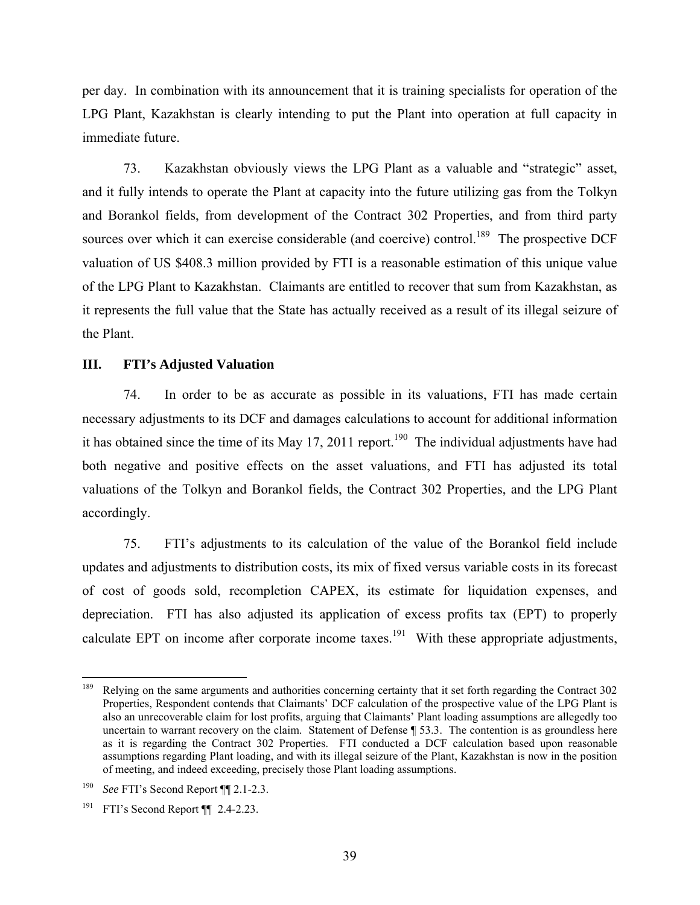per day. In combination with its announcement that it is training specialists for operation of the LPG Plant, Kazakhstan is clearly intending to put the Plant into operation at full capacity in immediate future.

73. Kazakhstan obviously views the LPG Plant as a valuable and "strategic" asset, and it fully intends to operate the Plant at capacity into the future utilizing gas from the Tolkyn and Borankol fields, from development of the Contract 302 Properties, and from third party sources over which it can exercise considerable (and coercive) control.[189] The prospective DCF valuation of US $408.3 million provided by FTI is a reasonable estimation of this unique value of the LPG Plant to Kazakhstan. Claimants are entitled to recover that sum from Kazakhstan, as it represents the full value that the State has actually received as a result of its illegal seizure of the Plant.

## III. FTI's Adjusted Valuation

74. In order to be as accurate as possible in its valuations, FTI has made certain necessary adjustments to its DCF and damages calculations to account for additional information it has obtained since the time of its May 17, 2011 report.[190] The individual adjustments have had both negative and positive effects on the asset valuations, and FTI has adjusted its total valuations of the Tolkyn and Borankol fields, the Contract 302 Properties, and the LPG Plant accordingly.

75. FTI's adjustments to its calculation of the value of the Borankol field include updates and adjustments to distribution costs, its mix of fixed versus variable costs in its forecast of cost of goods sold, recompletion CAPEX, its estimate for liquidation expenses, and depreciation. FTI has also adjusted its application of excess profits tax (EPT) to properly calculate EPT on income after corporate income taxes.[191] With these appropriate adjustments,

---

[189] Relying on the same arguments and authorities concerning certainty that it set forth regarding the Contract 302 Properties, Respondent contends that Claimants' DCF calculation of the prospective value of the LPG Plant is also an unrecoverable claim for lost profits, arguing that Claimants' Plant loading assumptions are allegedly too uncertain to warrant recovery on the claim. Statement of Defense ¶ 53.3. The contention is as groundless here as it is regarding the Contract 302 Properties. FTI conducted a DCF calculation based upon reasonable assumptions regarding Plant loading, and with its illegal seizure of the Plant, Kazakhstan is now in the position of meeting, and indeed exceeding, precisely those Plant loading assumptions.

[190] *See* FTI's Second Report ¶¶ 2.1-2.3.

[191] FTI's Second Report ¶¶ 2.4-2.23.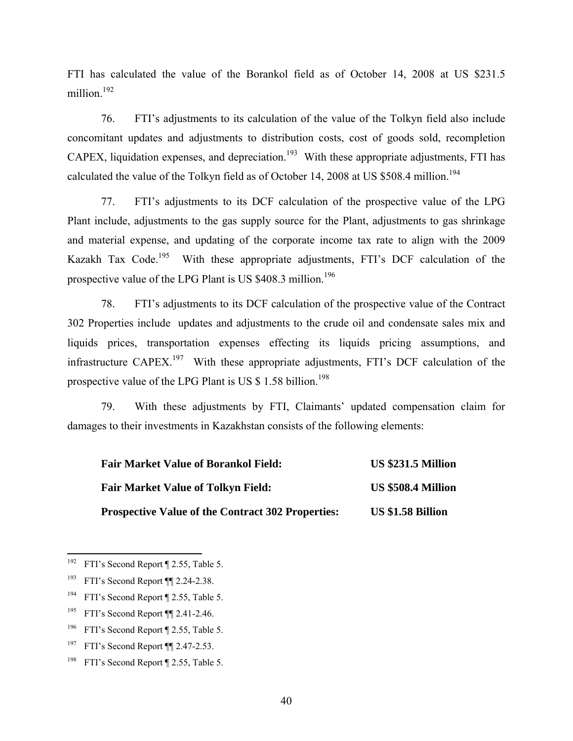FTI has calculated the value of the Borankol field as of October 14, 2008 at US $231.5 million.[192]

76. FTI's adjustments to its calculation of the value of the Tolkyn field also include concomitant updates and adjustments to distribution costs, cost of goods sold, recompletion CAPEX, liquidation expenses, and depreciation.[193] With these appropriate adjustments, FTI has calculated the value of the Tolkyn field as of October 14, 2008 at US $508.4 million.[194]

77. FTI's adjustments to its DCF calculation of the prospective value of the LPG Plant include, adjustments to the gas supply source for the Plant, adjustments to gas shrinkage and material expense, and updating of the corporate income tax rate to align with the 2009 Kazakh Tax Code.[195] With these appropriate adjustments, FTI's DCF calculation of the prospective value of the LPG Plant is US $408.3 million.[196]

78. FTI's adjustments to its DCF calculation of the prospective value of the Contract 302 Properties include updates and adjustments to the crude oil and condensate sales mix and liquids prices, transportation expenses effecting its liquids pricing assumptions, and infrastructure CAPEX.[197] With these appropriate adjustments, FTI's DCF calculation of the prospective value of the LPG Plant is US $ 1.58 billion.[198]

79. With these adjustments by FTI, Claimants' updated compensation claim for damages to their investments in Kazakhstan consists of the following elements:

| | |
|---|---|
| **Fair Market Value of Borankol Field:** | **US $231.5 Million** |
| **Fair Market Value of Tolkyn Field:** | **US $508.4 Million** |
| **Prospective Value of the Contract 302 Properties:** | **US $1.58 Billion** |

---

[192] FTI's Second Report ¶ 2.55, Table 5.

[193] FTI's Second Report ¶¶ 2.24-2.38.

[194] FTI's Second Report ¶ 2.55, Table 5.

[195] FTI's Second Report ¶¶ 2.41-2.46.

[196] FTI's Second Report ¶ 2.55, Table 5.

[197] FTI's Second Report ¶¶ 2.47-2.53.

[198] FTI's Second Report ¶ 2.55, Table 5.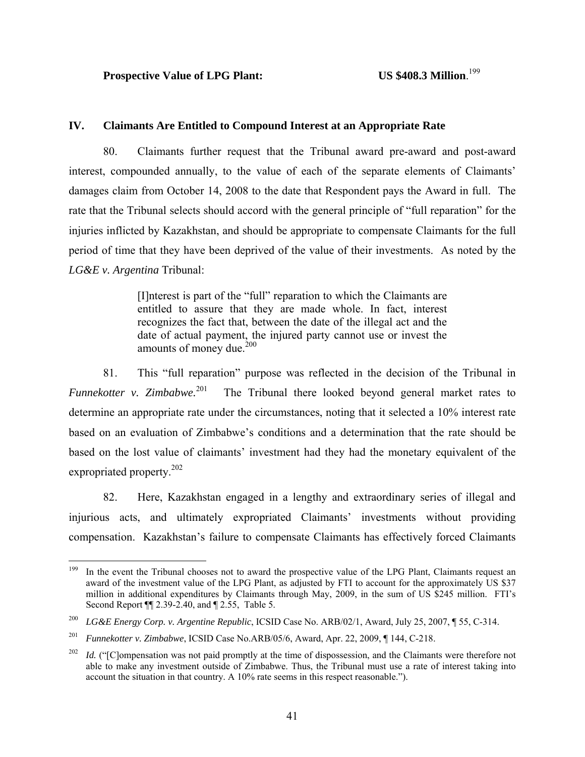**Prospective Value of LPG Plant:** **US $408.3 Million**.[199]

## IV. Claimants Are Entitled to Compound Interest at an Appropriate Rate

80. Claimants further request that the Tribunal award pre-award and post-award interest, compounded annually, to the value of each of the separate elements of Claimants' damages claim from October 14, 2008 to the date that Respondent pays the Award in full. The rate that the Tribunal selects should accord with the general principle of "full reparation" for the injuries inflicted by Kazakhstan, and should be appropriate to compensate Claimants for the full period of time that they have been deprived of the value of their investments. As noted by the *LG&E v. Argentina* Tribunal:

> [I]nterest is part of the "full" reparation to which the Claimants are entitled to assure that they are made whole. In fact, interest recognizes the fact that, between the date of the illegal act and the date of actual payment, the injured party cannot use or invest the amounts of money due.[200]

81. This "full reparation" purpose was reflected in the decision of the Tribunal in *Funnekotter v. Zimbabwe.*[201] The Tribunal there looked beyond general market rates to determine an appropriate rate under the circumstances, noting that it selected a 10% interest rate based on an evaluation of Zimbabwe's conditions and a determination that the rate should be based on the lost value of claimants' investment had they had the monetary equivalent of the expropriated property.[202]

82. Here, Kazakhstan engaged in a lengthy and extraordinary series of illegal and injurious acts, and ultimately expropriated Claimants' investments without providing compensation. Kazakhstan's failure to compensate Claimants has effectively forced Claimants

---

[199] In the event the Tribunal chooses not to award the prospective value of the LPG Plant, Claimants request an award of the investment value of the LPG Plant, as adjusted by FTI to account for the approximately US $37 million in additional expenditures by Claimants through May, 2009, in the sum of US $245 million. FTI's Second Report ¶¶ 2.39-2.40, and ¶ 2.55, Table 5.

[200] *LG&E Energy Corp. v. Argentine Republic*, ICSID Case No. ARB/02/1, Award, July 25, 2007, ¶ 55, C-314.

[201] *Funnekotter v. Zimbabwe*, ICSID Case No.ARB/05/6, Award, Apr. 22, 2009, ¶ 144, C-218.

[202] *Id.* ("[C]ompensation was not paid promptly at the time of dispossession, and the Claimants were therefore not able to make any investment outside of Zimbabwe. Thus, the Tribunal must use a rate of interest taking into account the situation in that country. A 10% rate seems in this respect reasonable.").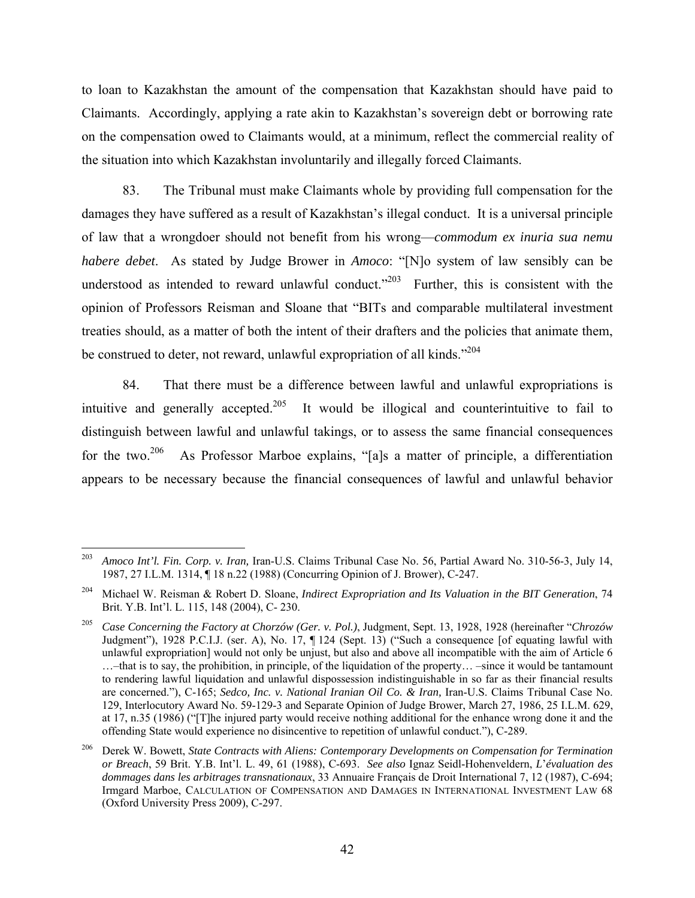to loan to Kazakhstan the amount of the compensation that Kazakhstan should have paid to Claimants. Accordingly, applying a rate akin to Kazakhstan's sovereign debt or borrowing rate on the compensation owed to Claimants would, at a minimum, reflect the commercial reality of the situation into which Kazakhstan involuntarily and illegally forced Claimants.

83. The Tribunal must make Claimants whole by providing full compensation for the damages they have suffered as a result of Kazakhstan's illegal conduct. It is a universal principle of law that a wrongdoer should not benefit from his wrong—*commodum ex inuria sua nemu habere debet*. As stated by Judge Brower in *Amoco*: "[N]o system of law sensibly can be understood as intended to reward unlawful conduct."[203] Further, this is consistent with the opinion of Professors Reisman and Sloane that "BITs and comparable multilateral investment treaties should, as a matter of both the intent of their drafters and the policies that animate them, be construed to deter, not reward, unlawful expropriation of all kinds."[204]

84. That there must be a difference between lawful and unlawful expropriations is intuitive and generally accepted.[205] It would be illogical and counterintuitive to fail to distinguish between lawful and unlawful takings, or to assess the same financial consequences for the two.[206] As Professor Marboe explains, "[a]s a matter of principle, a differentiation appears to be necessary because the financial consequences of lawful and unlawful behavior

---

[203] *Amoco Int'l. Fin. Corp. v. Iran,* Iran-U.S. Claims Tribunal Case No. 56, Partial Award No. 310-56-3, July 14, 1987, 27 I.L.M. 1314, ¶ 18 n.22 (1988) (Concurring Opinion of J. Brower), C-247.

[204] Michael W. Reisman & Robert D. Sloane, *Indirect Expropriation and Its Valuation in the BIT Generation*, 74 Brit. Y.B. Int'l. L. 115, 148 (2004), C- 230.

[205] *Case Concerning the Factory at Chorzów (Ger. v. Pol.)*, Judgment, Sept. 13, 1928, 1928 (hereinafter "*Chrozów* Judgment"), 1928 P.C.I.J. (ser. A), No. 17, ¶ 124 (Sept. 13) ("Such a consequence [of equating lawful with unlawful expropriation] would not only be unjust, but also and above all incompatible with the aim of Article 6 …–that is to say, the prohibition, in principle, of the liquidation of the property… –since it would be tantamount to rendering lawful liquidation and unlawful dispossession indistinguishable in so far as their financial results are concerned."), C-165; *Sedco, Inc. v. National Iranian Oil Co. & Iran,* Iran-U.S. Claims Tribunal Case No. 129, Interlocutory Award No. 59-129-3 and Separate Opinion of Judge Brower, March 27, 1986, 25 I.L.M. 629, at 17, n.35 (1986) ("[T]he injured party would receive nothing additional for the enhance wrong done it and the offending State would experience no disincentive to repetition of unlawful conduct."), C-289.

[206] Derek W. Bowett, *State Contracts with Aliens: Contemporary Developments on Compensation for Termination or Breach*, 59 Brit. Y.B. Int'l. L. 49, 61 (1988), C-693. *See also* Ignaz Seidl-Hohenveldern, *L'évaluation des dommages dans les arbitrages transnationaux*, 33 Annuaire Français de Droit International 7, 12 (1987), C-694; Irmgard Marboe, CALCULATION OF COMPENSATION AND DAMAGES IN INTERNATIONAL INVESTMENT LAW 68 (Oxford University Press 2009), C-297.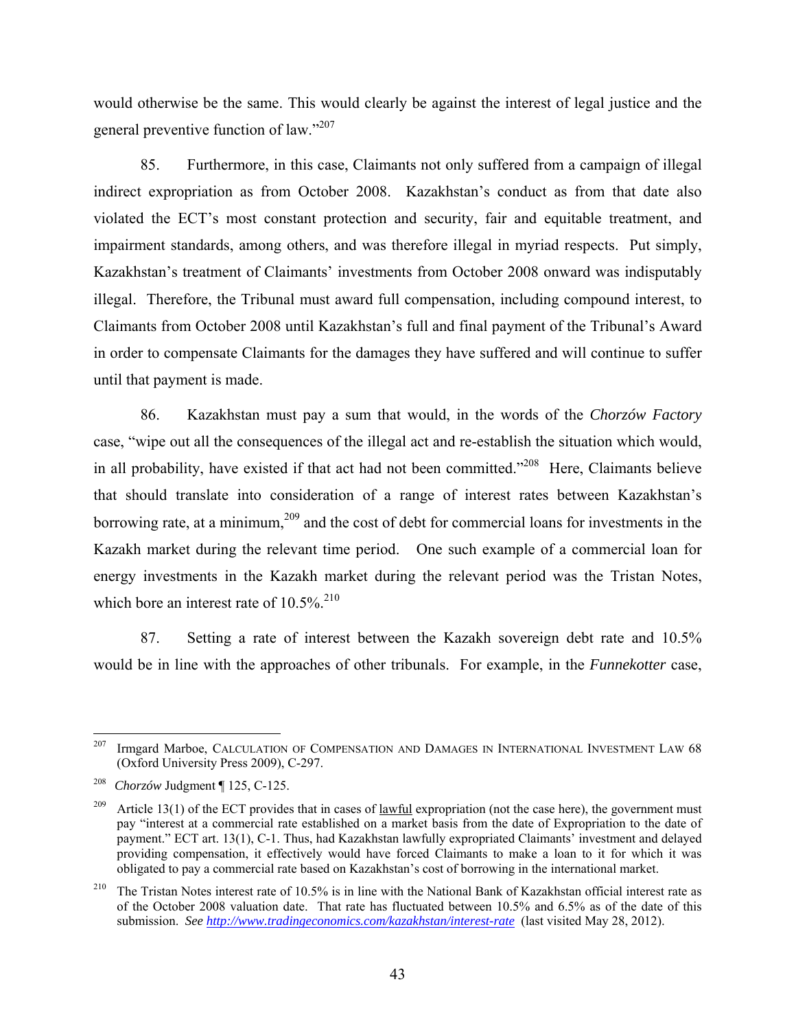would otherwise be the same. This would clearly be against the interest of legal justice and the general preventive function of law."[207]

85. Furthermore, in this case, Claimants not only suffered from a campaign of illegal indirect expropriation as from October 2008. Kazakhstan's conduct as from that date also violated the ECT's most constant protection and security, fair and equitable treatment, and impairment standards, among others, and was therefore illegal in myriad respects. Put simply, Kazakhstan's treatment of Claimants' investments from October 2008 onward was indisputably illegal. Therefore, the Tribunal must award full compensation, including compound interest, to Claimants from October 2008 until Kazakhstan's full and final payment of the Tribunal's Award in order to compensate Claimants for the damages they have suffered and will continue to suffer until that payment is made.

86. Kazakhstan must pay a sum that would, in the words of the *Chorzów Factory* case, "wipe out all the consequences of the illegal act and re-establish the situation which would, in all probability, have existed if that act had not been committed."[208] Here, Claimants believe that should translate into consideration of a range of interest rates between Kazakhstan's borrowing rate, at a minimum,[209] and the cost of debt for commercial loans for investments in the Kazakh market during the relevant time period. One such example of a commercial loan for energy investments in the Kazakh market during the relevant period was the Tristan Notes, which bore an interest rate of 10.5%.[210]

87. Setting a rate of interest between the Kazakh sovereign debt rate and 10.5% would be in line with the approaches of other tribunals. For example, in the *Funnekotter* case,

---

[207] Irmgard Marboe, Calculation of Compensation and Damages in International Investment Law 68 (Oxford University Press 2009), C-297.

[208] *Chorzów* Judgment ¶ 125, C-125.

[209] Article 13(1) of the ECT provides that in cases of lawful expropriation (not the case here), the government must pay "interest at a commercial rate established on a market basis from the date of Expropriation to the date of payment." ECT art. 13(1), C-1. Thus, had Kazakhstan lawfully expropriated Claimants' investment and delayed providing compensation, it effectively would have forced Claimants to make a loan to it for which it was obligated to pay a commercial rate based on Kazakhstan's cost of borrowing in the international market.

[210] The Tristan Notes interest rate of 10.5% is in line with the National Bank of Kazakhstan official interest rate as of the October 2008 valuation date. That rate has fluctuated between 10.5% and 6.5% as of the date of this submission. *See http://www.tradingeconomics.com/kazakhstan/interest-rate* (last visited May 28, 2012).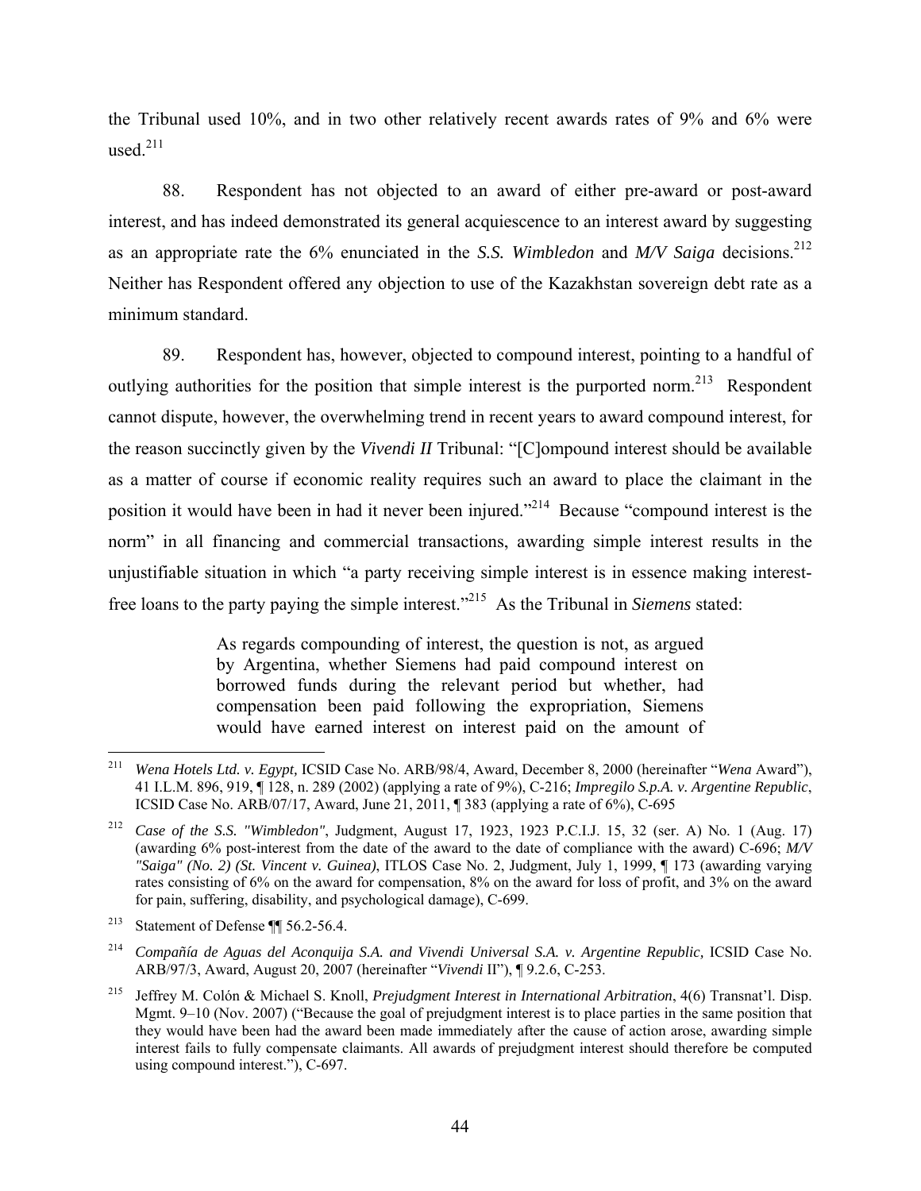the Tribunal used 10%, and in two other relatively recent awards rates of 9% and 6% were used.[211]

88. Respondent has not objected to an award of either pre-award or post-award interest, and has indeed demonstrated its general acquiescence to an interest award by suggesting as an appropriate rate the 6% enunciated in the *S.S. Wimbledon* and *M/V Saiga* decisions.[212] Neither has Respondent offered any objection to use of the Kazakhstan sovereign debt rate as a minimum standard.

89. Respondent has, however, objected to compound interest, pointing to a handful of outlying authorities for the position that simple interest is the purported norm.[213] Respondent cannot dispute, however, the overwhelming trend in recent years to award compound interest, for the reason succinctly given by the *Vivendi II* Tribunal: "[C]ompound interest should be available as a matter of course if economic reality requires such an award to place the claimant in the position it would have been in had it never been injured."[214] Because "compound interest is the norm" in all financing and commercial transactions, awarding simple interest results in the unjustifiable situation in which "a party receiving simple interest is in essence making interest-free loans to the party paying the simple interest."[215] As the Tribunal in *Siemens* stated:

> As regards compounding of interest, the question is not, as argued by Argentina, whether Siemens had paid compound interest on borrowed funds during the relevant period but whether, had compensation been paid following the expropriation, Siemens would have earned interest on interest paid on the amount of

---

[211] *Wena Hotels Ltd. v. Egypt,* ICSID Case No. ARB/98/4, Award, December 8, 2000 (hereinafter "*Wena* Award"), 41 I.L.M. 896, 919, ¶ 128, n. 289 (2002) (applying a rate of 9%), C-216; *Impregilo S.p.A. v. Argentine Republic*, ICSID Case No. ARB/07/17, Award, June 21, 2011, ¶ 383 (applying a rate of 6%), C-695

[212] *Case of the S.S. "Wimbledon"*, Judgment, August 17, 1923, 1923 P.C.I.J. 15, 32 (ser. A) No. 1 (Aug. 17) (awarding 6% post-interest from the date of the award to the date of compliance with the award) C-696; *M/V "Saiga" (No. 2) (St. Vincent v. Guinea)*, ITLOS Case No. 2, Judgment, July 1, 1999, ¶ 173 (awarding varying rates consisting of 6% on the award for compensation, 8% on the award for loss of profit, and 3% on the award for pain, suffering, disability, and psychological damage), C-699.

[213] Statement of Defense ¶¶ 56.2-56.4.

[214] *Compañía de Aguas del Aconquija S.A. and Vivendi Universal S.A. v. Argentine Republic,* ICSID Case No. ARB/97/3, Award, August 20, 2007 (hereinafter "*Vivendi* II"), ¶ 9.2.6, C-253.

[215] Jeffrey M. Colón & Michael S. Knoll, *Prejudgment Interest in International Arbitration*, 4(6) Transnat'l. Disp. Mgmt. 9–10 (Nov. 2007) ("Because the goal of prejudgment interest is to place parties in the same position that they would have been had the award been made immediately after the cause of action arose, awarding simple interest fails to fully compensate claimants. All awards of prejudgment interest should therefore be computed using compound interest."), C-697.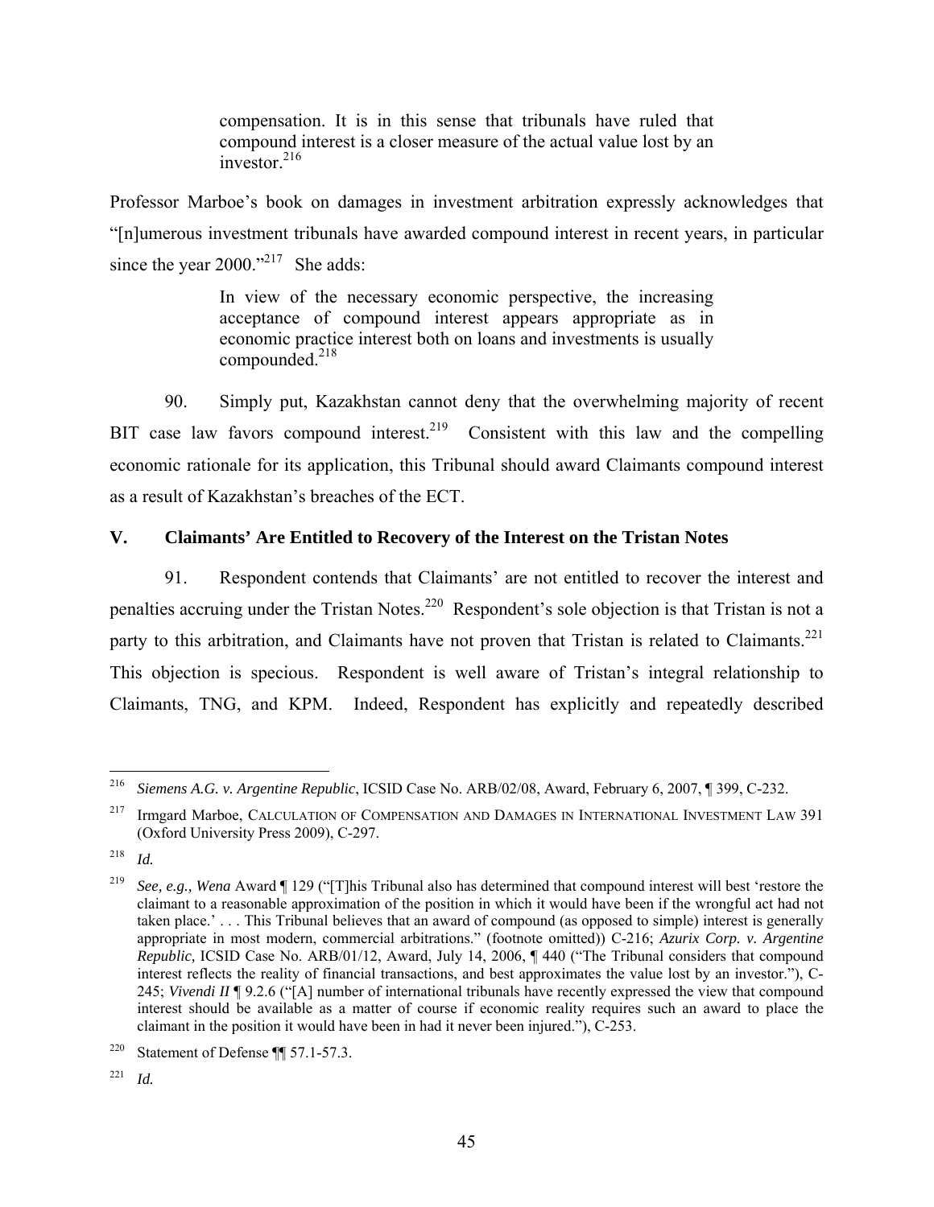> compensation. It is in this sense that tribunals have ruled that compound interest is a closer measure of the actual value lost by an investor.[216]

Professor Marboe's book on damages in investment arbitration expressly acknowledges that "[n]umerous investment tribunals have awarded compound interest in recent years, in particular since the year 2000."[217] She adds:

> In view of the necessary economic perspective, the increasing acceptance of compound interest appears appropriate as in economic practice interest both on loans and investments is usually compounded.[218]

90. Simply put, Kazakhstan cannot deny that the overwhelming majority of recent BIT case law favors compound interest.[219] Consistent with this law and the compelling economic rationale for its application, this Tribunal should award Claimants compound interest as a result of Kazakhstan's breaches of the ECT.

## V. Claimants' Are Entitled to Recovery of the Interest on the Tristan Notes

91. Respondent contends that Claimants' are not entitled to recover the interest and penalties accruing under the Tristan Notes.[220] Respondent's sole objection is that Tristan is not a party to this arbitration, and Claimants have not proven that Tristan is related to Claimants.[221] This objection is specious. Respondent is well aware of Tristan's integral relationship to Claimants, TNG, and KPM. Indeed, Respondent has explicitly and repeatedly described

---

[216] *Siemens A.G. v. Argentine Republic*, ICSID Case No. ARB/02/08, Award, February 6, 2007, ¶ 399, C-232.

[217] Irmgard Marboe, CALCULATION OF COMPENSATION AND DAMAGES IN INTERNATIONAL INVESTMENT LAW 391 (Oxford University Press 2009), C-297.

[218] *Id.*

[219] *See, e.g., Wena* Award ¶ 129 ("[T]his Tribunal also has determined that compound interest will best 'restore the claimant to a reasonable approximation of the position in which it would have been if the wrongful act had not taken place.' . . . This Tribunal believes that an award of compound (as opposed to simple) interest is generally appropriate in most modern, commercial arbitrations." (footnote omitted)) C-216; *Azurix Corp. v. Argentine Republic,* ICSID Case No. ARB/01/12, Award, July 14, 2006, ¶ 440 ("The Tribunal considers that compound interest reflects the reality of financial transactions, and best approximates the value lost by an investor."), C-245; *Vivendi II* ¶ 9.2.6 ("[A] number of international tribunals have recently expressed the view that compound interest should be available as a matter of course if economic reality requires such an award to place the claimant in the position it would have been in had it never been injured."), C-253.

[220] Statement of Defense ¶¶ 57.1-57.3.

[221] *Id.*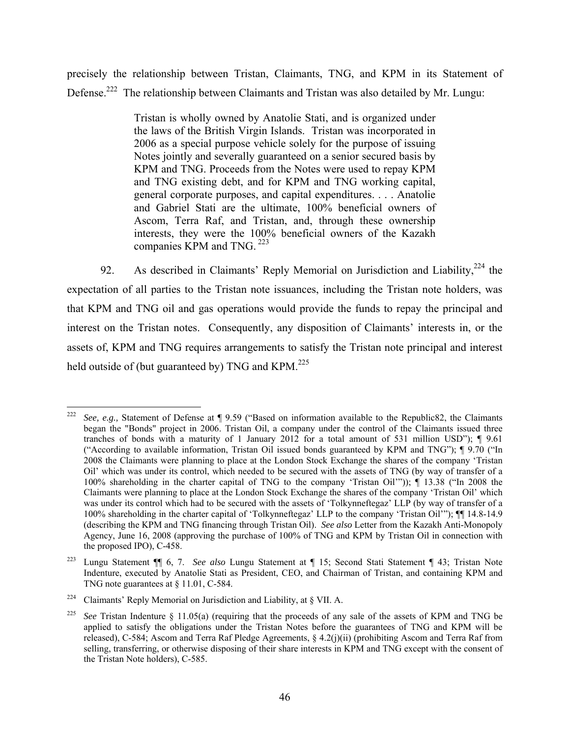precisely the relationship between Tristan, Claimants, TNG, and KPM in its Statement of Defense.[222] The relationship between Claimants and Tristan was also detailed by Mr. Lungu:

> Tristan is wholly owned by Anatolie Stati, and is organized under the laws of the British Virgin Islands. Tristan was incorporated in 2006 as a special purpose vehicle solely for the purpose of issuing Notes jointly and severally guaranteed on a senior secured basis by KPM and TNG. Proceeds from the Notes were used to repay KPM and TNG existing debt, and for KPM and TNG working capital, general corporate purposes, and capital expenditures. . . . Anatolie and Gabriel Stati are the ultimate, 100% beneficial owners of Ascom, Terra Raf, and Tristan, and, through these ownership interests, they were the 100% beneficial owners of the Kazakh companies KPM and TNG.[223]

92. As described in Claimants' Reply Memorial on Jurisdiction and Liability,[224] the expectation of all parties to the Tristan note issuances, including the Tristan note holders, was that KPM and TNG oil and gas operations would provide the funds to repay the principal and interest on the Tristan notes. Consequently, any disposition of Claimants' interests in, or the assets of, KPM and TNG requires arrangements to satisfy the Tristan note principal and interest held outside of (but guaranteed by) TNG and KPM.[225]

---

[222] *See, e.g.,* Statement of Defense at ¶ 9.59 ("Based on information available to the Republic82, the Claimants began the "Bonds" project in 2006. Tristan Oil, a company under the control of the Claimants issued three tranches of bonds with a maturity of 1 January 2012 for a total amount of 531 million USD"); ¶ 9.61 ("According to available information, Tristan Oil issued bonds guaranteed by KPM and TNG"); ¶ 9.70 ("In 2008 the Claimants were planning to place at the London Stock Exchange the shares of the company 'Tristan Oil' which was under its control, which needed to be secured with the assets of TNG (by way of transfer of a 100% shareholding in the charter capital of TNG to the company 'Tristan Oil'")); ¶ 13.38 ("In 2008 the Claimants were planning to place at the London Stock Exchange the shares of the company 'Tristan Oil' which was under its control which had to be secured with the assets of 'Tolkynneftegaz' LLP (by way of transfer of a 100% shareholding in the charter capital of 'Tolkynneftegaz' LLP to the company 'Tristan Oil'"); ¶¶ 14.8-14.9 (describing the KPM and TNG financing through Tristan Oil). *See also* Letter from the Kazakh Anti-Monopoly Agency, June 16, 2008 (approving the purchase of 100% of TNG and KPM by Tristan Oil in connection with the proposed IPO), C-458.

[223] Lungu Statement ¶¶ 6, 7. *See also* Lungu Statement at ¶ 15; Second Stati Statement ¶ 43; Tristan Note Indenture, executed by Anatolie Stati as President, CEO, and Chairman of Tristan, and containing KPM and TNG note guarantees at § 11.01, C-584.

[224] Claimants' Reply Memorial on Jurisdiction and Liability, at § VII. A.

[225] *See* Tristan Indenture § 11.05(a) (requiring that the proceeds of any sale of the assets of KPM and TNG be applied to satisfy the obligations under the Tristan Notes before the guarantees of TNG and KPM will be released), C-584; Ascom and Terra Raf Pledge Agreements, § 4.2(j)(ii) (prohibiting Ascom and Terra Raf from selling, transferring, or otherwise disposing of their share interests in KPM and TNG except with the consent of the Tristan Note holders), C-585.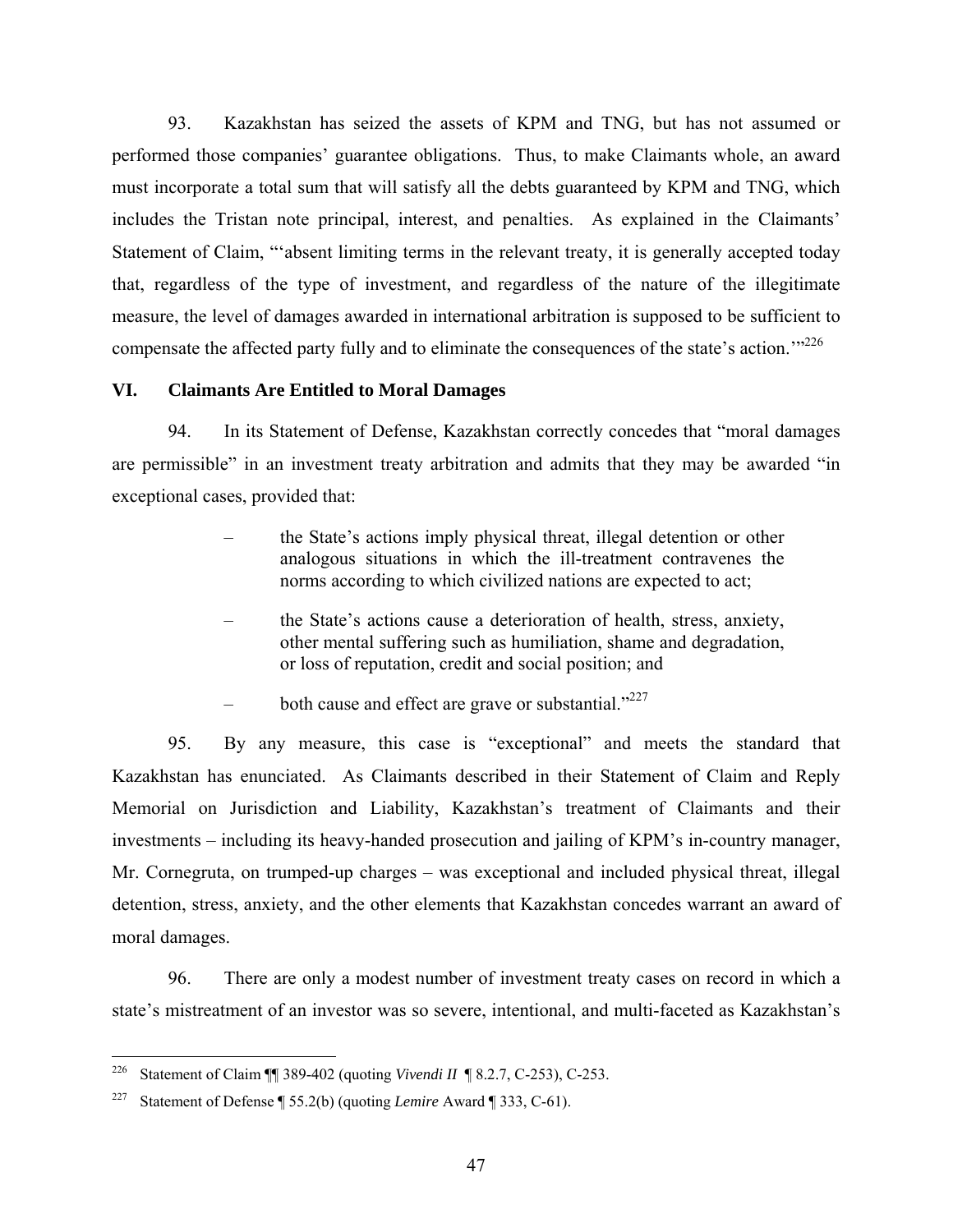93. Kazakhstan has seized the assets of KPM and TNG, but has not assumed or performed those companies' guarantee obligations. Thus, to make Claimants whole, an award must incorporate a total sum that will satisfy all the debts guaranteed by KPM and TNG, which includes the Tristan note principal, interest, and penalties. As explained in the Claimants' Statement of Claim, "'absent limiting terms in the relevant treaty, it is generally accepted today that, regardless of the type of investment, and regardless of the nature of the illegitimate measure, the level of damages awarded in international arbitration is supposed to be sufficient to compensate the affected party fully and to eliminate the consequences of the state's action.'"[226]

## VI. Claimants Are Entitled to Moral Damages

94. In its Statement of Defense, Kazakhstan correctly concedes that "moral damages are permissible" in an investment treaty arbitration and admits that they may be awarded "in exceptional cases, provided that:

> – the State's actions imply physical threat, illegal detention or other analogous situations in which the ill-treatment contravenes the norms according to which civilized nations are expected to act;
>
> – the State's actions cause a deterioration of health, stress, anxiety, other mental suffering such as humiliation, shame and degradation, or loss of reputation, credit and social position; and
>
> – both cause and effect are grave or substantial."[227]

95. By any measure, this case is "exceptional" and meets the standard that Kazakhstan has enunciated. As Claimants described in their Statement of Claim and Reply Memorial on Jurisdiction and Liability, Kazakhstan's treatment of Claimants and their investments – including its heavy-handed prosecution and jailing of KPM's in-country manager, Mr. Cornegruta, on trumped-up charges – was exceptional and included physical threat, illegal detention, stress, anxiety, and the other elements that Kazakhstan concedes warrant an award of moral damages.

96. There are only a modest number of investment treaty cases on record in which a state's mistreatment of an investor was so severe, intentional, and multi-faceted as Kazakhstan's

---

[226] Statement of Claim ¶¶ 389-402 (quoting *Vivendi II* ¶ 8.2.7, C-253), C-253.

[227] Statement of Defense ¶ 55.2(b) (quoting *Lemire* Award ¶ 333, C-61).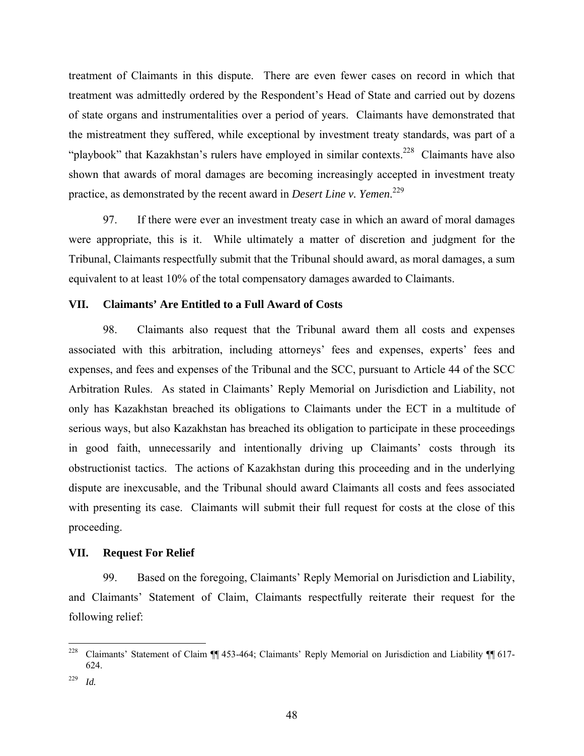treatment of Claimants in this dispute. There are even fewer cases on record in which that treatment was admittedly ordered by the Respondent's Head of State and carried out by dozens of state organs and instrumentalities over a period of years. Claimants have demonstrated that the mistreatment they suffered, while exceptional by investment treaty standards, was part of a "playbook" that Kazakhstan's rulers have employed in similar contexts.[228] Claimants have also shown that awards of moral damages are becoming increasingly accepted in investment treaty practice, as demonstrated by the recent award in *Desert Line v. Yemen*.[229]

97. If there were ever an investment treaty case in which an award of moral damages were appropriate, this is it. While ultimately a matter of discretion and judgment for the Tribunal, Claimants respectfully submit that the Tribunal should award, as moral damages, a sum equivalent to at least 10% of the total compensatory damages awarded to Claimants.

## VII. Claimants' Are Entitled to a Full Award of Costs

98. Claimants also request that the Tribunal award them all costs and expenses associated with this arbitration, including attorneys' fees and expenses, experts' fees and expenses, and fees and expenses of the Tribunal and the SCC, pursuant to Article 44 of the SCC Arbitration Rules. As stated in Claimants' Reply Memorial on Jurisdiction and Liability, not only has Kazakhstan breached its obligations to Claimants under the ECT in a multitude of serious ways, but also Kazakhstan has breached its obligation to participate in these proceedings in good faith, unnecessarily and intentionally driving up Claimants' costs through its obstructionist tactics. The actions of Kazakhstan during this proceeding and in the underlying dispute are inexcusable, and the Tribunal should award Claimants all costs and fees associated with presenting its case. Claimants will submit their full request for costs at the close of this proceeding.

## VII. Request For Relief

99. Based on the foregoing, Claimants' Reply Memorial on Jurisdiction and Liability, and Claimants' Statement of Claim, Claimants respectfully reiterate their request for the following relief:

---

[228] Claimants' Statement of Claim ¶¶ 453-464; Claimants' Reply Memorial on Jurisdiction and Liability ¶¶ 617-624.

[229] *Id.*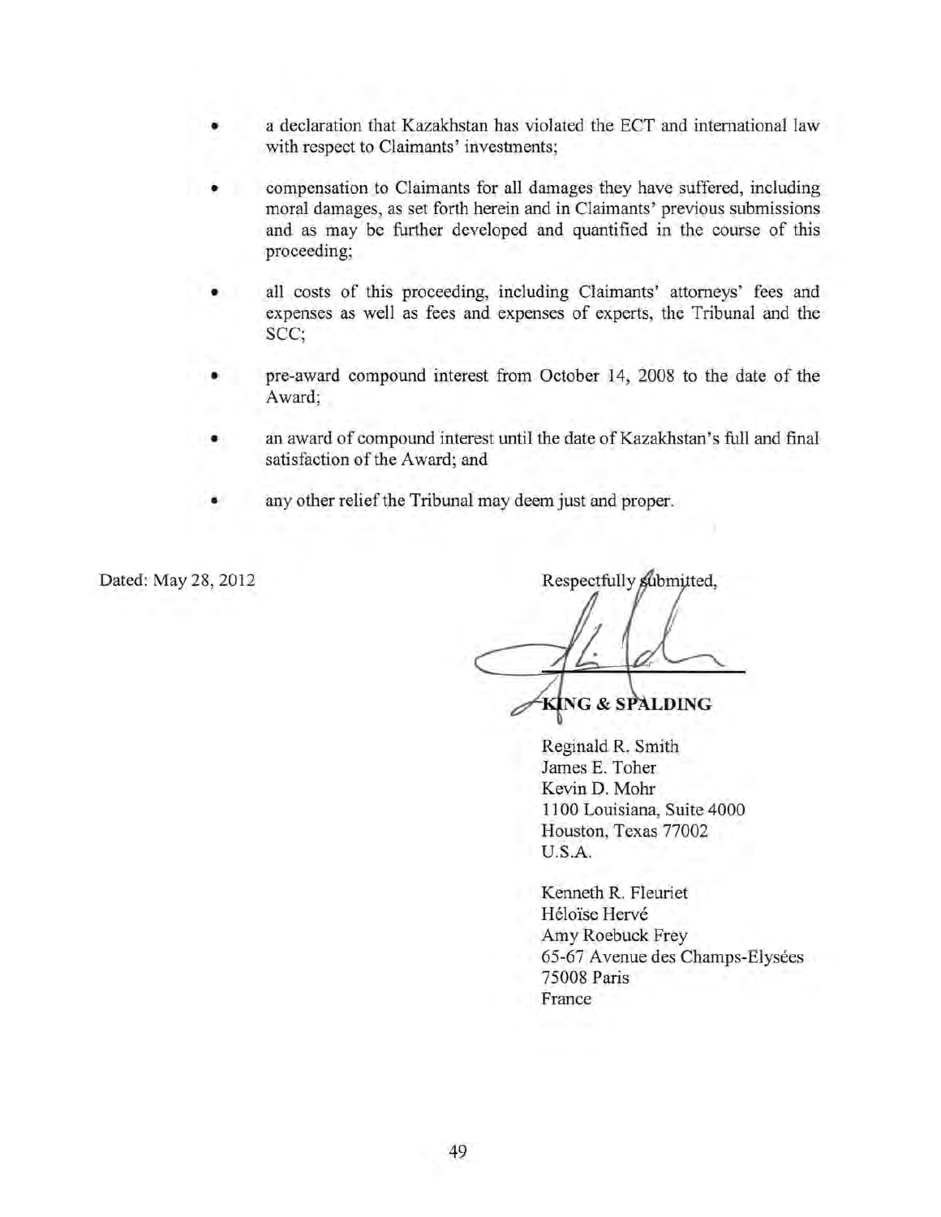- a declaration that Kazakhstan has violated the ECT and international law with respect to Claimants' investments;
- compensation to Claimants for all damages they have suffered, including moral damages, as set forth herein and in Claimants' previous submissions and as may be further developed and quantified in the course of this proceeding;
- all costs of this proceeding, including Claimants' attorneys' fees and expenses as well as fees and expenses of experts, the Tribunal and the SCC;
- pre-award compound interest from October 14, 2008 to the date of the Award;
- an award of compound interest until the date of Kazakhstan's full and final satisfaction of the Award; and
- any other relief the Tribunal may deem just and proper.

Dated: May 28, 2012

Respectfully submitted,

**KING & SPALDING**

Reginald R. Smith
James E. Toher
Kevin D. Mohr
1100 Louisiana, Suite 4000
Houston, Texas 77002
U.S.A.

Kenneth R. Fleuriet
Héloïse Hervé
Amy Roebuck Frey
65-67 Avenue des Champs-Elysées
75008 Paris
France